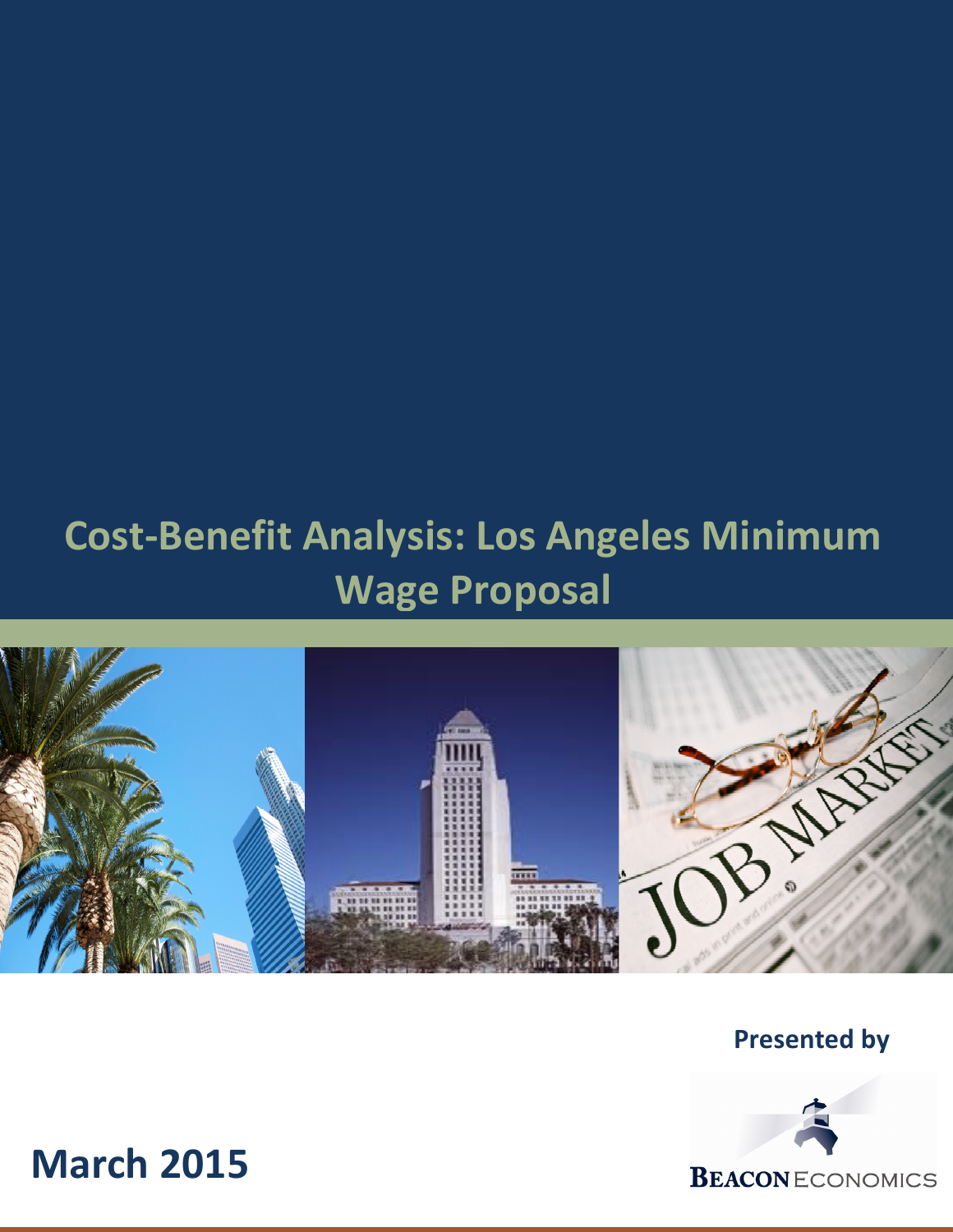# Cost-Benefit Analysis: Los Angeles Minimum Wage Proposal

Presented by

Beacon Economics

March 2015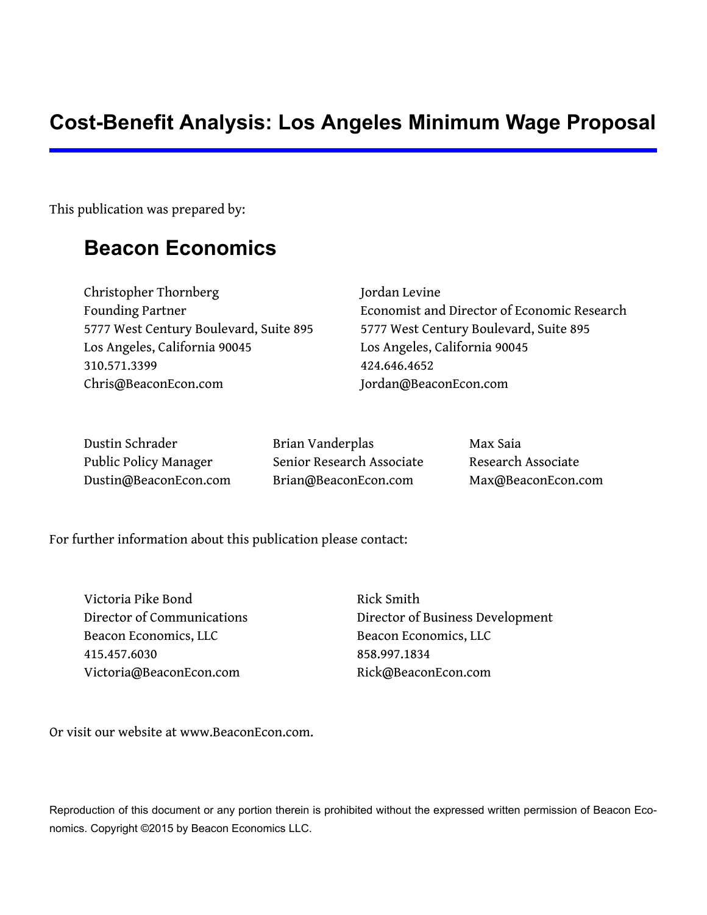# Cost-Benefit Analysis: Los Angeles Minimum Wage Proposal

This publication was prepared by:

## Beacon Economics

Christopher Thornberg
Founding Partner
5777 West Century Boulevard, Suite 895
Los Angeles, California 90045
310.571.3399
Chris@BeaconEcon.com

Jordan Levine
Economist and Director of Economic Research
5777 West Century Boulevard, Suite 895
Los Angeles, California 90045
424.646.4652
Jordan@BeaconEcon.com

Dustin Schrader
Public Policy Manager
Dustin@BeaconEcon.com

Brian Vanderplas
Senior Research Associate
Brian@BeaconEcon.com

Max Saia
Research Associate
Max@BeaconEcon.com

For further information about this publication please contact:

Victoria Pike Bond
Director of Communications
Beacon Economics, LLC
415.457.6030
Victoria@BeaconEcon.com

Rick Smith
Director of Business Development
Beacon Economics, LLC
858.997.1834
Rick@BeaconEcon.com

Or visit our website at www.BeaconEcon.com.

Reproduction of this document or any portion therein is prohibited without the expressed written permission of Beacon Economics. Copyright ©2015 by Beacon Economics LLC.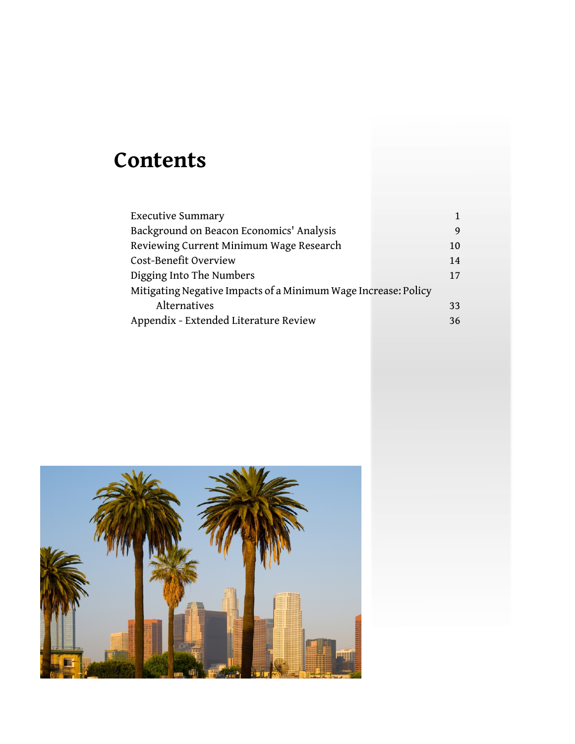# Contents

| | |
|---|---|
| Executive Summary | 1 |
| Background on Beacon Economics' Analysis | 9 |
| Reviewing Current Minimum Wage Research | 10 |
| Cost-Benefit Overview | 14 |
| Digging Into The Numbers | 17 |
| Mitigating Negative Impacts of a Minimum Wage Increase: Policy Alternatives | 33 |
| Appendix - Extended Literature Review | 36 |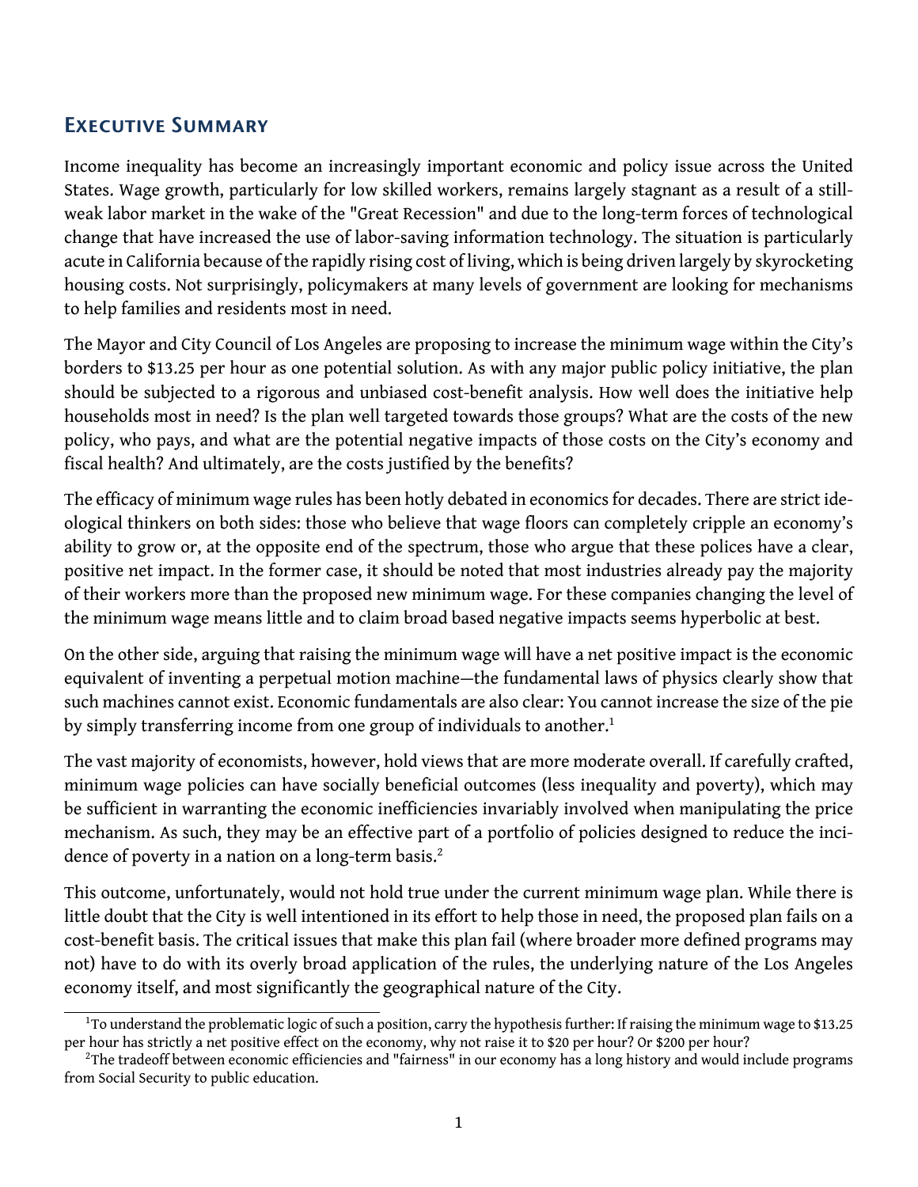## Executive Summary

Income inequality has become an increasingly important economic and policy issue across the United States. Wage growth, particularly for low skilled workers, remains largely stagnant as a result of a still-weak labor market in the wake of the "Great Recession" and due to the long-term forces of technological change that have increased the use of labor-saving information technology. The situation is particularly acute in California because of the rapidly rising cost of living, which is being driven largely by skyrocketing housing costs. Not surprisingly, policymakers at many levels of government are looking for mechanisms to help families and residents most in need.

The Mayor and City Council of Los Angeles are proposing to increase the minimum wage within the City's borders to $13.25 per hour as one potential solution. As with any major public policy initiative, the plan should be subjected to a rigorous and unbiased cost-benefit analysis. How well does the initiative help households most in need? Is the plan well targeted towards those groups? What are the costs of the new policy, who pays, and what are the potential negative impacts of those costs on the City's economy and fiscal health? And ultimately, are the costs justified by the benefits?

The efficacy of minimum wage rules has been hotly debated in economics for decades. There are strict ideological thinkers on both sides: those who believe that wage floors can completely cripple an economy's ability to grow or, at the opposite end of the spectrum, those who argue that these polices have a clear, positive net impact. In the former case, it should be noted that most industries already pay the majority of their workers more than the proposed new minimum wage. For these companies changing the level of the minimum wage means little and to claim broad based negative impacts seems hyperbolic at best.

On the other side, arguing that raising the minimum wage will have a net positive impact is the economic equivalent of inventing a perpetual motion machine—the fundamental laws of physics clearly show that such machines cannot exist. Economic fundamentals are also clear: You cannot increase the size of the pie by simply transferring income from one group of individuals to another.[1]

The vast majority of economists, however, hold views that are more moderate overall. If carefully crafted, minimum wage policies can have socially beneficial outcomes (less inequality and poverty), which may be sufficient in warranting the economic inefficiencies invariably involved when manipulating the price mechanism. As such, they may be an effective part of a portfolio of policies designed to reduce the incidence of poverty in a nation on a long-term basis.[2]

This outcome, unfortunately, would not hold true under the current minimum wage plan. While there is little doubt that the City is well intentioned in its effort to help those in need, the proposed plan fails on a cost-benefit basis. The critical issues that make this plan fail (where broader more defined programs may not) have to do with its overly broad application of the rules, the underlying nature of the Los Angeles economy itself, and most significantly the geographical nature of the City.

---

[1] To understand the problematic logic of such a position, carry the hypothesis further: If raising the minimum wage to $13.25 per hour has strictly a net positive effect on the economy, why not raise it to $20 per hour? Or $200 per hour?

[2] The tradeoff between economic efficiencies and "fairness" in our economy has a long history and would include programs from Social Security to public education.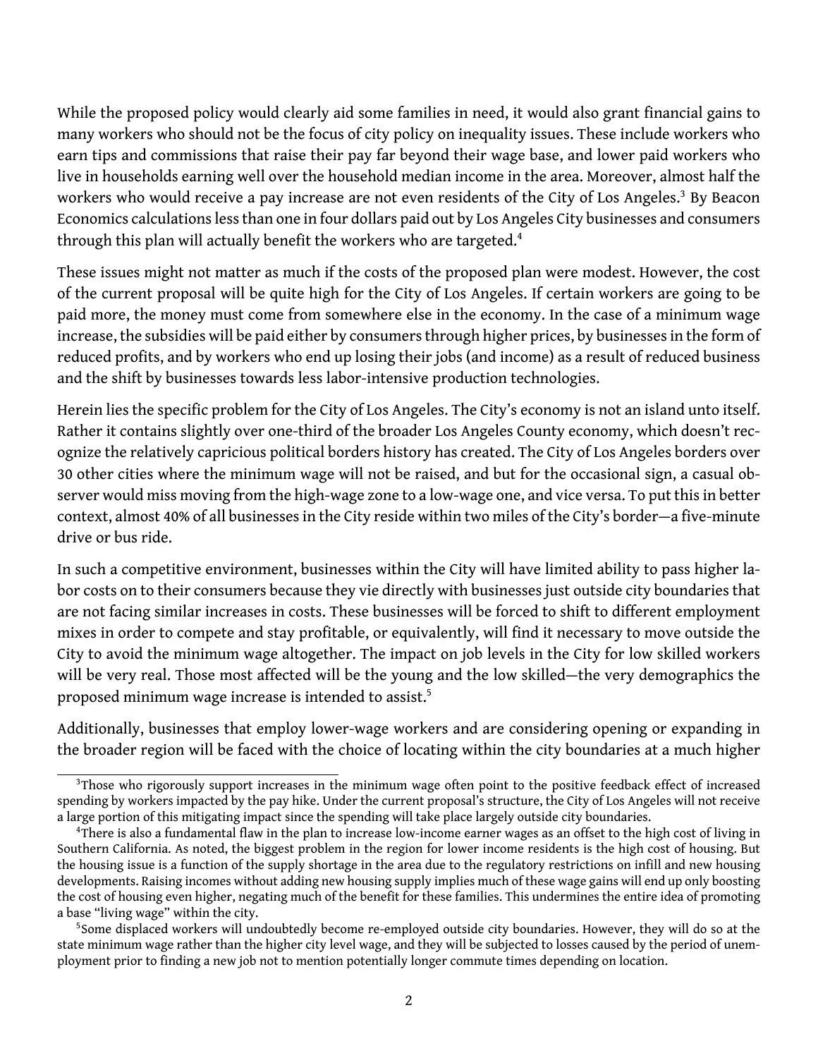While the proposed policy would clearly aid some families in need, it would also grant financial gains to many workers who should not be the focus of city policy on inequality issues. These include workers who earn tips and commissions that raise their pay far beyond their wage base, and lower paid workers who live in households earning well over the household median income in the area. Moreover, almost half the workers who would receive a pay increase are not even residents of the City of Los Angeles.[3] By Beacon Economics calculations less than one in four dollars paid out by Los Angeles City businesses and consumers through this plan will actually benefit the workers who are targeted.[4]

These issues might not matter as much if the costs of the proposed plan were modest. However, the cost of the current proposal will be quite high for the City of Los Angeles. If certain workers are going to be paid more, the money must come from somewhere else in the economy. In the case of a minimum wage increase, the subsidies will be paid either by consumers through higher prices, by businesses in the form of reduced profits, and by workers who end up losing their jobs (and income) as a result of reduced business and the shift by businesses towards less labor-intensive production technologies.

Herein lies the specific problem for the City of Los Angeles. The City's economy is not an island unto itself. Rather it contains slightly over one-third of the broader Los Angeles County economy, which doesn't recognize the relatively capricious political borders history has created. The City of Los Angeles borders over 30 other cities where the minimum wage will not be raised, and but for the occasional sign, a casual observer would miss moving from the high-wage zone to a low-wage one, and vice versa. To put this in better context, almost 40% of all businesses in the City reside within two miles of the City's border—a five-minute drive or bus ride.

In such a competitive environment, businesses within the City will have limited ability to pass higher labor costs on to their consumers because they vie directly with businesses just outside city boundaries that are not facing similar increases in costs. These businesses will be forced to shift to different employment mixes in order to compete and stay profitable, or equivalently, will find it necessary to move outside the City to avoid the minimum wage altogether. The impact on job levels in the City for low skilled workers will be very real. Those most affected will be the young and the low skilled—the very demographics the proposed minimum wage increase is intended to assist.[5]

Additionally, businesses that employ lower-wage workers and are considering opening or expanding in the broader region will be faced with the choice of locating within the city boundaries at a much higher

---

[3] Those who rigorously support increases in the minimum wage often point to the positive feedback effect of increased spending by workers impacted by the pay hike. Under the current proposal's structure, the City of Los Angeles will not receive a large portion of this mitigating impact since the spending will take place largely outside city boundaries.

[4] There is also a fundamental flaw in the plan to increase low-income earner wages as an offset to the high cost of living in Southern California. As noted, the biggest problem in the region for lower income residents is the high cost of housing. But the housing issue is a function of the supply shortage in the area due to the regulatory restrictions on infill and new housing developments. Raising incomes without adding new housing supply implies much of these wage gains will end up only boosting the cost of housing even higher, negating much of the benefit for these families. This undermines the entire idea of promoting a base "living wage" within the city.

[5] Some displaced workers will undoubtedly become re-employed outside city boundaries. However, they will do so at the state minimum wage rather than the higher city level wage, and they will be subjected to losses caused by the period of unemployment prior to finding a new job not to mention potentially longer commute times depending on location.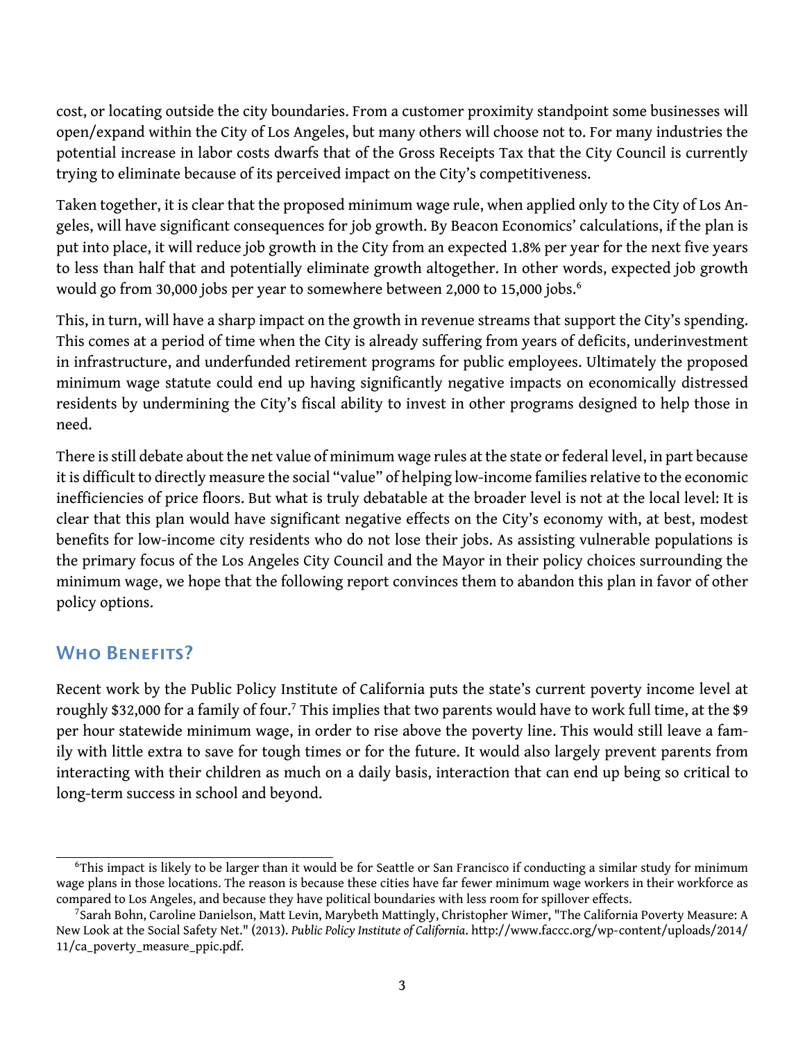cost, or locating outside the city boundaries. From a customer proximity standpoint some businesses will open/expand within the City of Los Angeles, but many others will choose not to. For many industries the potential increase in labor costs dwarfs that of the Gross Receipts Tax that the City Council is currently trying to eliminate because of its perceived impact on the City's competitiveness.

Taken together, it is clear that the proposed minimum wage rule, when applied only to the City of Los Angeles, will have significant consequences for job growth. By Beacon Economics' calculations, if the plan is put into place, it will reduce job growth in the City from an expected 1.8% per year for the next five years to less than half that and potentially eliminate growth altogether. In other words, expected job growth would go from 30,000 jobs per year to somewhere between 2,000 to 15,000 jobs.[6]

This, in turn, will have a sharp impact on the growth in revenue streams that support the City's spending. This comes at a period of time when the City is already suffering from years of deficits, underinvestment in infrastructure, and underfunded retirement programs for public employees. Ultimately the proposed minimum wage statute could end up having significantly negative impacts on economically distressed residents by undermining the City's fiscal ability to invest in other programs designed to help those in need.

There is still debate about the net value of minimum wage rules at the state or federal level, in part because it is difficult to directly measure the social "value" of helping low-income families relative to the economic inefficiencies of price floors. But what is truly debatable at the broader level is not at the local level: It is clear that this plan would have significant negative effects on the City's economy with, at best, modest benefits for low-income city residents who do not lose their jobs. As assisting vulnerable populations is the primary focus of the Los Angeles City Council and the Mayor in their policy choices surrounding the minimum wage, we hope that the following report convinces them to abandon this plan in favor of other policy options.

## Who Benefits?

Recent work by the Public Policy Institute of California puts the state's current poverty income level at roughly $32,000 for a family of four.[7] This implies that two parents would have to work full time, at the $9 per hour statewide minimum wage, in order to rise above the poverty line. This would still leave a family with little extra to save for tough times or for the future. It would also largely prevent parents from interacting with their children as much on a daily basis, interaction that can end up being so critical to long-term success in school and beyond.

---

[6] This impact is likely to be larger than it would be for Seattle or San Francisco if conducting a similar study for minimum wage plans in those locations. The reason is because these cities have far fewer minimum wage workers in their workforce as compared to Los Angeles, and because they have political boundaries with less room for spillover effects.

[7] Sarah Bohn, Caroline Danielson, Matt Levin, Marybeth Mattingly, Christopher Wimer, "The California Poverty Measure: A New Look at the Social Safety Net." (2013). *Public Policy Institute of California*. http://www.faccc.org/wp-content/uploads/2014/11/ca_poverty_measure_ppic.pdf.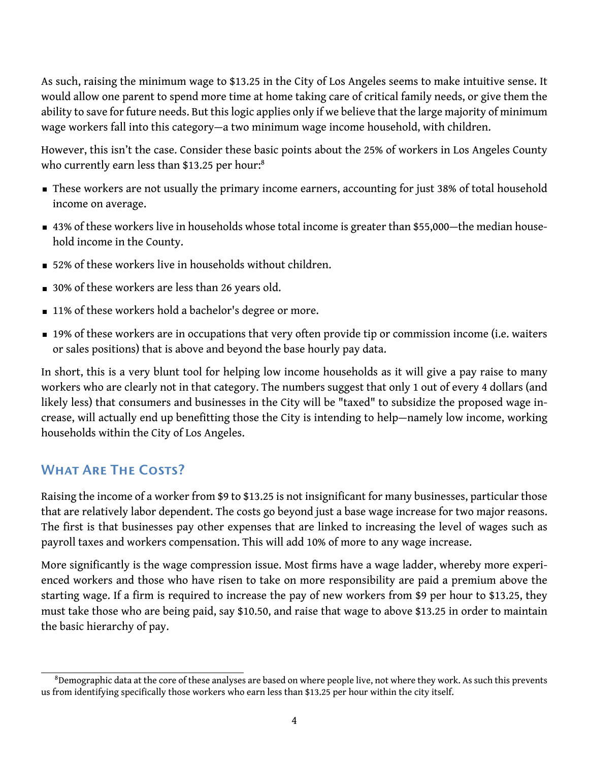As such, raising the minimum wage to $13.25 in the City of Los Angeles seems to make intuitive sense. It would allow one parent to spend more time at home taking care of critical family needs, or give them the ability to save for future needs. But this logic applies only if we believe that the large majority of minimum wage workers fall into this category—a two minimum wage income household, with children.

However, this isn't the case. Consider these basic points about the 25% of workers in Los Angeles County who currently earn less than $13.25 per hour:[8]

- These workers are not usually the primary income earners, accounting for just 38% of total household income on average.
- 43% of these workers live in households whose total income is greater than $55,000—the median household income in the County.
- 52% of these workers live in households without children.
- 30% of these workers are less than 26 years old.
- 11% of these workers hold a bachelor's degree or more.
- 19% of these workers are in occupations that very often provide tip or commission income (i.e. waiters or sales positions) that is above and beyond the base hourly pay data.

In short, this is a very blunt tool for helping low income households as it will give a pay raise to many workers who are clearly not in that category. The numbers suggest that only 1 out of every 4 dollars (and likely less) that consumers and businesses in the City will be "taxed" to subsidize the proposed wage increase, will actually end up benefitting those the City is intending to help—namely low income, working households within the City of Los Angeles.

## What Are The Costs?

Raising the income of a worker from $9 to $13.25 is not insignificant for many businesses, particular those that are relatively labor dependent. The costs go beyond just a base wage increase for two major reasons. The first is that businesses pay other expenses that are linked to increasing the level of wages such as payroll taxes and workers compensation. This will add 10% of more to any wage increase.

More significantly is the wage compression issue. Most firms have a wage ladder, whereby more experienced workers and those who have risen to take on more responsibility are paid a premium above the starting wage. If a firm is required to increase the pay of new workers from $9 per hour to $13.25, they must take those who are being paid, say $10.50, and raise that wage to above $13.25 in order to maintain the basic hierarchy of pay.

[8] Demographic data at the core of these analyses are based on where people live, not where they work. As such this prevents us from identifying specifically those workers who earn less than $13.25 per hour within the city itself.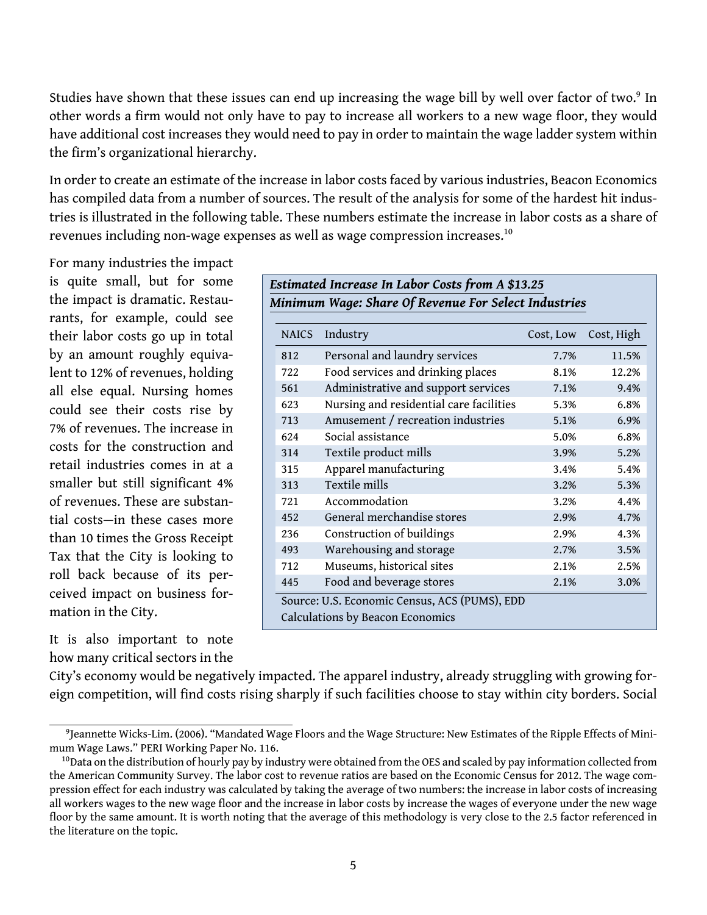Studies have shown that these issues can end up increasing the wage bill by well over factor of two.[9] In other words a firm would not only have to pay to increase all workers to a new wage floor, they would have additional cost increases they would need to pay in order to maintain the wage ladder system within the firm's organizational hierarchy.

In order to create an estimate of the increase in labor costs faced by various industries, Beacon Economics has compiled data from a number of sources. The result of the analysis for some of the hardest hit industries is illustrated in the following table. These numbers estimate the increase in labor costs as a share of revenues including non-wage expenses as well as wage compression increases.[10]

For many industries the impact is quite small, but for some the impact is dramatic. Restaurants, for example, could see their labor costs go up in total by an amount roughly equivalent to 12% of revenues, holding all else equal. Nursing homes could see their costs rise by 7% of revenues. The increase in costs for the construction and retail industries comes in at a smaller but still significant 4% of revenues. These are substantial costs—in these cases more than 10 times the Gross Receipt Tax that the City is looking to roll back because of its perceived impact on business formation in the City.

***Estimated Increase In Labor Costs from A $13.25 Minimum Wage: Share Of Revenue For Select Industries***

| NAICS | Industry | Cost, Low | Cost, High |
|---|---|---|---|
| 812 | Personal and laundry services | 7.7% | 11.5% |
| 722 | Food services and drinking places | 8.1% | 12.2% |
| 561 | Administrative and support services | 7.1% | 9.4% |
| 623 | Nursing and residential care facilities | 5.3% | 6.8% |
| 713 | Amusement / recreation industries | 5.1% | 6.9% |
| 624 | Social assistance | 5.0% | 6.8% |
| 314 | Textile product mills | 3.9% | 5.2% |
| 315 | Apparel manufacturing | 3.4% | 5.4% |
| 313 | Textile mills | 3.2% | 5.3% |
| 721 | Accommodation | 3.2% | 4.4% |
| 452 | General merchandise stores | 2.9% | 4.7% |
| 236 | Construction of buildings | 2.9% | 4.3% |
| 493 | Warehousing and storage | 2.7% | 3.5% |
| 712 | Museums, historical sites | 2.1% | 2.5% |
| 445 | Food and beverage stores | 2.1% | 3.0% |

Source: U.S. Economic Census, ACS (PUMS), EDD
Calculations by Beacon Economics

It is also important to note how many critical sectors in the City's economy would be negatively impacted. The apparel industry, already struggling with growing foreign competition, will find costs rising sharply if such facilities choose to stay within city borders. Social

[9] Jeannette Wicks-Lim. (2006). "Mandated Wage Floors and the Wage Structure: New Estimates of the Ripple Effects of Minimum Wage Laws." PERI Working Paper No. 116.

[10] Data on the distribution of hourly pay by industry were obtained from the OES and scaled by pay information collected from the American Community Survey. The labor cost to revenue ratios are based on the Economic Census for 2012. The wage compression effect for each industry was calculated by taking the average of two numbers: the increase in labor costs of increasing all workers wages to the new wage floor and the increase in labor costs by increase the wages of everyone under the new wage floor by the same amount. It is worth noting that the average of this methodology is very close to the 2.5 factor referenced in the literature on the topic.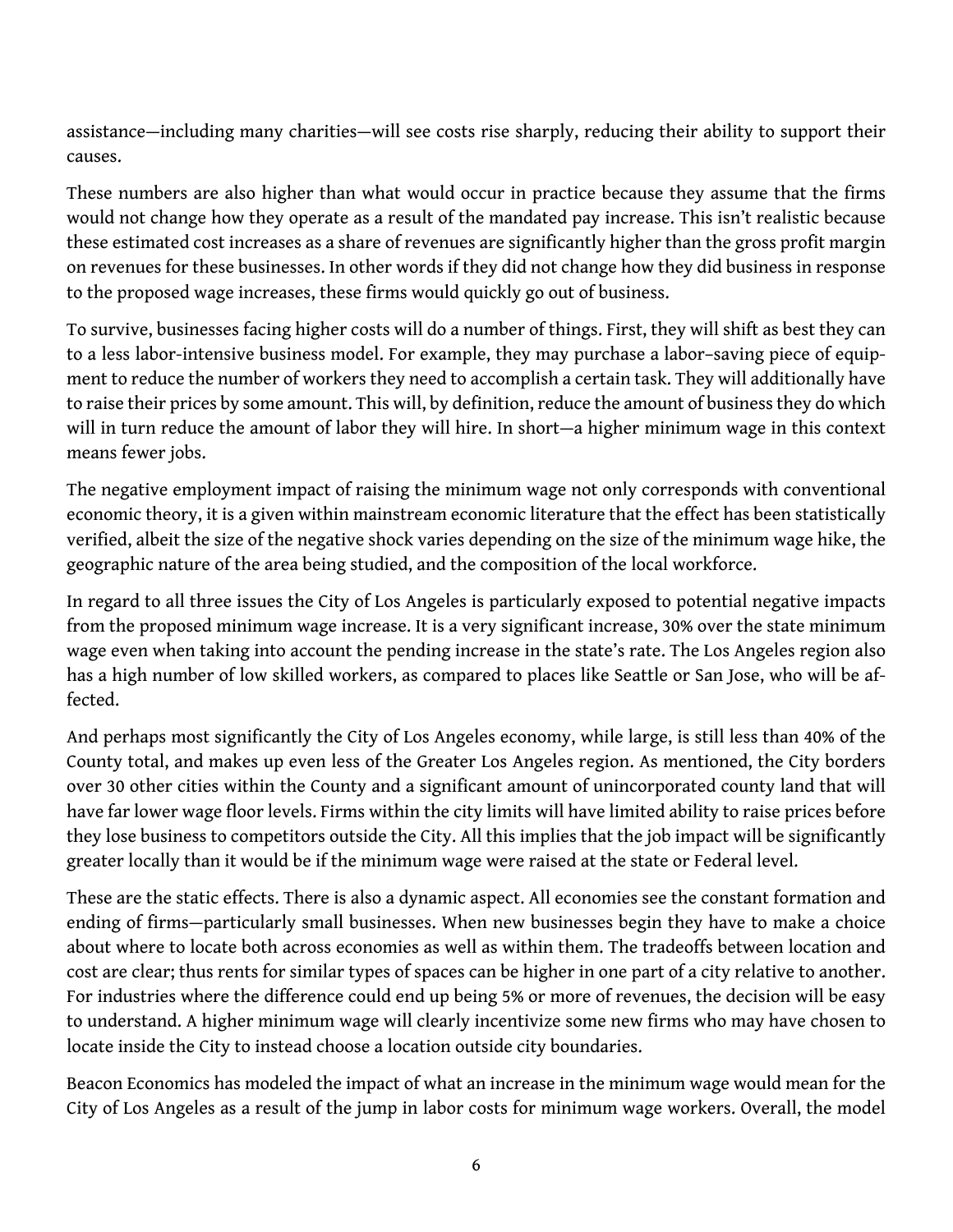assistance—including many charities—will see costs rise sharply, reducing their ability to support their causes.

These numbers are also higher than what would occur in practice because they assume that the firms would not change how they operate as a result of the mandated pay increase. This isn't realistic because these estimated cost increases as a share of revenues are significantly higher than the gross profit margin on revenues for these businesses. In other words if they did not change how they did business in response to the proposed wage increases, these firms would quickly go out of business.

To survive, businesses facing higher costs will do a number of things. First, they will shift as best they can to a less labor-intensive business model. For example, they may purchase a labor–saving piece of equipment to reduce the number of workers they need to accomplish a certain task. They will additionally have to raise their prices by some amount. This will, by definition, reduce the amount of business they do which will in turn reduce the amount of labor they will hire. In short—a higher minimum wage in this context means fewer jobs.

The negative employment impact of raising the minimum wage not only corresponds with conventional economic theory, it is a given within mainstream economic literature that the effect has been statistically verified, albeit the size of the negative shock varies depending on the size of the minimum wage hike, the geographic nature of the area being studied, and the composition of the local workforce.

In regard to all three issues the City of Los Angeles is particularly exposed to potential negative impacts from the proposed minimum wage increase. It is a very significant increase, 30% over the state minimum wage even when taking into account the pending increase in the state's rate. The Los Angeles region also has a high number of low skilled workers, as compared to places like Seattle or San Jose, who will be affected.

And perhaps most significantly the City of Los Angeles economy, while large, is still less than 40% of the County total, and makes up even less of the Greater Los Angeles region. As mentioned, the City borders over 30 other cities within the County and a significant amount of unincorporated county land that will have far lower wage floor levels. Firms within the city limits will have limited ability to raise prices before they lose business to competitors outside the City. All this implies that the job impact will be significantly greater locally than it would be if the minimum wage were raised at the state or Federal level.

These are the static effects. There is also a dynamic aspect. All economies see the constant formation and ending of firms—particularly small businesses. When new businesses begin they have to make a choice about where to locate both across economies as well as within them. The tradeoffs between location and cost are clear; thus rents for similar types of spaces can be higher in one part of a city relative to another. For industries where the difference could end up being 5% or more of revenues, the decision will be easy to understand. A higher minimum wage will clearly incentivize some new firms who may have chosen to locate inside the City to instead choose a location outside city boundaries.

Beacon Economics has modeled the impact of what an increase in the minimum wage would mean for the City of Los Angeles as a result of the jump in labor costs for minimum wage workers. Overall, the model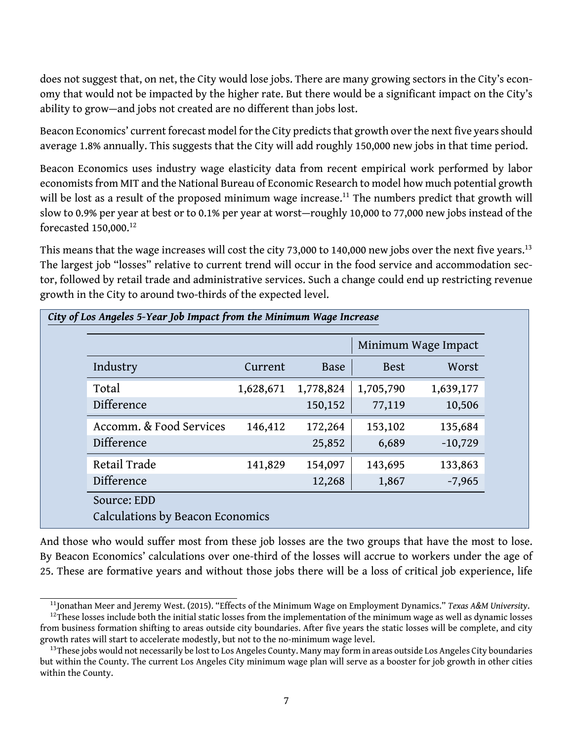does not suggest that, on net, the City would lose jobs. There are many growing sectors in the City's economy that would not be impacted by the higher rate. But there would be a significant impact on the City's ability to grow—and jobs not created are no different than jobs lost.

Beacon Economics' current forecast model for the City predicts that growth over the next five years should average 1.8% annually. This suggests that the City will add roughly 150,000 new jobs in that time period.

Beacon Economics uses industry wage elasticity data from recent empirical work performed by labor economists from MIT and the National Bureau of Economic Research to model how much potential growth will be lost as a result of the proposed minimum wage increase.[11] The numbers predict that growth will slow to 0.9% per year at best or to 0.1% per year at worst—roughly 10,000 to 77,000 new jobs instead of the forecasted 150,000.[12]

This means that the wage increases will cost the city 73,000 to 140,000 new jobs over the next five years.[13] The largest job "losses" relative to current trend will occur in the food service and accommodation sector, followed by retail trade and administrative services. Such a change could end up restricting revenue growth in the City to around two-thirds of the expected level.

***City of Los Angeles 5-Year Job Impact from the Minimum Wage Increase***

| | | | Minimum Wage Impact | |
|---|---|---|---|---|
| Industry | Current | Base | Best | Worst |
| Total | 1,628,671 | 1,778,824 | 1,705,790 | 1,639,177 |
| Difference | | 150,152 | 77,119 | 10,506 |
| Accomm. & Food Services | 146,412 | 172,264 | 153,102 | 135,684 |
| Difference | | 25,852 | 6,689 | -10,729 |
| Retail Trade | 141,829 | 154,097 | 143,695 | 133,863 |
| Difference | | 12,268 | 1,867 | -7,965 |

Source: EDD
Calculations by Beacon Economics

And those who would suffer most from these job losses are the two groups that have the most to lose. By Beacon Economics' calculations over one-third of the losses will accrue to workers under the age of 25. These are formative years and without those jobs there will be a loss of critical job experience, life

[11] Jonathan Meer and Jeremy West. (2015). "Effects of the Minimum Wage on Employment Dynamics." *Texas A&M University*.

[12] These losses include both the initial static losses from the implementation of the minimum wage as well as dynamic losses from business formation shifting to areas outside city boundaries. After five years the static losses will be complete, and city growth rates will start to accelerate modestly, but not to the no-minimum wage level.

[13] These jobs would not necessarily be lost to Los Angeles County. Many may form in areas outside Los Angeles City boundaries but within the County. The current Los Angeles City minimum wage plan will serve as a booster for job growth in other cities within the County.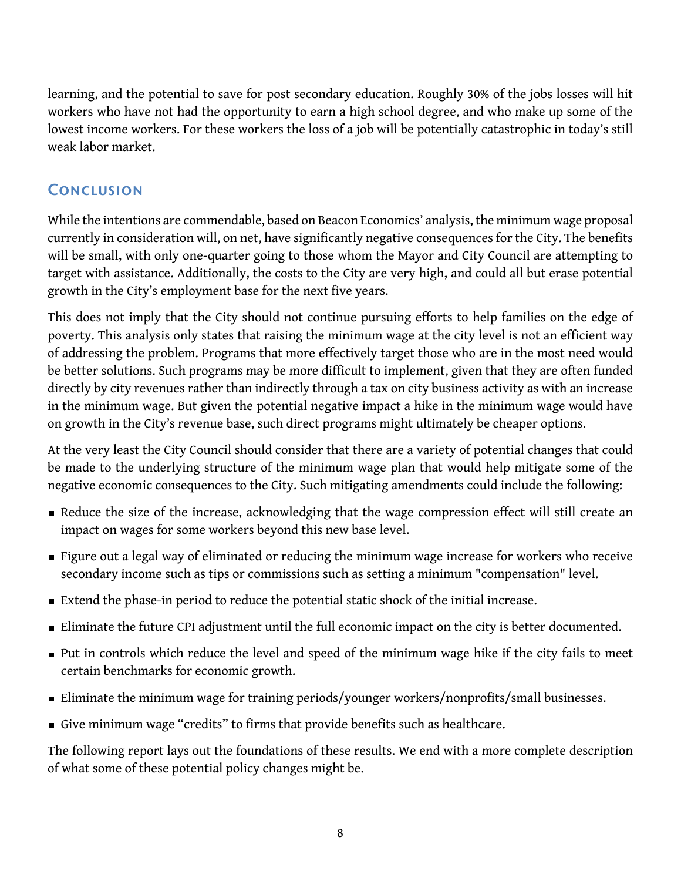learning, and the potential to save for post secondary education. Roughly 30% of the jobs losses will hit workers who have not had the opportunity to earn a high school degree, and who make up some of the lowest income workers. For these workers the loss of a job will be potentially catastrophic in today's still weak labor market.

## Conclusion

While the intentions are commendable, based on Beacon Economics' analysis, the minimum wage proposal currently in consideration will, on net, have significantly negative consequences for the City. The benefits will be small, with only one-quarter going to those whom the Mayor and City Council are attempting to target with assistance. Additionally, the costs to the City are very high, and could all but erase potential growth in the City's employment base for the next five years.

This does not imply that the City should not continue pursuing efforts to help families on the edge of poverty. This analysis only states that raising the minimum wage at the city level is not an efficient way of addressing the problem. Programs that more effectively target those who are in the most need would be better solutions. Such programs may be more difficult to implement, given that they are often funded directly by city revenues rather than indirectly through a tax on city business activity as with an increase in the minimum wage. But given the potential negative impact a hike in the minimum wage would have on growth in the City's revenue base, such direct programs might ultimately be cheaper options.

At the very least the City Council should consider that there are a variety of potential changes that could be made to the underlying structure of the minimum wage plan that would help mitigate some of the negative economic consequences to the City. Such mitigating amendments could include the following:

- Reduce the size of the increase, acknowledging that the wage compression effect will still create an impact on wages for some workers beyond this new base level.
- Figure out a legal way of eliminated or reducing the minimum wage increase for workers who receive secondary income such as tips or commissions such as setting a minimum "compensation" level.
- Extend the phase-in period to reduce the potential static shock of the initial increase.
- Eliminate the future CPI adjustment until the full economic impact on the city is better documented.
- Put in controls which reduce the level and speed of the minimum wage hike if the city fails to meet certain benchmarks for economic growth.
- Eliminate the minimum wage for training periods/younger workers/nonprofits/small businesses.
- Give minimum wage "credits" to firms that provide benefits such as healthcare.

The following report lays out the foundations of these results. We end with a more complete description of what some of these potential policy changes might be.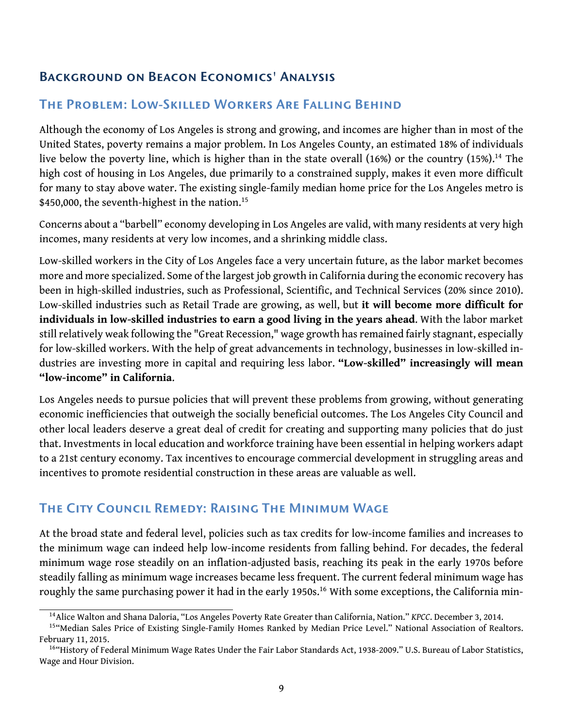## Background on Beacon Economics' Analysis

### The Problem: Low-Skilled Workers Are Falling Behind

Although the economy of Los Angeles is strong and growing, and incomes are higher than in most of the United States, poverty remains a major problem. In Los Angeles County, an estimated 18% of individuals live below the poverty line, which is higher than in the state overall (16%) or the country (15%).[14] The high cost of housing in Los Angeles, due primarily to a constrained supply, makes it even more difficult for many to stay above water. The existing single-family median home price for the Los Angeles metro is $450,000, the seventh-highest in the nation.[15]

Concerns about a "barbell" economy developing in Los Angeles are valid, with many residents at very high incomes, many residents at very low incomes, and a shrinking middle class.

Low-skilled workers in the City of Los Angeles face a very uncertain future, as the labor market becomes more and more specialized. Some of the largest job growth in California during the economic recovery has been in high-skilled industries, such as Professional, Scientific, and Technical Services (20% since 2010). Low-skilled industries such as Retail Trade are growing, as well, but **it will become more difficult for individuals in low-skilled industries to earn a good living in the years ahead**. With the labor market still relatively weak following the "Great Recession," wage growth has remained fairly stagnant, especially for low-skilled workers. With the help of great advancements in technology, businesses in low-skilled industries are investing more in capital and requiring less labor. **"Low-skilled" increasingly will mean "low-income" in California**.

Los Angeles needs to pursue policies that will prevent these problems from growing, without generating economic inefficiencies that outweigh the socially beneficial outcomes. The Los Angeles City Council and other local leaders deserve a great deal of credit for creating and supporting many policies that do just that. Investments in local education and workforce training have been essential in helping workers adapt to a 21st century economy. Tax incentives to encourage commercial development in struggling areas and incentives to promote residential construction in these areas are valuable as well.

### The City Council Remedy: Raising The Minimum Wage

At the broad state and federal level, policies such as tax credits for low-income families and increases to the minimum wage can indeed help low-income residents from falling behind. For decades, the federal minimum wage rose steadily on an inflation-adjusted basis, reaching its peak in the early 1970s before steadily falling as minimum wage increases became less frequent. The current federal minimum wage has roughly the same purchasing power it had in the early 1950s.[16] With some exceptions, the California min-

[14] Alice Walton and Shana Daloria, "Los Angeles Poverty Rate Greater than California, Nation." *KPCC*. December 3, 2014.

[15] "Median Sales Price of Existing Single-Family Homes Ranked by Median Price Level." National Association of Realtors. February 11, 2015.

[16] "History of Federal Minimum Wage Rates Under the Fair Labor Standards Act, 1938-2009." U.S. Bureau of Labor Statistics, Wage and Hour Division.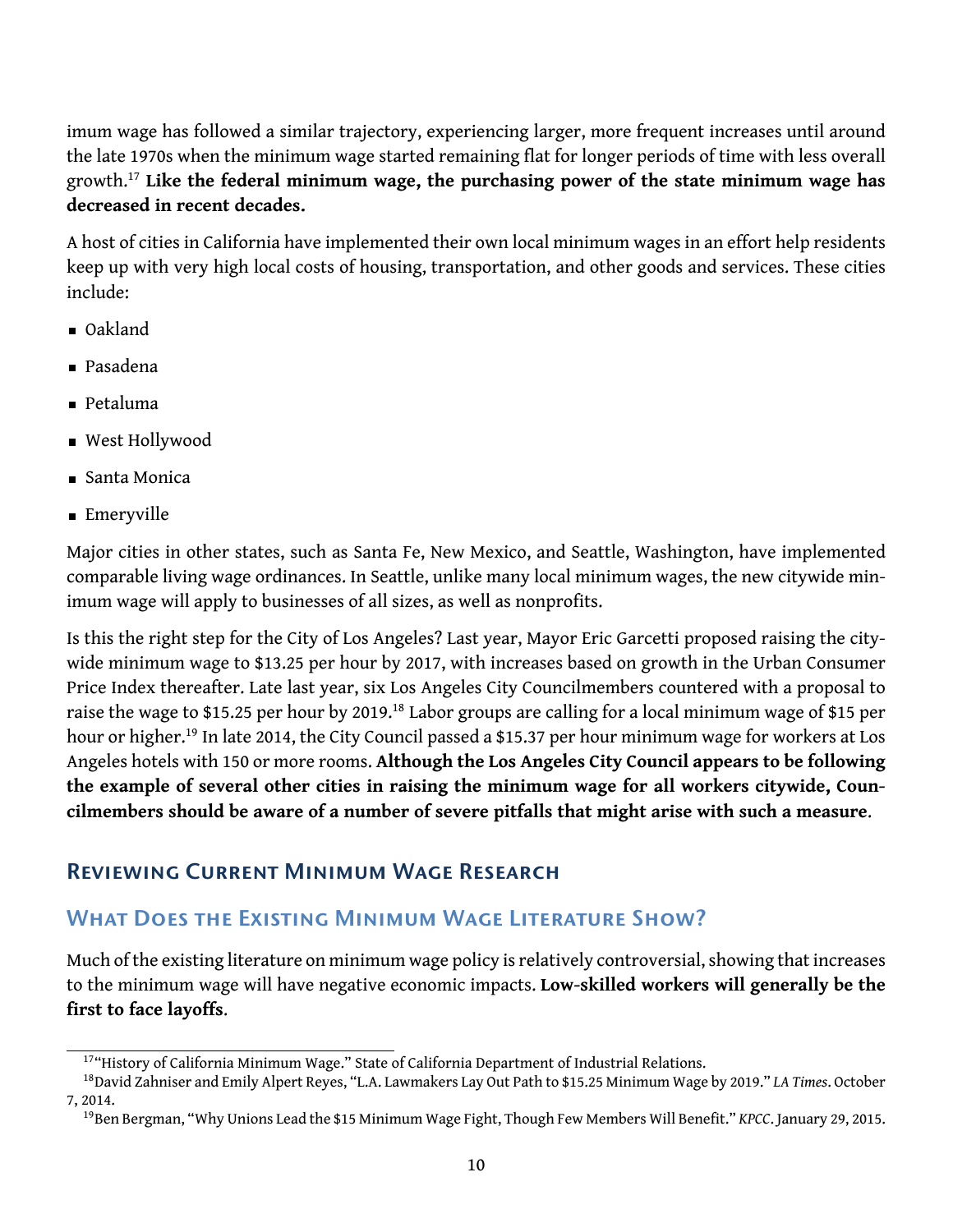imum wage has followed a similar trajectory, experiencing larger, more frequent increases until around the late 1970s when the minimum wage started remaining flat for longer periods of time with less overall growth.[17] **Like the federal minimum wage, the purchasing power of the state minimum wage has decreased in recent decades.**

A host of cities in California have implemented their own local minimum wages in an effort help residents keep up with very high local costs of housing, transportation, and other goods and services. These cities include:

- Oakland
- Pasadena
- Petaluma
- West Hollywood
- Santa Monica
- Emeryville

Major cities in other states, such as Santa Fe, New Mexico, and Seattle, Washington, have implemented comparable living wage ordinances. In Seattle, unlike many local minimum wages, the new citywide minimum wage will apply to businesses of all sizes, as well as nonprofits.

Is this the right step for the City of Los Angeles? Last year, Mayor Eric Garcetti proposed raising the citywide minimum wage to $13.25 per hour by 2017, with increases based on growth in the Urban Consumer Price Index thereafter. Late last year, six Los Angeles City Councilmembers countered with a proposal to raise the wage to $15.25 per hour by 2019.[18] Labor groups are calling for a local minimum wage of $15 per hour or higher.[19] In late 2014, the City Council passed a $15.37 per hour minimum wage for workers at Los Angeles hotels with 150 or more rooms. **Although the Los Angeles City Council appears to be following the example of several other cities in raising the minimum wage for all workers citywide, Councilmembers should be aware of a number of severe pitfalls that might arise with such a measure**.

## Reviewing Current Minimum Wage Research

### What Does the Existing Minimum Wage Literature Show?

Much of the existing literature on minimum wage policy is relatively controversial, showing that increases to the minimum wage will have negative economic impacts. **Low-skilled workers will generally be the first to face layoffs**.

---

[17] "History of California Minimum Wage." State of California Department of Industrial Relations.

[18] David Zahniser and Emily Alpert Reyes, "L.A. Lawmakers Lay Out Path to $15.25 Minimum Wage by 2019." *LA Times*. October 7, 2014.

[19] Ben Bergman, "Why Unions Lead the $15 Minimum Wage Fight, Though Few Members Will Benefit." *KPCC*. January 29, 2015.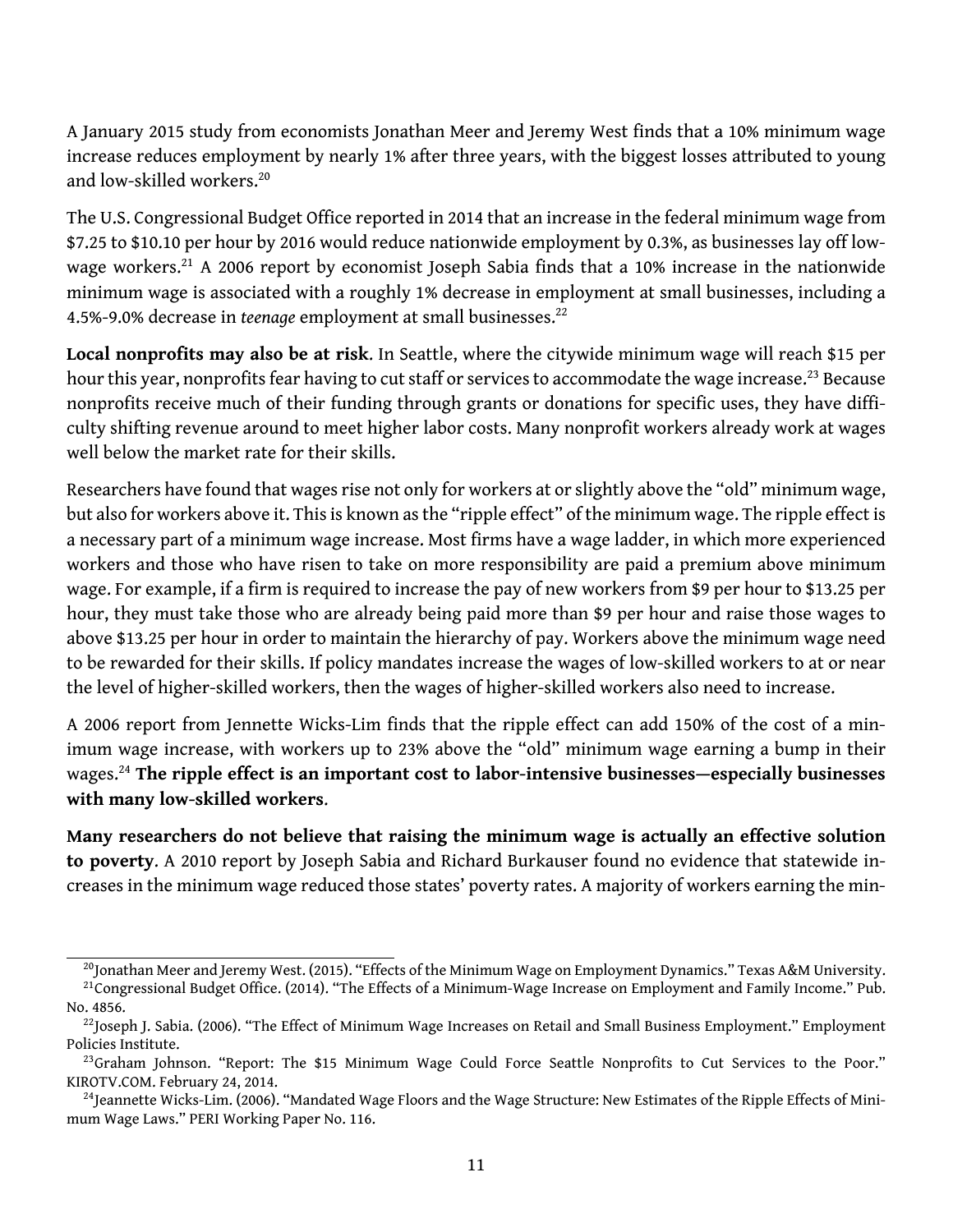A January 2015 study from economists Jonathan Meer and Jeremy West finds that a 10% minimum wage increase reduces employment by nearly 1% after three years, with the biggest losses attributed to young and low-skilled workers.[20]

The U.S. Congressional Budget Office reported in 2014 that an increase in the federal minimum wage from $7.25 to $10.10 per hour by 2016 would reduce nationwide employment by 0.3%, as businesses lay off low-wage workers.[21] A 2006 report by economist Joseph Sabia finds that a 10% increase in the nationwide minimum wage is associated with a roughly 1% decrease in employment at small businesses, including a 4.5%-9.0% decrease in *teenage* employment at small businesses.[22]

**Local nonprofits may also be at risk**. In Seattle, where the citywide minimum wage will reach $15 per hour this year, nonprofits fear having to cut staff or services to accommodate the wage increase.[23] Because nonprofits receive much of their funding through grants or donations for specific uses, they have difficulty shifting revenue around to meet higher labor costs. Many nonprofit workers already work at wages well below the market rate for their skills.

Researchers have found that wages rise not only for workers at or slightly above the "old" minimum wage, but also for workers above it. This is known as the "ripple effect" of the minimum wage. The ripple effect is a necessary part of a minimum wage increase. Most firms have a wage ladder, in which more experienced workers and those who have risen to take on more responsibility are paid a premium above minimum wage. For example, if a firm is required to increase the pay of new workers from $9 per hour to $13.25 per hour, they must take those who are already being paid more than $9 per hour and raise those wages to above $13.25 per hour in order to maintain the hierarchy of pay. Workers above the minimum wage need to be rewarded for their skills. If policy mandates increase the wages of low-skilled workers to at or near the level of higher-skilled workers, then the wages of higher-skilled workers also need to increase.

A 2006 report from Jennette Wicks-Lim finds that the ripple effect can add 150% of the cost of a minimum wage increase, with workers up to 23% above the "old" minimum wage earning a bump in their wages.[24] **The ripple effect is an important cost to labor-intensive businesses—especially businesses with many low-skilled workers**.

**Many researchers do not believe that raising the minimum wage is actually an effective solution to poverty**. A 2010 report by Joseph Sabia and Richard Burkauser found no evidence that statewide increases in the minimum wage reduced those states' poverty rates. A majority of workers earning the min-

---

[20] Jonathan Meer and Jeremy West. (2015). "Effects of the Minimum Wage on Employment Dynamics." Texas A&M University.

[21] Congressional Budget Office. (2014). "The Effects of a Minimum-Wage Increase on Employment and Family Income." Pub. No. 4856.

[22] Joseph J. Sabia. (2006). "The Effect of Minimum Wage Increases on Retail and Small Business Employment." Employment Policies Institute.

[23] Graham Johnson. "Report: The $15 Minimum Wage Could Force Seattle Nonprofits to Cut Services to the Poor." KIROTV.COM. February 24, 2014.

[24] Jeannette Wicks-Lim. (2006). "Mandated Wage Floors and the Wage Structure: New Estimates of the Ripple Effects of Minimum Wage Laws." PERI Working Paper No. 116.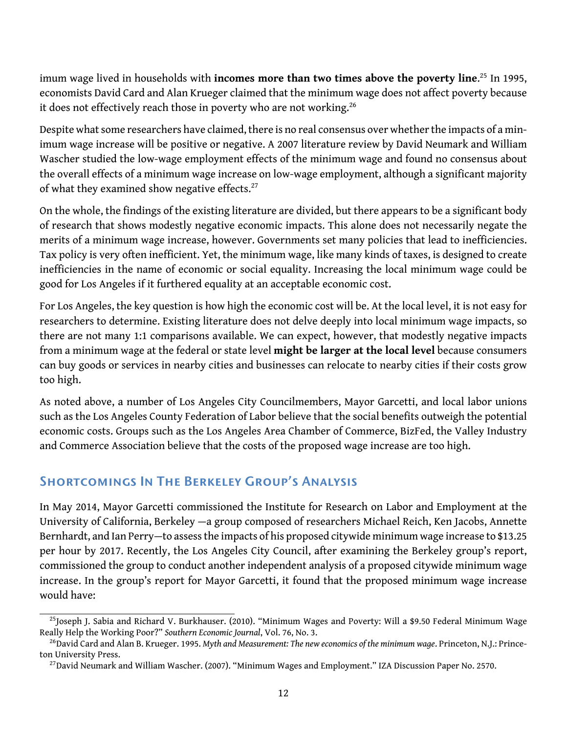imum wage lived in households with **incomes more than two times above the poverty line**.[25] In 1995, economists David Card and Alan Krueger claimed that the minimum wage does not affect poverty because it does not effectively reach those in poverty who are not working.[26]

Despite what some researchers have claimed, there is no real consensus over whether the impacts of a minimum wage increase will be positive or negative. A 2007 literature review by David Neumark and William Wascher studied the low-wage employment effects of the minimum wage and found no consensus about the overall effects of a minimum wage increase on low-wage employment, although a significant majority of what they examined show negative effects.[27]

On the whole, the findings of the existing literature are divided, but there appears to be a significant body of research that shows modestly negative economic impacts. This alone does not necessarily negate the merits of a minimum wage increase, however. Governments set many policies that lead to inefficiencies. Tax policy is very often inefficient. Yet, the minimum wage, like many kinds of taxes, is designed to create inefficiencies in the name of economic or social equality. Increasing the local minimum wage could be good for Los Angeles if it furthered equality at an acceptable economic cost.

For Los Angeles, the key question is how high the economic cost will be. At the local level, it is not easy for researchers to determine. Existing literature does not delve deeply into local minimum wage impacts, so there are not many 1:1 comparisons available. We can expect, however, that modestly negative impacts from a minimum wage at the federal or state level **might be larger at the local level** because consumers can buy goods or services in nearby cities and businesses can relocate to nearby cities if their costs grow too high.

As noted above, a number of Los Angeles City Councilmembers, Mayor Garcetti, and local labor unions such as the Los Angeles County Federation of Labor believe that the social benefits outweigh the potential economic costs. Groups such as the Los Angeles Area Chamber of Commerce, BizFed, the Valley Industry and Commerce Association believe that the costs of the proposed wage increase are too high.

## Shortcomings In The Berkeley Group's Analysis

In May 2014, Mayor Garcetti commissioned the Institute for Research on Labor and Employment at the University of California, Berkeley —a group composed of researchers Michael Reich, Ken Jacobs, Annette Bernhardt, and Ian Perry—to assess the impacts of his proposed citywide minimum wage increase to $13.25 per hour by 2017. Recently, the Los Angeles City Council, after examining the Berkeley group's report, commissioned the group to conduct another independent analysis of a proposed citywide minimum wage increase. In the group's report for Mayor Garcetti, it found that the proposed minimum wage increase would have:

---

[25] Joseph J. Sabia and Richard V. Burkhauser. (2010). "Minimum Wages and Poverty: Will a $9.50 Federal Minimum Wage Really Help the Working Poor?" *Southern Economic Journal*, Vol. 76, No. 3.

[26] David Card and Alan B. Krueger. 1995. *Myth and Measurement: The new economics of the minimum wage*. Princeton, N.J.: Princeton University Press.

[27] David Neumark and William Wascher. (2007). "Minimum Wages and Employment." IZA Discussion Paper No. 2570.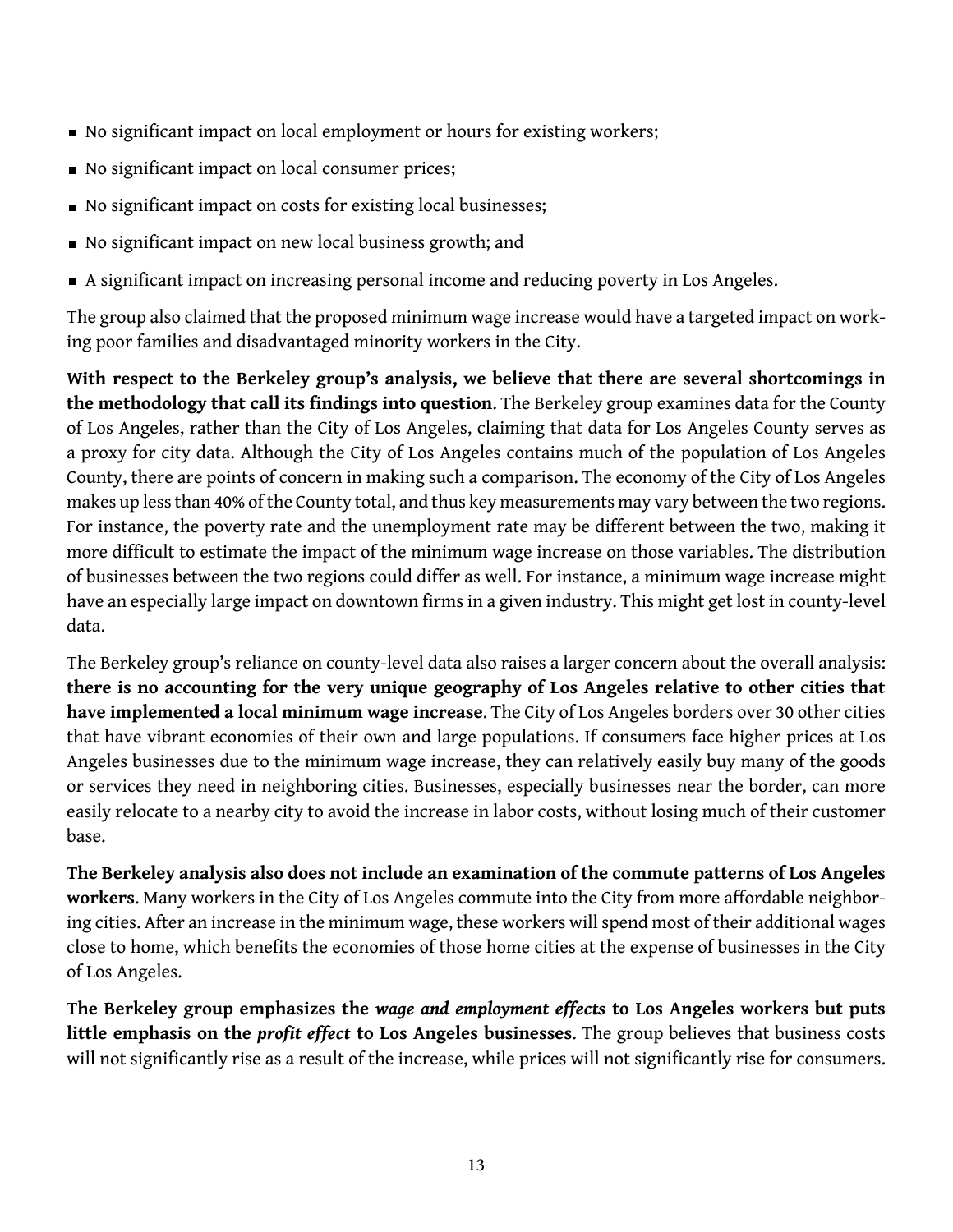- No significant impact on local employment or hours for existing workers;
- No significant impact on local consumer prices;
- No significant impact on costs for existing local businesses;
- No significant impact on new local business growth; and
- A significant impact on increasing personal income and reducing poverty in Los Angeles.

The group also claimed that the proposed minimum wage increase would have a targeted impact on working poor families and disadvantaged minority workers in the City.

**With respect to the Berkeley group's analysis, we believe that there are several shortcomings in the methodology that call its findings into question**. The Berkeley group examines data for the County of Los Angeles, rather than the City of Los Angeles, claiming that data for Los Angeles County serves as a proxy for city data. Although the City of Los Angeles contains much of the population of Los Angeles County, there are points of concern in making such a comparison. The economy of the City of Los Angeles makes up less than 40% of the County total, and thus key measurements may vary between the two regions. For instance, the poverty rate and the unemployment rate may be different between the two, making it more difficult to estimate the impact of the minimum wage increase on those variables. The distribution of businesses between the two regions could differ as well. For instance, a minimum wage increase might have an especially large impact on downtown firms in a given industry. This might get lost in county-level data.

The Berkeley group's reliance on county-level data also raises a larger concern about the overall analysis: **there is no accounting for the very unique geography of Los Angeles relative to other cities that have implemented a local minimum wage increase**. The City of Los Angeles borders over 30 other cities that have vibrant economies of their own and large populations. If consumers face higher prices at Los Angeles businesses due to the minimum wage increase, they can relatively easily buy many of the goods or services they need in neighboring cities. Businesses, especially businesses near the border, can more easily relocate to a nearby city to avoid the increase in labor costs, without losing much of their customer base.

**The Berkeley analysis also does not include an examination of the commute patterns of Los Angeles workers**. Many workers in the City of Los Angeles commute into the City from more affordable neighboring cities. After an increase in the minimum wage, these workers will spend most of their additional wages close to home, which benefits the economies of those home cities at the expense of businesses in the City of Los Angeles.

**The Berkeley group emphasizes the *wage and employment effects* to Los Angeles workers but puts little emphasis on the *profit effect* to Los Angeles businesses**. The group believes that business costs will not significantly rise as a result of the increase, while prices will not significantly rise for consumers.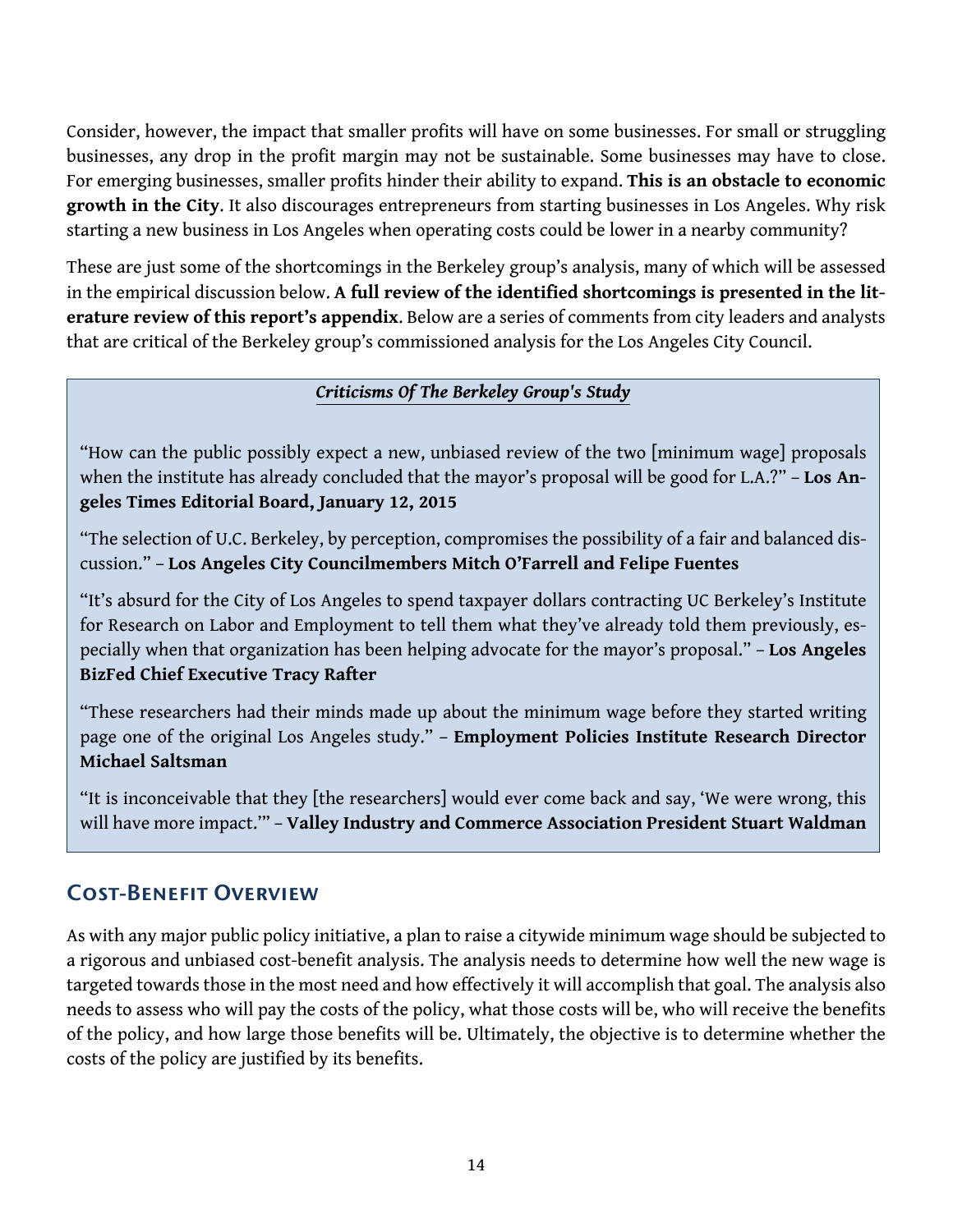Consider, however, the impact that smaller profits will have on some businesses. For small or struggling businesses, any drop in the profit margin may not be sustainable. Some businesses may have to close. For emerging businesses, smaller profits hinder their ability to expand. **This is an obstacle to economic growth in the City**. It also discourages entrepreneurs from starting businesses in Los Angeles. Why risk starting a new business in Los Angeles when operating costs could be lower in a nearby community?

These are just some of the shortcomings in the Berkeley group's analysis, many of which will be assessed in the empirical discussion below. **A full review of the identified shortcomings is presented in the literature review of this report's appendix**. Below are a series of comments from city leaders and analysts that are critical of the Berkeley group's commissioned analysis for the Los Angeles City Council.

***Criticisms Of The Berkeley Group's Study***

"How can the public possibly expect a new, unbiased review of the two [minimum wage] proposals when the institute has already concluded that the mayor's proposal will be good for L.A.?" – **Los Angeles Times Editorial Board, January 12, 2015**

"The selection of U.C. Berkeley, by perception, compromises the possibility of a fair and balanced discussion." – **Los Angeles City Councilmembers Mitch O'Farrell and Felipe Fuentes**

"It's absurd for the City of Los Angeles to spend taxpayer dollars contracting UC Berkeley's Institute for Research on Labor and Employment to tell them what they've already told them previously, especially when that organization has been helping advocate for the mayor's proposal." – **Los Angeles BizFed Chief Executive Tracy Rafter**

"These researchers had their minds made up about the minimum wage before they started writing page one of the original Los Angeles study." – **Employment Policies Institute Research Director Michael Saltsman**

"It is inconceivable that they [the researchers] would ever come back and say, 'We were wrong, this will have more impact.'" – **Valley Industry and Commerce Association President Stuart Waldman**

## Cost-Benefit Overview

As with any major public policy initiative, a plan to raise a citywide minimum wage should be subjected to a rigorous and unbiased cost-benefit analysis. The analysis needs to determine how well the new wage is targeted towards those in the most need and how effectively it will accomplish that goal. The analysis also needs to assess who will pay the costs of the policy, what those costs will be, who will receive the benefits of the policy, and how large those benefits will be. Ultimately, the objective is to determine whether the costs of the policy are justified by its benefits.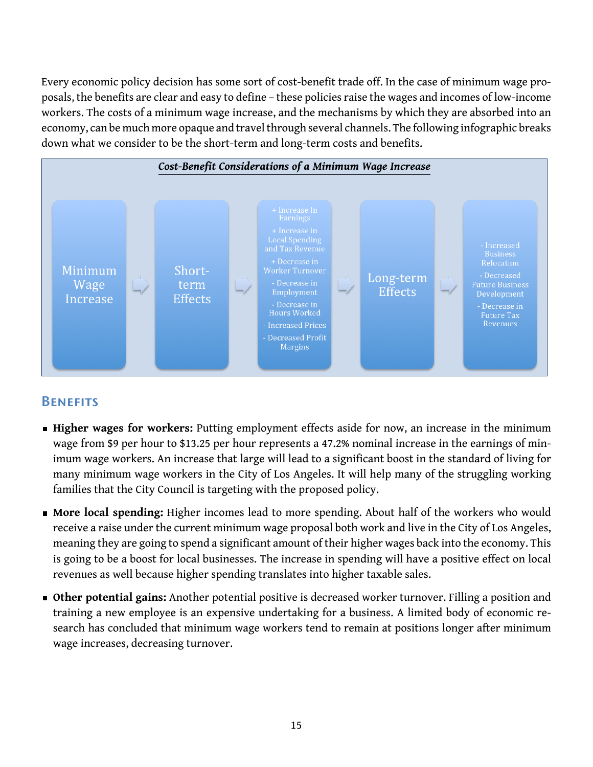Every economic policy decision has some sort of cost-benefit trade off. In the case of minimum wage proposals, the benefits are clear and easy to define – these policies raise the wages and incomes of low-income workers. The costs of a minimum wage increase, and the mechanisms by which they are absorbed into an economy, can be much more opaque and travel through several channels. The following infographic breaks down what we consider to be the short-term and long-term costs and benefits.

***Cost-Benefit Considerations of a Minimum Wage Increase***

Minimum Wage Increase → Short-term Effects → 

+ Increase In Earnings
+ Increase in Local Spending and Tax Revenue
+ Decrease in Worker Turnover
- Decrease in Employment
- Decrease in Hours Worked
- Increased Prices
- Decreased Profit Margins

→ Long-term Effects →

- Increased Business Relocation
- Decreased Future Business Development
- Decrease in Future Tax Revenues

## Benefits

- **Higher wages for workers:** Putting employment effects aside for now, an increase in the minimum wage from $9 per hour to $13.25 per hour represents a 47.2% nominal increase in the earnings of minimum wage workers. An increase that large will lead to a significant boost in the standard of living for many minimum wage workers in the City of Los Angeles. It will help many of the struggling working families that the City Council is targeting with the proposed policy.
- **More local spending:** Higher incomes lead to more spending. About half of the workers who would receive a raise under the current minimum wage proposal both work and live in the City of Los Angeles, meaning they are going to spend a significant amount of their higher wages back into the economy. This is going to be a boost for local businesses. The increase in spending will have a positive effect on local revenues as well because higher spending translates into higher taxable sales.
- **Other potential gains:** Another potential positive is decreased worker turnover. Filling a position and training a new employee is an expensive undertaking for a business. A limited body of economic research has concluded that minimum wage workers tend to remain at positions longer after minimum wage increases, decreasing turnover.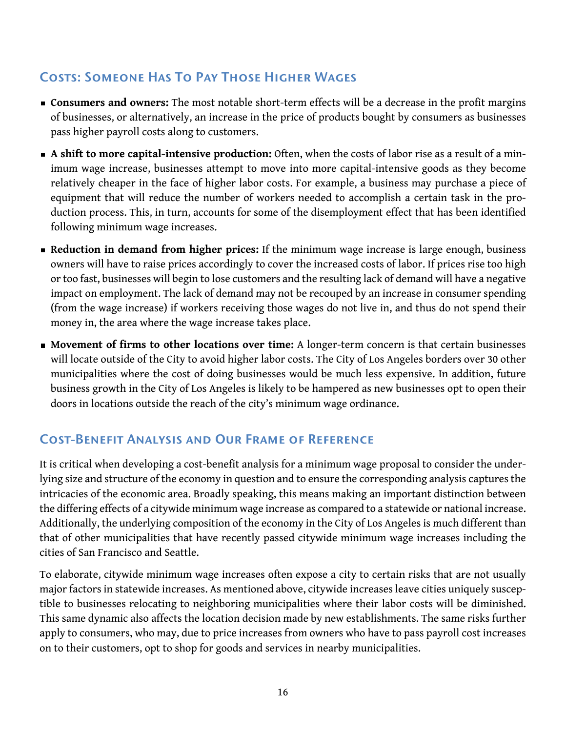## Costs: Someone Has To Pay Those Higher Wages

- **Consumers and owners:** The most notable short-term effects will be a decrease in the profit margins of businesses, or alternatively, an increase in the price of products bought by consumers as businesses pass higher payroll costs along to customers.
- **A shift to more capital-intensive production:** Often, when the costs of labor rise as a result of a minimum wage increase, businesses attempt to move into more capital-intensive goods as they become relatively cheaper in the face of higher labor costs. For example, a business may purchase a piece of equipment that will reduce the number of workers needed to accomplish a certain task in the production process. This, in turn, accounts for some of the disemployment effect that has been identified following minimum wage increases.
- **Reduction in demand from higher prices:** If the minimum wage increase is large enough, business owners will have to raise prices accordingly to cover the increased costs of labor. If prices rise too high or too fast, businesses will begin to lose customers and the resulting lack of demand will have a negative impact on employment. The lack of demand may not be recouped by an increase in consumer spending (from the wage increase) if workers receiving those wages do not live in, and thus do not spend their money in, the area where the wage increase takes place.
- **Movement of firms to other locations over time:** A longer-term concern is that certain businesses will locate outside of the City to avoid higher labor costs. The City of Los Angeles borders over 30 other municipalities where the cost of doing businesses would be much less expensive. In addition, future business growth in the City of Los Angeles is likely to be hampered as new businesses opt to open their doors in locations outside the reach of the city's minimum wage ordinance.

## Cost-Benefit Analysis and Our Frame of Reference

It is critical when developing a cost-benefit analysis for a minimum wage proposal to consider the underlying size and structure of the economy in question and to ensure the corresponding analysis captures the intricacies of the economic area. Broadly speaking, this means making an important distinction between the differing effects of a citywide minimum wage increase as compared to a statewide or national increase. Additionally, the underlying composition of the economy in the City of Los Angeles is much different than that of other municipalities that have recently passed citywide minimum wage increases including the cities of San Francisco and Seattle.

To elaborate, citywide minimum wage increases often expose a city to certain risks that are not usually major factors in statewide increases. As mentioned above, citywide increases leave cities uniquely susceptible to businesses relocating to neighboring municipalities where their labor costs will be diminished. This same dynamic also affects the location decision made by new establishments. The same risks further apply to consumers, who may, due to price increases from owners who have to pass payroll cost increases on to their customers, opt to shop for goods and services in nearby municipalities.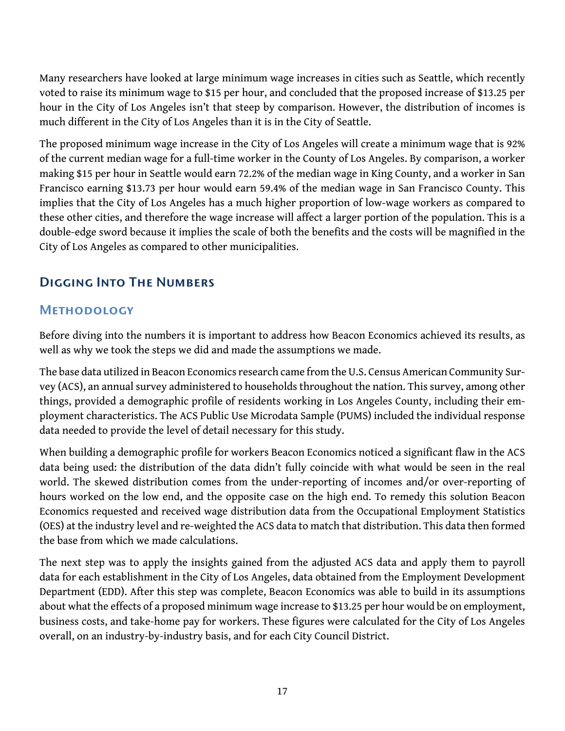Many researchers have looked at large minimum wage increases in cities such as Seattle, which recently voted to raise its minimum wage to $15 per hour, and concluded that the proposed increase of $13.25 per hour in the City of Los Angeles isn't that steep by comparison. However, the distribution of incomes is much different in the City of Los Angeles than it is in the City of Seattle.

The proposed minimum wage increase in the City of Los Angeles will create a minimum wage that is 92% of the current median wage for a full-time worker in the County of Los Angeles. By comparison, a worker making $15 per hour in Seattle would earn 72.2% of the median wage in King County, and a worker in San Francisco earning $13.73 per hour would earn 59.4% of the median wage in San Francisco County. This implies that the City of Los Angeles has a much higher proportion of low-wage workers as compared to these other cities, and therefore the wage increase will affect a larger portion of the population. This is a double-edge sword because it implies the scale of both the benefits and the costs will be magnified in the City of Los Angeles as compared to other municipalities.

## Digging Into The Numbers

### Methodology

Before diving into the numbers it is important to address how Beacon Economics achieved its results, as well as why we took the steps we did and made the assumptions we made.

The base data utilized in Beacon Economics research came from the U.S. Census American Community Survey (ACS), an annual survey administered to households throughout the nation. This survey, among other things, provided a demographic profile of residents working in Los Angeles County, including their employment characteristics. The ACS Public Use Microdata Sample (PUMS) included the individual response data needed to provide the level of detail necessary for this study.

When building a demographic profile for workers Beacon Economics noticed a significant flaw in the ACS data being used: the distribution of the data didn't fully coincide with what would be seen in the real world. The skewed distribution comes from the under-reporting of incomes and/or over-reporting of hours worked on the low end, and the opposite case on the high end. To remedy this solution Beacon Economics requested and received wage distribution data from the Occupational Employment Statistics (OES) at the industry level and re-weighted the ACS data to match that distribution. This data then formed the base from which we made calculations.

The next step was to apply the insights gained from the adjusted ACS data and apply them to payroll data for each establishment in the City of Los Angeles, data obtained from the Employment Development Department (EDD). After this step was complete, Beacon Economics was able to build in its assumptions about what the effects of a proposed minimum wage increase to $13.25 per hour would be on employment, business costs, and take-home pay for workers. These figures were calculated for the City of Los Angeles overall, on an industry-by-industry basis, and for each City Council District.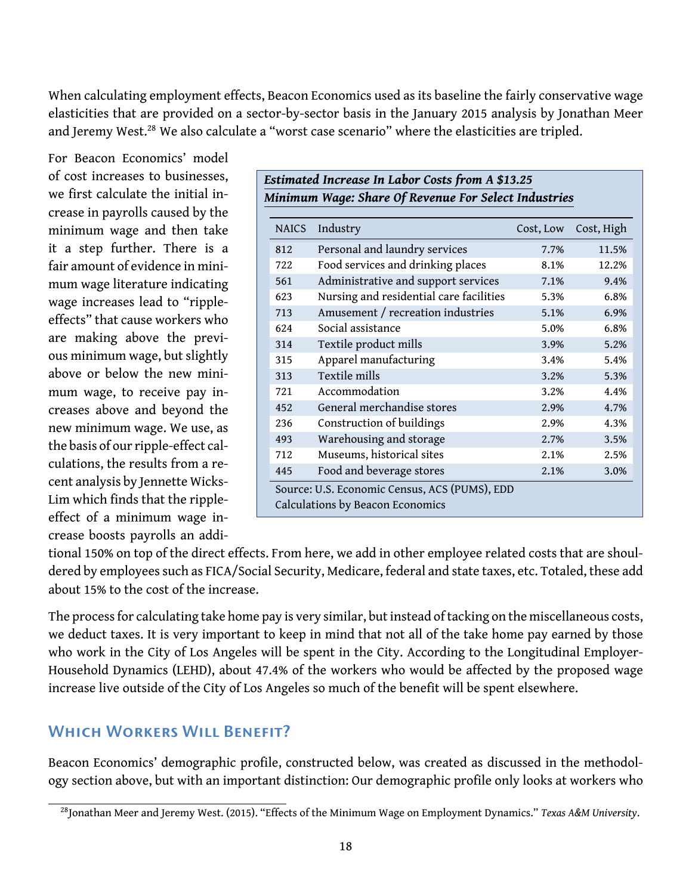When calculating employment effects, Beacon Economics used as its baseline the fairly conservative wage elasticities that are provided on a sector-by-sector basis in the January 2015 analysis by Jonathan Meer and Jeremy West.[28] We also calculate a "worst case scenario" where the elasticities are tripled.

For Beacon Economics' model of cost increases to businesses, we first calculate the initial increase in payrolls caused by the minimum wage and then take it a step further. There is a fair amount of evidence in minimum wage literature indicating wage increases lead to "ripple-effects" that cause workers who are making above the previous minimum wage, but slightly above or below the new minimum wage, to receive pay increases above and beyond the new minimum wage. We use, as the basis of our ripple-effect calculations, the results from a recent analysis by Jennette Wicks-Lim which finds that the ripple-effect of a minimum wage increase boosts payrolls an additional 150% on top of the direct effects. From here, we add in other employee related costs that are shouldered by employees such as FICA/Social Security, Medicare, federal and state taxes, etc. Totaled, these add about 15% to the cost of the increase.

***Estimated Increase In Labor Costs from A $13.25 Minimum Wage: Share Of Revenue For Select Industries***

| NAICS | Industry | Cost, Low | Cost, High |
|---|---|---|---|
| 812 | Personal and laundry services | 7.7% | 11.5% |
| 722 | Food services and drinking places | 8.1% | 12.2% |
| 561 | Administrative and support services | 7.1% | 9.4% |
| 623 | Nursing and residential care facilities | 5.3% | 6.8% |
| 713 | Amusement / recreation industries | 5.1% | 6.9% |
| 624 | Social assistance | 5.0% | 6.8% |
| 314 | Textile product mills | 3.9% | 5.2% |
| 315 | Apparel manufacturing | 3.4% | 5.4% |
| 313 | Textile mills | 3.2% | 5.3% |
| 721 | Accommodation | 3.2% | 4.4% |
| 452 | General merchandise stores | 2.9% | 4.7% |
| 236 | Construction of buildings | 2.9% | 4.3% |
| 493 | Warehousing and storage | 2.7% | 3.5% |
| 712 | Museums, historical sites | 2.1% | 2.5% |
| 445 | Food and beverage stores | 2.1% | 3.0% |

Source: U.S. Economic Census, ACS (PUMS), EDD
Calculations by Beacon Economics

The process for calculating take home pay is very similar, but instead of tacking on the miscellaneous costs, we deduct taxes. It is very important to keep in mind that not all of the take home pay earned by those who work in the City of Los Angeles will be spent in the City. According to the Longitudinal Employer-Household Dynamics (LEHD), about 47.4% of the workers who would be affected by the proposed wage increase live outside of the City of Los Angeles so much of the benefit will be spent elsewhere.

## Which Workers Will Benefit?

Beacon Economics' demographic profile, constructed below, was created as discussed in the methodology section above, but with an important distinction: Our demographic profile only looks at workers who

[28] Jonathan Meer and Jeremy West. (2015). "Effects of the Minimum Wage on Employment Dynamics." *Texas A&M University*.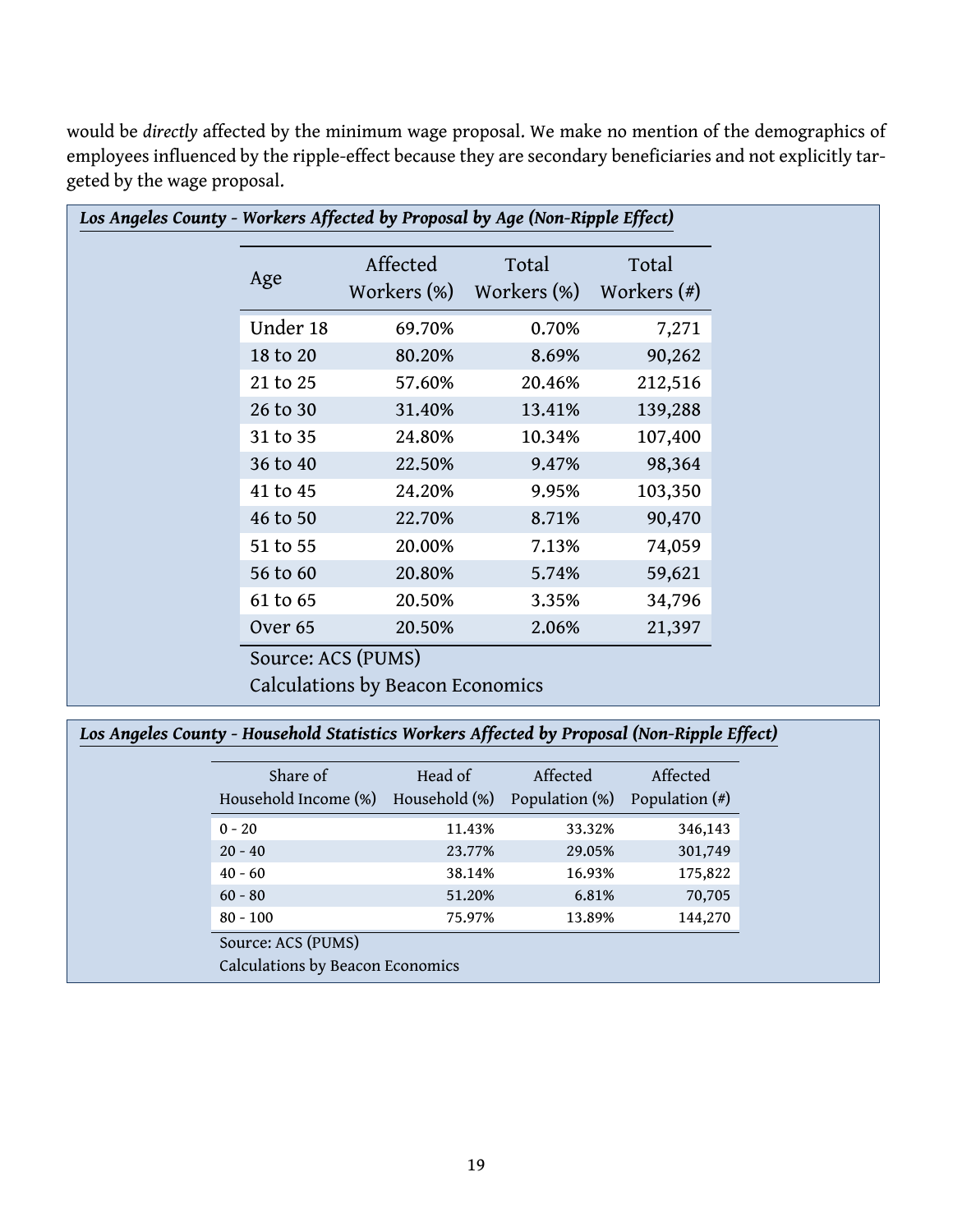would be *directly* affected by the minimum wage proposal. We make no mention of the demographics of employees influenced by the ripple-effect because they are secondary beneficiaries and not explicitly targeted by the wage proposal.

***Los Angeles County - Workers Affected by Proposal by Age (Non-Ripple Effect)***

| Age | Affected Workers (%) | Total Workers (%) | Total Workers (#) |
|---|---|---|---|
| Under 18 | 69.70% | 0.70% | 7,271 |
| 18 to 20 | 80.20% | 8.69% | 90,262 |
| 21 to 25 | 57.60% | 20.46% | 212,516 |
| 26 to 30 | 31.40% | 13.41% | 139,288 |
| 31 to 35 | 24.80% | 10.34% | 107,400 |
| 36 to 40 | 22.50% | 9.47% | 98,364 |
| 41 to 45 | 24.20% | 9.95% | 103,350 |
| 46 to 50 | 22.70% | 8.71% | 90,470 |
| 51 to 55 | 20.00% | 7.13% | 74,059 |
| 56 to 60 | 20.80% | 5.74% | 59,621 |
| 61 to 65 | 20.50% | 3.35% | 34,796 |
| Over 65 | 20.50% | 2.06% | 21,397 |

Source: ACS (PUMS)
Calculations by Beacon Economics

***Los Angeles County - Household Statistics Workers Affected by Proposal (Non-Ripple Effect)***

| Share of Household Income (%) | Head of Household (%) | Affected Population (%) | Affected Population (#) |
|---|---|---|---|
| 0 - 20 | 11.43% | 33.32% | 346,143 |
| 20 - 40 | 23.77% | 29.05% | 301,749 |
| 40 - 60 | 38.14% | 16.93% | 175,822 |
| 60 - 80 | 51.20% | 6.81% | 70,705 |
| 80 - 100 | 75.97% | 13.89% | 144,270 |

Source: ACS (PUMS)
Calculations by Beacon Economics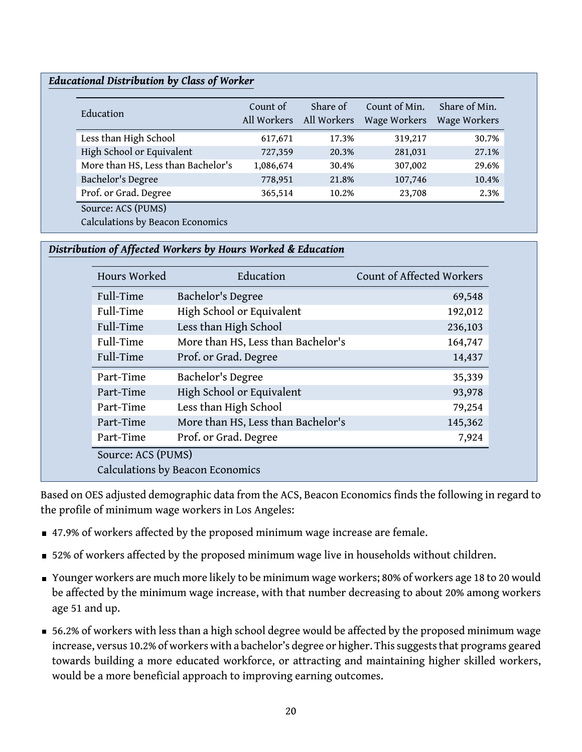***Educational Distribution by Class of Worker***

| Education | Count of All Workers | Share of All Workers | Count of Min. Wage Workers | Share of Min. Wage Workers |
|---|---|---|---|---|
| Less than High School | 617,671 | 17.3% | 319,217 | 30.7% |
| High School or Equivalent | 727,359 | 20.3% | 281,031 | 27.1% |
| More than HS, Less than Bachelor's | 1,086,674 | 30.4% | 307,002 | 29.6% |
| Bachelor's Degree | 778,951 | 21.8% | 107,746 | 10.4% |
| Prof. or Grad. Degree | 365,514 | 10.2% | 23,708 | 2.3% |

Source: ACS (PUMS)
Calculations by Beacon Economics

***Distribution of Affected Workers by Hours Worked & Education***

| Hours Worked | Education | Count of Affected Workers |
|---|---|---|
| Full-Time | Bachelor's Degree | 69,548 |
| Full-Time | High School or Equivalent | 192,012 |
| Full-Time | Less than High School | 236,103 |
| Full-Time | More than HS, Less than Bachelor's | 164,747 |
| Full-Time | Prof. or Grad. Degree | 14,437 |
| Part-Time | Bachelor's Degree | 35,339 |
| Part-Time | High School or Equivalent | 93,978 |
| Part-Time | Less than High School | 79,254 |
| Part-Time | More than HS, Less than Bachelor's | 145,362 |
| Part-Time | Prof. or Grad. Degree | 7,924 |

Source: ACS (PUMS)
Calculations by Beacon Economics

Based on OES adjusted demographic data from the ACS, Beacon Economics finds the following in regard to the profile of minimum wage workers in Los Angeles:

- 47.9% of workers affected by the proposed minimum wage increase are female.
- 52% of workers affected by the proposed minimum wage live in households without children.
- Younger workers are much more likely to be minimum wage workers; 80% of workers age 18 to 20 would be affected by the minimum wage increase, with that number decreasing to about 20% among workers age 51 and up.
- 56.2% of workers with less than a high school degree would be affected by the proposed minimum wage increase, versus 10.2% of workers with a bachelor's degree or higher. This suggests that programs geared towards building a more educated workforce, or attracting and maintaining higher skilled workers, would be a more beneficial approach to improving earning outcomes.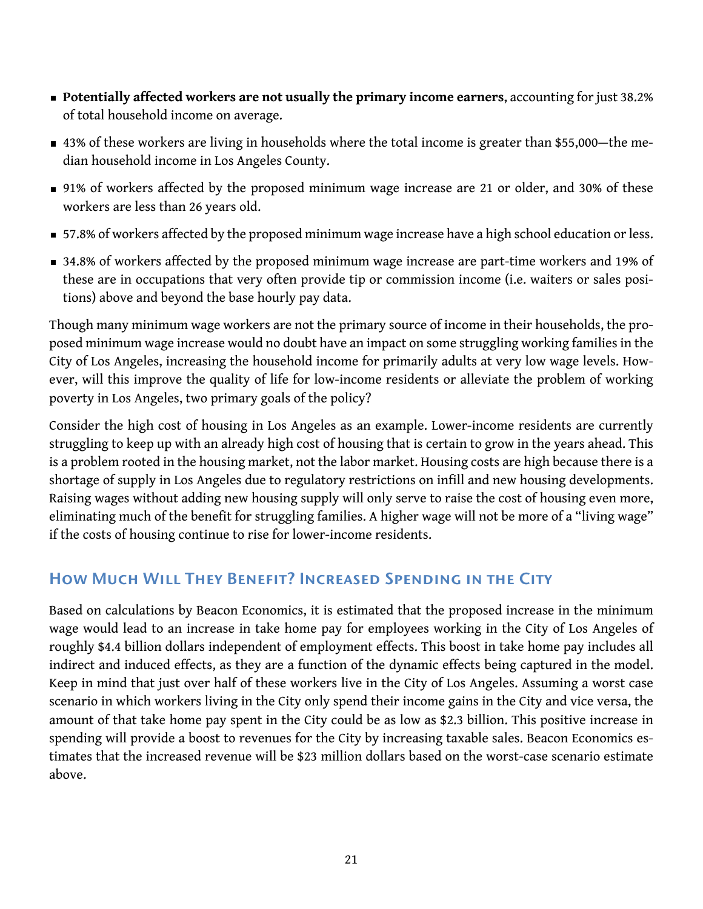- **Potentially affected workers are not usually the primary income earners**, accounting for just 38.2% of total household income on average.
- 43% of these workers are living in households where the total income is greater than $55,000—the median household income in Los Angeles County.
- 91% of workers affected by the proposed minimum wage increase are 21 or older, and 30% of these workers are less than 26 years old.
- 57.8% of workers affected by the proposed minimum wage increase have a high school education or less.
- 34.8% of workers affected by the proposed minimum wage increase are part-time workers and 19% of these are in occupations that very often provide tip or commission income (i.e. waiters or sales positions) above and beyond the base hourly pay data.

Though many minimum wage workers are not the primary source of income in their households, the proposed minimum wage increase would no doubt have an impact on some struggling working families in the City of Los Angeles, increasing the household income for primarily adults at very low wage levels. However, will this improve the quality of life for low-income residents or alleviate the problem of working poverty in Los Angeles, two primary goals of the policy?

Consider the high cost of housing in Los Angeles as an example. Lower-income residents are currently struggling to keep up with an already high cost of housing that is certain to grow in the years ahead. This is a problem rooted in the housing market, not the labor market. Housing costs are high because there is a shortage of supply in Los Angeles due to regulatory restrictions on infill and new housing developments. Raising wages without adding new housing supply will only serve to raise the cost of housing even more, eliminating much of the benefit for struggling families. A higher wage will not be more of a "living wage" if the costs of housing continue to rise for lower-income residents.

## How Much Will They Benefit? Increased Spending in the City

Based on calculations by Beacon Economics, it is estimated that the proposed increase in the minimum wage would lead to an increase in take home pay for employees working in the City of Los Angeles of roughly $4.4 billion dollars independent of employment effects. This boost in take home pay includes all indirect and induced effects, as they are a function of the dynamic effects being captured in the model. Keep in mind that just over half of these workers live in the City of Los Angeles. Assuming a worst case scenario in which workers living in the City only spend their income gains in the City and vice versa, the amount of that take home pay spent in the City could be as low as $2.3 billion. This positive increase in spending will provide a boost to revenues for the City by increasing taxable sales. Beacon Economics estimates that the increased revenue will be $23 million dollars based on the worst-case scenario estimate above.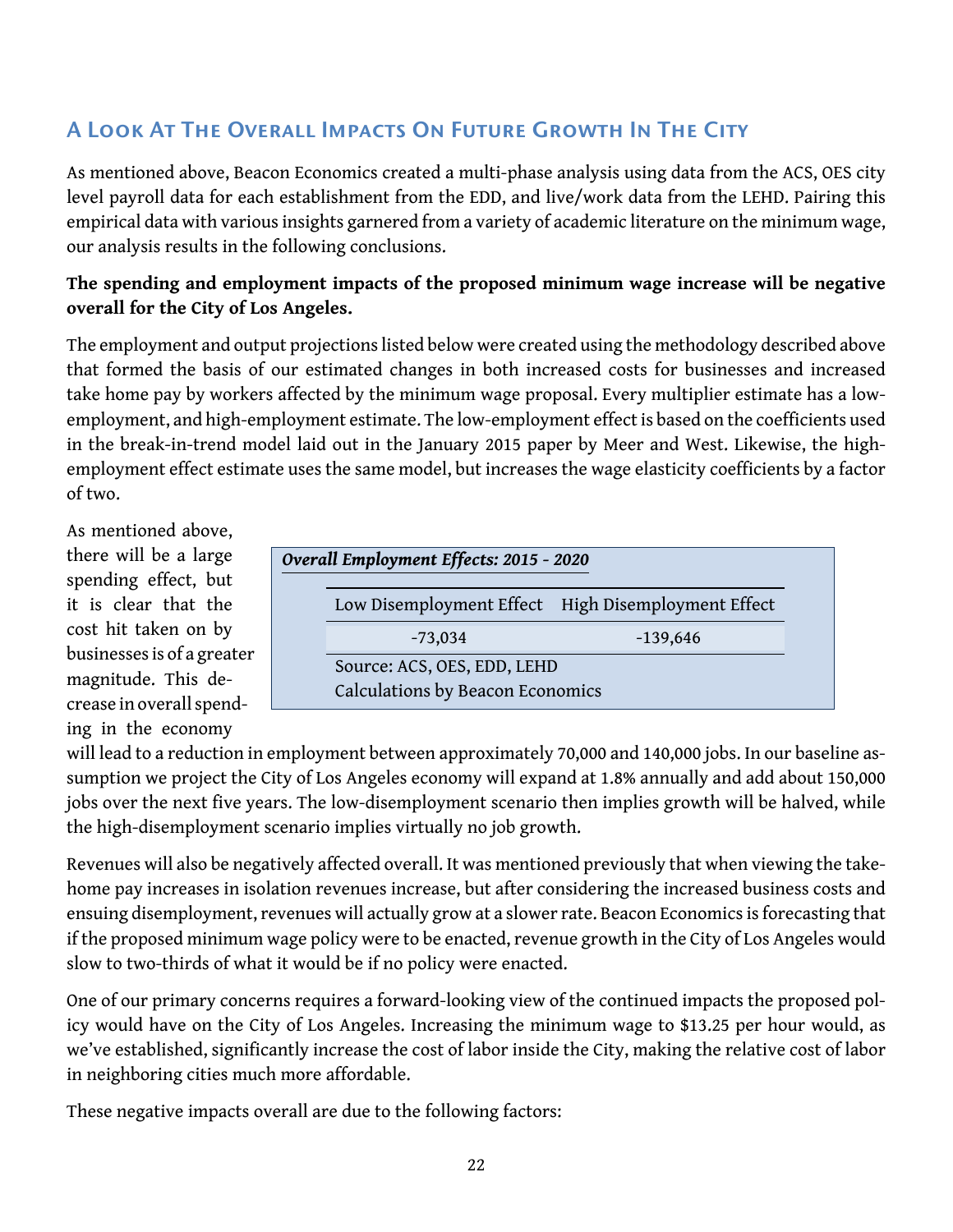## A Look At The Overall Impacts On Future Growth In The City

As mentioned above, Beacon Economics created a multi-phase analysis using data from the ACS, OES city level payroll data for each establishment from the EDD, and live/work data from the LEHD. Pairing this empirical data with various insights garnered from a variety of academic literature on the minimum wage, our analysis results in the following conclusions.

**The spending and employment impacts of the proposed minimum wage increase will be negative overall for the City of Los Angeles.**

The employment and output projections listed below were created using the methodology described above that formed the basis of our estimated changes in both increased costs for businesses and increased take home pay by workers affected by the minimum wage proposal. Every multiplier estimate has a low-employment, and high-employment estimate. The low-employment effect is based on the coefficients used in the break-in-trend model laid out in the January 2015 paper by Meer and West. Likewise, the high-employment effect estimate uses the same model, but increases the wage elasticity coefficients by a factor of two.

***Overall Employment Effects: 2015 - 2020***

| Low Disemployment Effect | High Disemployment Effect |
|---|---|
| -73,034 | -139,646 |

Source: ACS, OES, EDD, LEHD
Calculations by Beacon Economics

As mentioned above, there will be a large spending effect, but it is clear that the cost hit taken on by businesses is of a greater magnitude. This decrease in overall spending in the economy will lead to a reduction in employment between approximately 70,000 and 140,000 jobs. In our baseline assumption we project the City of Los Angeles economy will expand at 1.8% annually and add about 150,000 jobs over the next five years. The low-disemployment scenario then implies growth will be halved, while the high-disemployment scenario implies virtually no job growth.

Revenues will also be negatively affected overall. It was mentioned previously that when viewing the take-home pay increases in isolation revenues increase, but after considering the increased business costs and ensuing disemployment, revenues will actually grow at a slower rate. Beacon Economics is forecasting that if the proposed minimum wage policy were to be enacted, revenue growth in the City of Los Angeles would slow to two-thirds of what it would be if no policy were enacted.

One of our primary concerns requires a forward-looking view of the continued impacts the proposed policy would have on the City of Los Angeles. Increasing the minimum wage to $13.25 per hour would, as we've established, significantly increase the cost of labor inside the City, making the relative cost of labor in neighboring cities much more affordable.

These negative impacts overall are due to the following factors: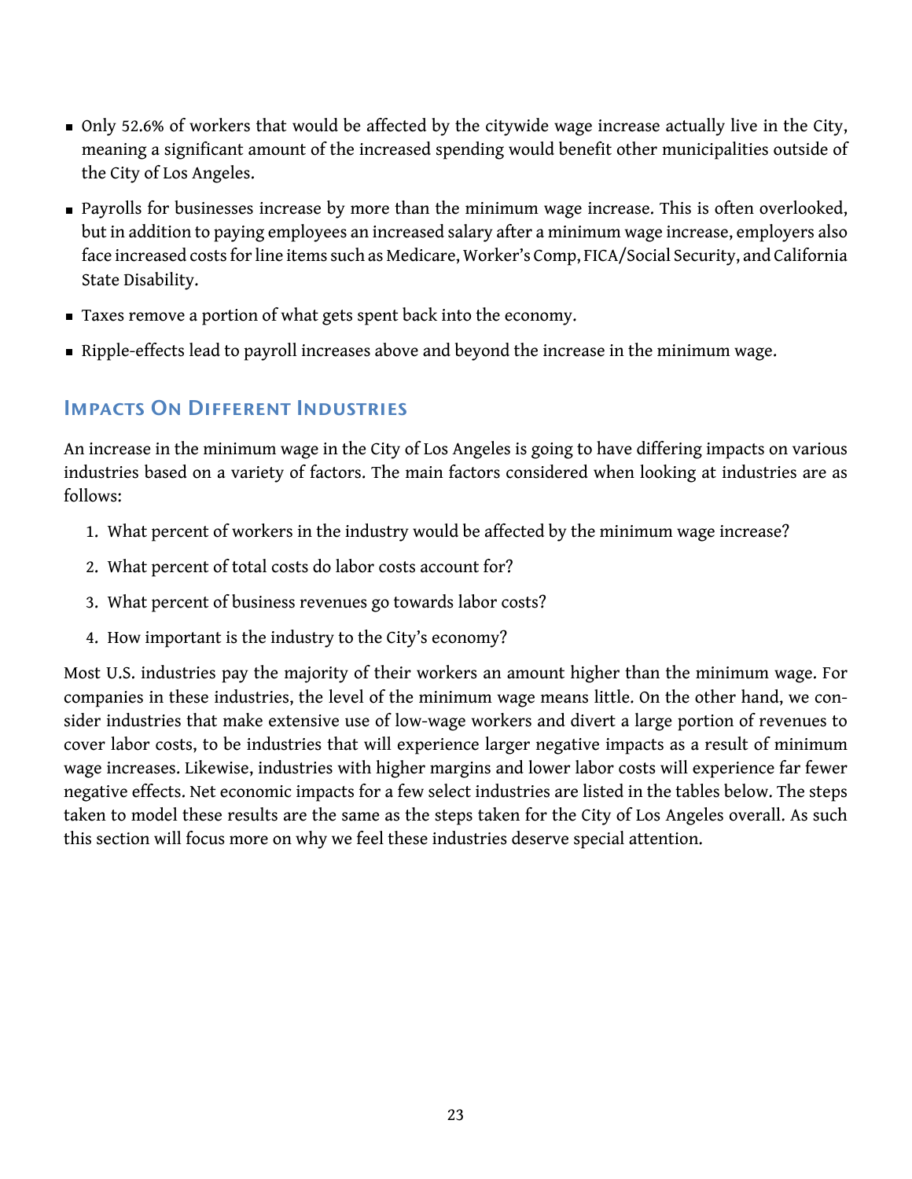- Only 52.6% of workers that would be affected by the citywide wage increase actually live in the City, meaning a significant amount of the increased spending would benefit other municipalities outside of the City of Los Angeles.
- Payrolls for businesses increase by more than the minimum wage increase. This is often overlooked, but in addition to paying employees an increased salary after a minimum wage increase, employers also face increased costs for line items such as Medicare, Worker's Comp, FICA/Social Security, and California State Disability.
- Taxes remove a portion of what gets spent back into the economy.
- Ripple-effects lead to payroll increases above and beyond the increase in the minimum wage.

## Impacts On Different Industries

An increase in the minimum wage in the City of Los Angeles is going to have differing impacts on various industries based on a variety of factors. The main factors considered when looking at industries are as follows:

1. What percent of workers in the industry would be affected by the minimum wage increase?
2. What percent of total costs do labor costs account for?
3. What percent of business revenues go towards labor costs?
4. How important is the industry to the City's economy?

Most U.S. industries pay the majority of their workers an amount higher than the minimum wage. For companies in these industries, the level of the minimum wage means little. On the other hand, we consider industries that make extensive use of low-wage workers and divert a large portion of revenues to cover labor costs, to be industries that will experience larger negative impacts as a result of minimum wage increases. Likewise, industries with higher margins and lower labor costs will experience far fewer negative effects. Net economic impacts for a few select industries are listed in the tables below. The steps taken to model these results are the same as the steps taken for the City of Los Angeles overall. As such this section will focus more on why we feel these industries deserve special attention.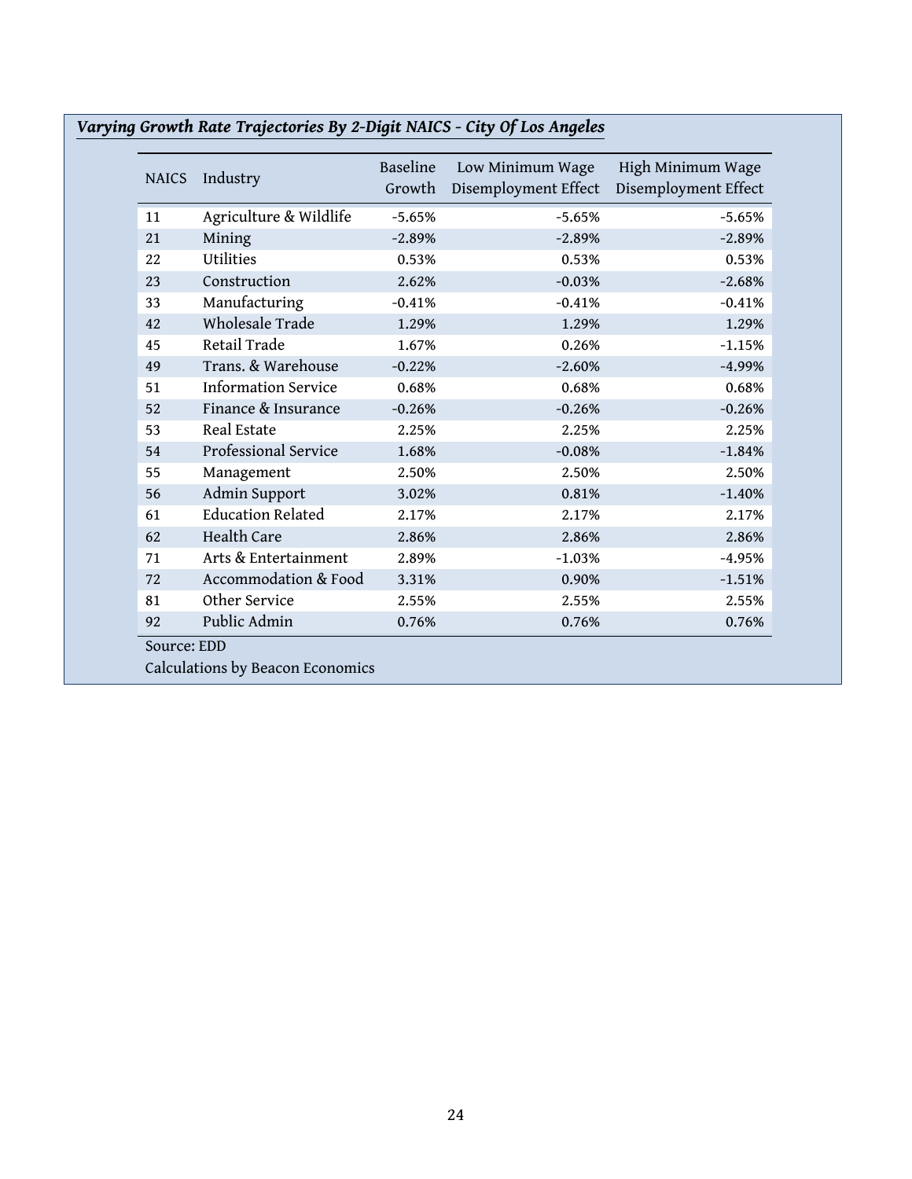***Varying Growth Rate Trajectories By 2-Digit NAICS - City Of Los Angeles***

| NAICS | Industry | Baseline Growth | Low Minimum Wage Disemployment Effect | High Minimum Wage Disemployment Effect |
|---|---|---|---|---|
| 11 | Agriculture & Wildlife | -5.65% | -5.65% | -5.65% |
| 21 | Mining | -2.89% | -2.89% | -2.89% |
| 22 | Utilities | 0.53% | 0.53% | 0.53% |
| 23 | Construction | 2.62% | -0.03% | -2.68% |
| 33 | Manufacturing | -0.41% | -0.41% | -0.41% |
| 42 | Wholesale Trade | 1.29% | 1.29% | 1.29% |
| 45 | Retail Trade | 1.67% | 0.26% | -1.15% |
| 49 | Trans. & Warehouse | -0.22% | -2.60% | -4.99% |
| 51 | Information Service | 0.68% | 0.68% | 0.68% |
| 52 | Finance & Insurance | -0.26% | -0.26% | -0.26% |
| 53 | Real Estate | 2.25% | 2.25% | 2.25% |
| 54 | Professional Service | 1.68% | -0.08% | -1.84% |
| 55 | Management | 2.50% | 2.50% | 2.50% |
| 56 | Admin Support | 3.02% | 0.81% | -1.40% |
| 61 | Education Related | 2.17% | 2.17% | 2.17% |
| 62 | Health Care | 2.86% | 2.86% | 2.86% |
| 71 | Arts & Entertainment | 2.89% | -1.03% | -4.95% |
| 72 | Accommodation & Food | 3.31% | 0.90% | -1.51% |
| 81 | Other Service | 2.55% | 2.55% | 2.55% |
| 92 | Public Admin | 0.76% | 0.76% | 0.76% |

Source: EDD

Calculations by Beacon Economics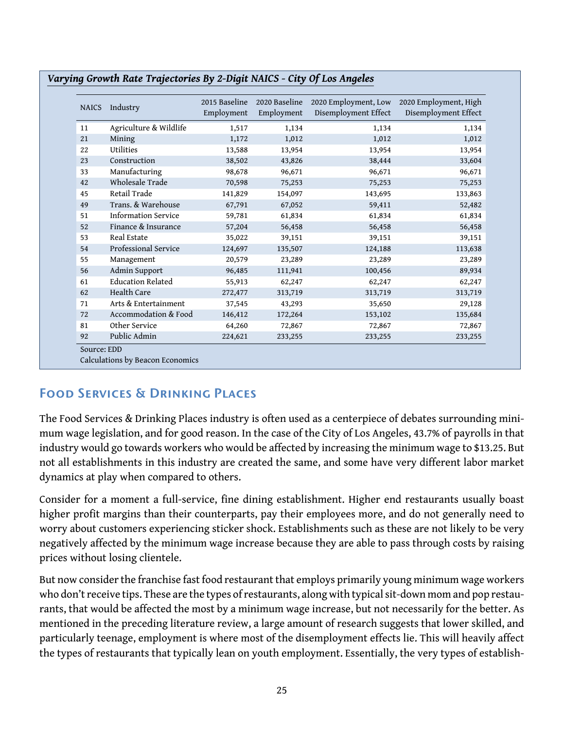*Varying Growth Rate Trajectories By 2-Digit NAICS - City Of Los Angeles*

| NAICS | Industry | 2015 Baseline Employment | 2020 Baseline Employment | 2020 Employment, Low Disemployment Effect | 2020 Employment, High Disemployment Effect |
|---|---|---|---|---|---|
| 11 | Agriculture & Wildlife | 1,517 | 1,134 | 1,134 | 1,134 |
| 21 | Mining | 1,172 | 1,012 | 1,012 | 1,012 |
| 22 | Utilities | 13,588 | 13,954 | 13,954 | 13,954 |
| 23 | Construction | 38,502 | 43,826 | 38,444 | 33,604 |
| 33 | Manufacturing | 98,678 | 96,671 | 96,671 | 96,671 |
| 42 | Wholesale Trade | 70,598 | 75,253 | 75,253 | 75,253 |
| 45 | Retail Trade | 141,829 | 154,097 | 143,695 | 133,863 |
| 49 | Trans. & Warehouse | 67,791 | 67,052 | 59,411 | 52,482 |
| 51 | Information Service | 59,781 | 61,834 | 61,834 | 61,834 |
| 52 | Finance & Insurance | 57,204 | 56,458 | 56,458 | 56,458 |
| 53 | Real Estate | 35,022 | 39,151 | 39,151 | 39,151 |
| 54 | Professional Service | 124,697 | 135,507 | 124,188 | 113,638 |
| 55 | Management | 20,579 | 23,289 | 23,289 | 23,289 |
| 56 | Admin Support | 96,485 | 111,941 | 100,456 | 89,934 |
| 61 | Education Related | 55,913 | 62,247 | 62,247 | 62,247 |
| 62 | Health Care | 272,477 | 313,719 | 313,719 | 313,719 |
| 71 | Arts & Entertainment | 37,545 | 43,293 | 35,650 | 29,128 |
| 72 | Accommodation & Food | 146,412 | 172,264 | 153,102 | 135,684 |
| 81 | Other Service | 64,260 | 72,867 | 72,867 | 72,867 |
| 92 | Public Admin | 224,621 | 233,255 | 233,255 | 233,255 |

Source: EDD
Calculations by Beacon Economics

## Food Services & Drinking Places

The Food Services & Drinking Places industry is often used as a centerpiece of debates surrounding minimum wage legislation, and for good reason. In the case of the City of Los Angeles, 43.7% of payrolls in that industry would go towards workers who would be affected by increasing the minimum wage to $13.25. But not all establishments in this industry are created the same, and some have very different labor market dynamics at play when compared to others.

Consider for a moment a full-service, fine dining establishment. Higher end restaurants usually boast higher profit margins than their counterparts, pay their employees more, and do not generally need to worry about customers experiencing sticker shock. Establishments such as these are not likely to be very negatively affected by the minimum wage increase because they are able to pass through costs by raising prices without losing clientele.

But now consider the franchise fast food restaurant that employs primarily young minimum wage workers who don't receive tips. These are the types of restaurants, along with typical sit-down mom and pop restaurants, that would be affected the most by a minimum wage increase, but not necessarily for the better. As mentioned in the preceding literature review, a large amount of research suggests that lower skilled, and particularly teenage, employment is where most of the disemployment effects lie. This will heavily affect the types of restaurants that typically lean on youth employment. Essentially, the very types of establish-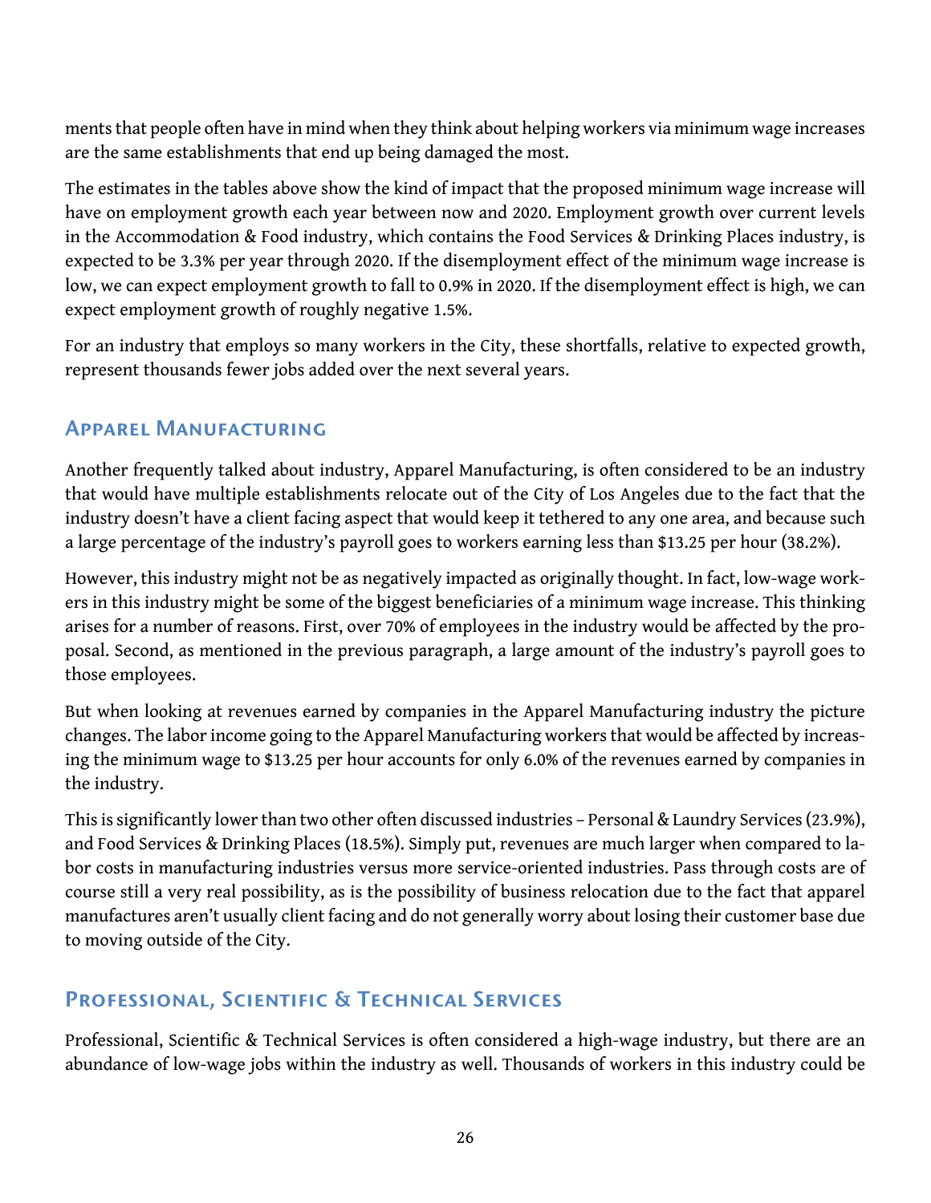ments that people often have in mind when they think about helping workers via minimum wage increases are the same establishments that end up being damaged the most.

The estimates in the tables above show the kind of impact that the proposed minimum wage increase will have on employment growth each year between now and 2020. Employment growth over current levels in the Accommodation & Food industry, which contains the Food Services & Drinking Places industry, is expected to be 3.3% per year through 2020. If the disemployment effect of the minimum wage increase is low, we can expect employment growth to fall to 0.9% in 2020. If the disemployment effect is high, we can expect employment growth of roughly negative 1.5%.

For an industry that employs so many workers in the City, these shortfalls, relative to expected growth, represent thousands fewer jobs added over the next several years.

## Apparel Manufacturing

Another frequently talked about industry, Apparel Manufacturing, is often considered to be an industry that would have multiple establishments relocate out of the City of Los Angeles due to the fact that the industry doesn't have a client facing aspect that would keep it tethered to any one area, and because such a large percentage of the industry's payroll goes to workers earning less than $13.25 per hour (38.2%).

However, this industry might not be as negatively impacted as originally thought. In fact, low-wage workers in this industry might be some of the biggest beneficiaries of a minimum wage increase. This thinking arises for a number of reasons. First, over 70% of employees in the industry would be affected by the proposal. Second, as mentioned in the previous paragraph, a large amount of the industry's payroll goes to those employees.

But when looking at revenues earned by companies in the Apparel Manufacturing industry the picture changes. The labor income going to the Apparel Manufacturing workers that would be affected by increasing the minimum wage to $13.25 per hour accounts for only 6.0% of the revenues earned by companies in the industry.

This is significantly lower than two other often discussed industries – Personal & Laundry Services (23.9%), and Food Services & Drinking Places (18.5%). Simply put, revenues are much larger when compared to labor costs in manufacturing industries versus more service-oriented industries. Pass through costs are of course still a very real possibility, as is the possibility of business relocation due to the fact that apparel manufactures aren't usually client facing and do not generally worry about losing their customer base due to moving outside of the City.

## Professional, Scientific & Technical Services

Professional, Scientific & Technical Services is often considered a high-wage industry, but there are an abundance of low-wage jobs within the industry as well. Thousands of workers in this industry could be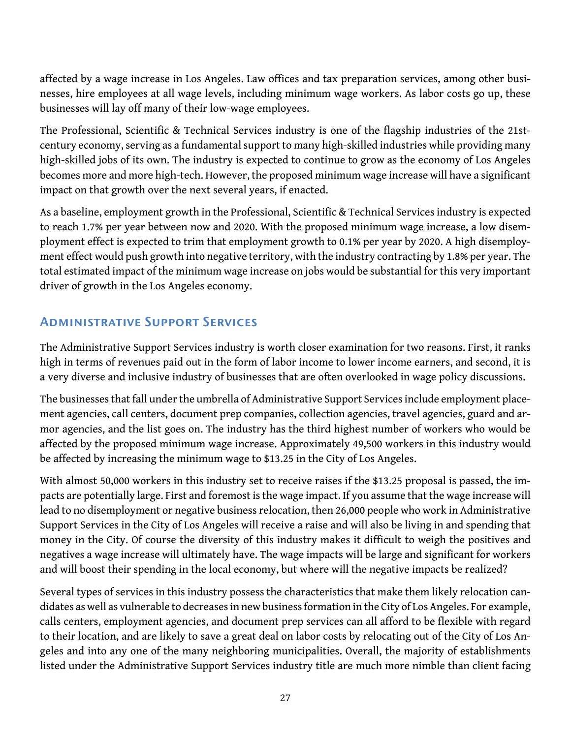affected by a wage increase in Los Angeles. Law offices and tax preparation services, among other businesses, hire employees at all wage levels, including minimum wage workers. As labor costs go up, these businesses will lay off many of their low-wage employees.

The Professional, Scientific & Technical Services industry is one of the flagship industries of the 21st-century economy, serving as a fundamental support to many high-skilled industries while providing many high-skilled jobs of its own. The industry is expected to continue to grow as the economy of Los Angeles becomes more and more high-tech. However, the proposed minimum wage increase will have a significant impact on that growth over the next several years, if enacted.

As a baseline, employment growth in the Professional, Scientific & Technical Services industry is expected to reach 1.7% per year between now and 2020. With the proposed minimum wage increase, a low disemployment effect is expected to trim that employment growth to 0.1% per year by 2020. A high disemployment effect would push growth into negative territory, with the industry contracting by 1.8% per year. The total estimated impact of the minimum wage increase on jobs would be substantial for this very important driver of growth in the Los Angeles economy.

## Administrative Support Services

The Administrative Support Services industry is worth closer examination for two reasons. First, it ranks high in terms of revenues paid out in the form of labor income to lower income earners, and second, it is a very diverse and inclusive industry of businesses that are often overlooked in wage policy discussions.

The businesses that fall under the umbrella of Administrative Support Services include employment placement agencies, call centers, document prep companies, collection agencies, travel agencies, guard and armor agencies, and the list goes on. The industry has the third highest number of workers who would be affected by the proposed minimum wage increase. Approximately 49,500 workers in this industry would be affected by increasing the minimum wage to $13.25 in the City of Los Angeles.

With almost 50,000 workers in this industry set to receive raises if the $13.25 proposal is passed, the impacts are potentially large. First and foremost is the wage impact. If you assume that the wage increase will lead to no disemployment or negative business relocation, then 26,000 people who work in Administrative Support Services in the City of Los Angeles will receive a raise and will also be living in and spending that money in the City. Of course the diversity of this industry makes it difficult to weigh the positives and negatives a wage increase will ultimately have. The wage impacts will be large and significant for workers and will boost their spending in the local economy, but where will the negative impacts be realized?

Several types of services in this industry possess the characteristics that make them likely relocation candidates as well as vulnerable to decreases in new business formation in the City of Los Angeles. For example, calls centers, employment agencies, and document prep services can all afford to be flexible with regard to their location, and are likely to save a great deal on labor costs by relocating out of the City of Los Angeles and into any one of the many neighboring municipalities. Overall, the majority of establishments listed under the Administrative Support Services industry title are much more nimble than client facing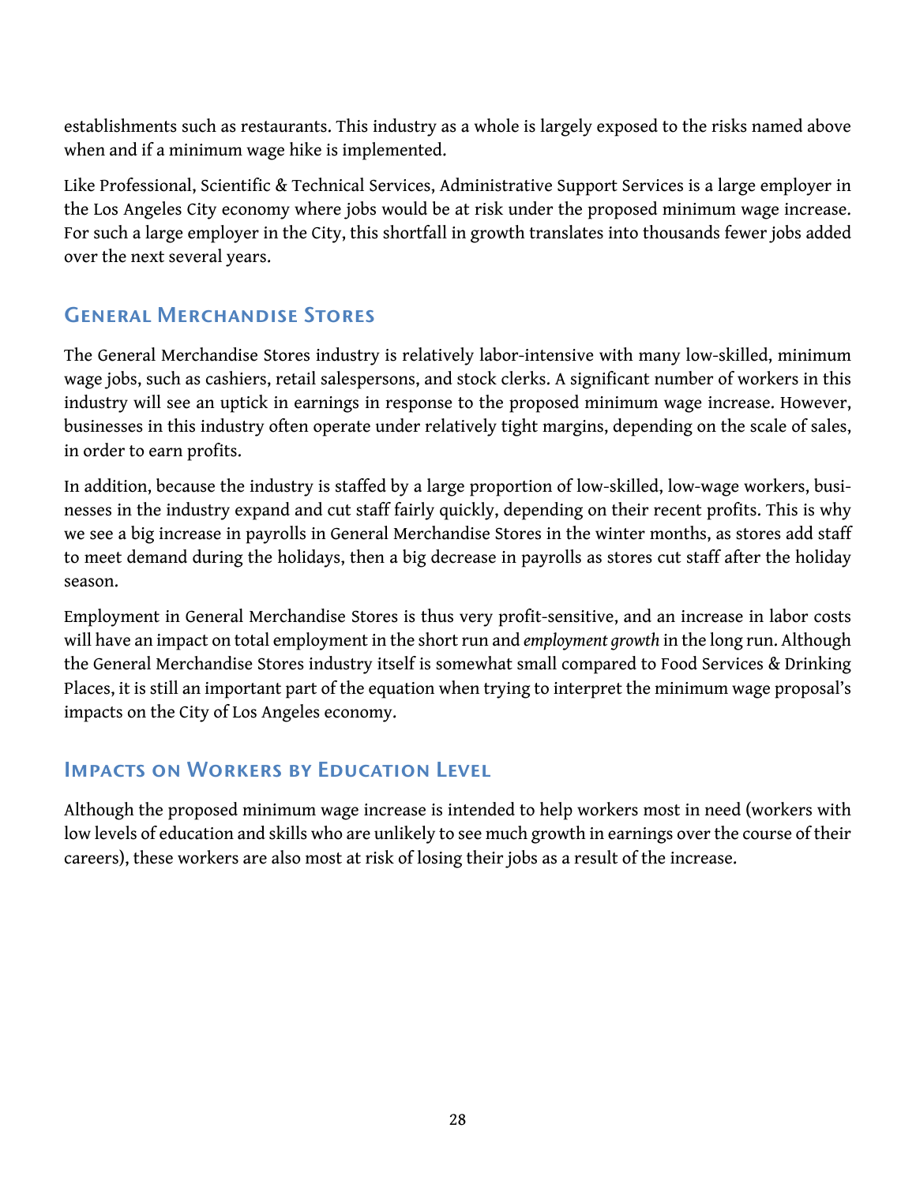establishments such as restaurants. This industry as a whole is largely exposed to the risks named above when and if a minimum wage hike is implemented.

Like Professional, Scientific & Technical Services, Administrative Support Services is a large employer in the Los Angeles City economy where jobs would be at risk under the proposed minimum wage increase. For such a large employer in the City, this shortfall in growth translates into thousands fewer jobs added over the next several years.

### General Merchandise Stores

The General Merchandise Stores industry is relatively labor-intensive with many low-skilled, minimum wage jobs, such as cashiers, retail salespersons, and stock clerks. A significant number of workers in this industry will see an uptick in earnings in response to the proposed minimum wage increase. However, businesses in this industry often operate under relatively tight margins, depending on the scale of sales, in order to earn profits.

In addition, because the industry is staffed by a large proportion of low-skilled, low-wage workers, businesses in the industry expand and cut staff fairly quickly, depending on their recent profits. This is why we see a big increase in payrolls in General Merchandise Stores in the winter months, as stores add staff to meet demand during the holidays, then a big decrease in payrolls as stores cut staff after the holiday season.

Employment in General Merchandise Stores is thus very profit-sensitive, and an increase in labor costs will have an impact on total employment in the short run and *employment growth* in the long run. Although the General Merchandise Stores industry itself is somewhat small compared to Food Services & Drinking Places, it is still an important part of the equation when trying to interpret the minimum wage proposal's impacts on the City of Los Angeles economy.

### Impacts on Workers by Education Level

Although the proposed minimum wage increase is intended to help workers most in need (workers with low levels of education and skills who are unlikely to see much growth in earnings over the course of their careers), these workers are also most at risk of losing their jobs as a result of the increase.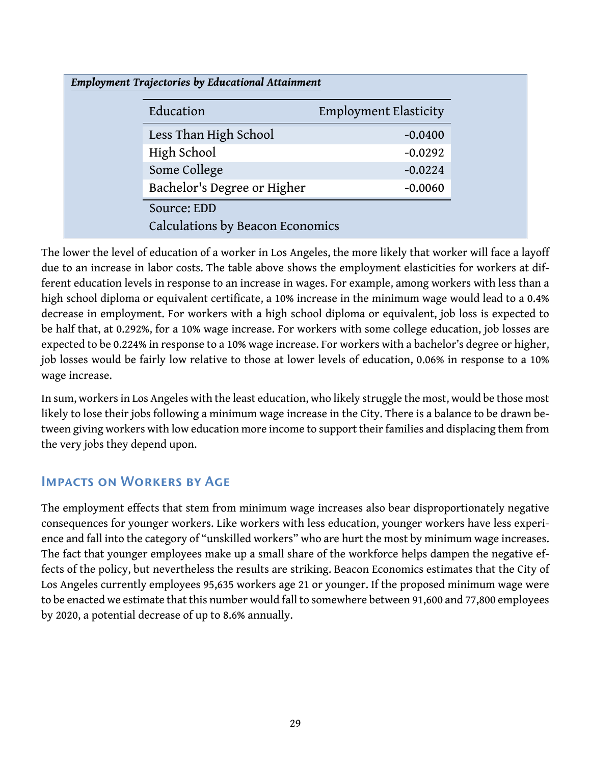***Employment Trajectories by Educational Attainment***

| Education | Employment Elasticity |
|---|---|
| Less Than High School | -0.0400 |
| High School | -0.0292 |
| Some College | -0.0224 |
| Bachelor's Degree or Higher | -0.0060 |

Source: EDD

Calculations by Beacon Economics

The lower the level of education of a worker in Los Angeles, the more likely that worker will face a layoff due to an increase in labor costs. The table above shows the employment elasticities for workers at different education levels in response to an increase in wages. For example, among workers with less than a high school diploma or equivalent certificate, a 10% increase in the minimum wage would lead to a 0.4% decrease in employment. For workers with a high school diploma or equivalent, job loss is expected to be half that, at 0.292%, for a 10% wage increase. For workers with some college education, job losses are expected to be 0.224% in response to a 10% wage increase. For workers with a bachelor's degree or higher, job losses would be fairly low relative to those at lower levels of education, 0.06% in response to a 10% wage increase.

In sum, workers in Los Angeles with the least education, who likely struggle the most, would be those most likely to lose their jobs following a minimum wage increase in the City. There is a balance to be drawn between giving workers with low education more income to support their families and displacing them from the very jobs they depend upon.

## Impacts on Workers by Age

The employment effects that stem from minimum wage increases also bear disproportionately negative consequences for younger workers. Like workers with less education, younger workers have less experience and fall into the category of "unskilled workers" who are hurt the most by minimum wage increases. The fact that younger employees make up a small share of the workforce helps dampen the negative effects of the policy, but nevertheless the results are striking. Beacon Economics estimates that the City of Los Angeles currently employees 95,635 workers age 21 or younger. If the proposed minimum wage were to be enacted we estimate that this number would fall to somewhere between 91,600 and 77,800 employees by 2020, a potential decrease of up to 8.6% annually.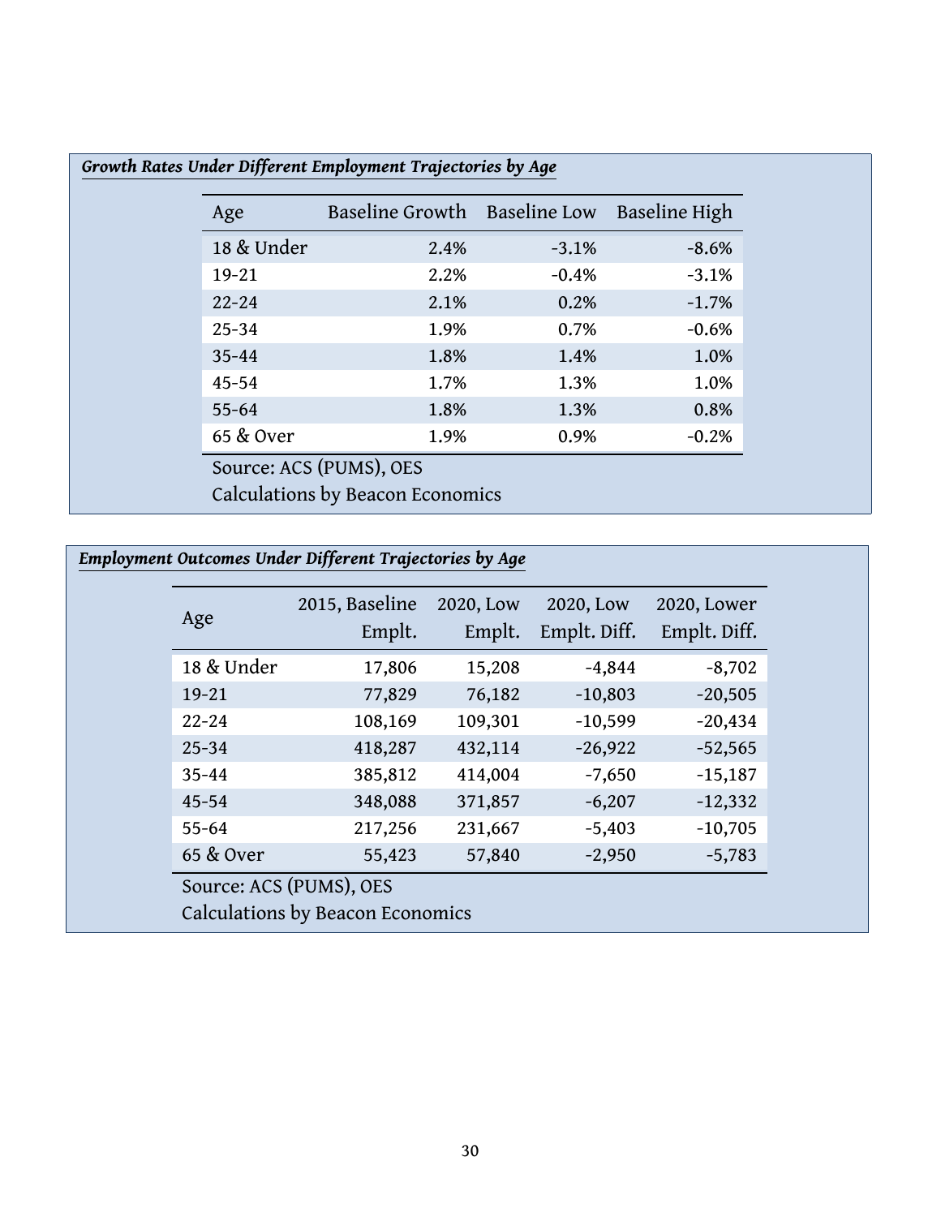*Growth Rates Under Different Employment Trajectories by Age*

| Age | Baseline Growth | Baseline Low | Baseline High |
| --- | --- | --- | --- |
| 18 & Under | 2.4% | -3.1% | -8.6% |
| 19-21 | 2.2% | -0.4% | -3.1% |
| 22-24 | 2.1% | 0.2% | -1.7% |
| 25-34 | 1.9% | 0.7% | -0.6% |
| 35-44 | 1.8% | 1.4% | 1.0% |
| 45-54 | 1.7% | 1.3% | 1.0% |
| 55-64 | 1.8% | 1.3% | 0.8% |
| 65 & Over | 1.9% | 0.9% | -0.2% |

Source: ACS (PUMS), OES
Calculations by Beacon Economics

*Employment Outcomes Under Different Trajectories by Age*

| Age | 2015, Baseline Emplt. | 2020, Low Emplt. | 2020, Low Emplt. Diff. | 2020, Lower Emplt. Diff. |
| --- | --- | --- | --- | --- |
| 18 & Under | 17,806 | 15,208 | -4,844 | -8,702 |
| 19-21 | 77,829 | 76,182 | -10,803 | -20,505 |
| 22-24 | 108,169 | 109,301 | -10,599 | -20,434 |
| 25-34 | 418,287 | 432,114 | -26,922 | -52,565 |
| 35-44 | 385,812 | 414,004 | -7,650 | -15,187 |
| 45-54 | 348,088 | 371,857 | -6,207 | -12,332 |
| 55-64 | 217,256 | 231,667 | -5,403 | -10,705 |
| 65 & Over | 55,423 | 57,840 | -2,950 | -5,783 |

Source: ACS (PUMS), OES
Calculations by Beacon Economics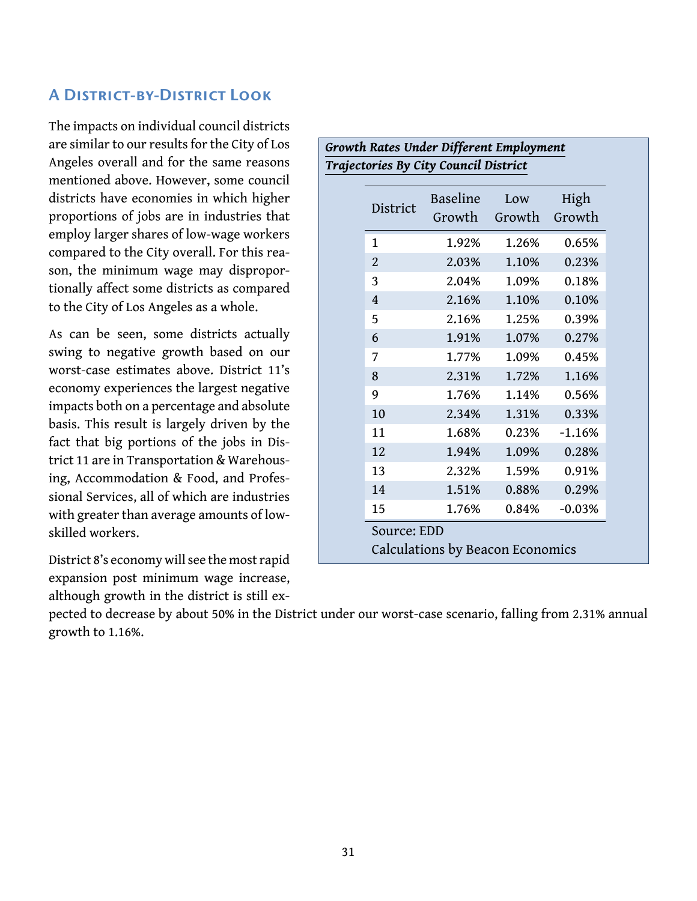## A District-by-District Look

The impacts on individual council districts are similar to our results for the City of Los Angeles overall and for the same reasons mentioned above. However, some council districts have economies in which higher proportions of jobs are in industries that employ larger shares of low-wage workers compared to the City overall. For this reason, the minimum wage may disproportionally affect some districts as compared to the City of Los Angeles as a whole.

As can be seen, some districts actually swing to negative growth based on our worst-case estimates above. District 11's economy experiences the largest negative impacts both on a percentage and absolute basis. This result is largely driven by the fact that big portions of the jobs in District 11 are in Transportation & Warehousing, Accommodation & Food, and Professional Services, all of which are industries with greater than average amounts of low-skilled workers.

District 8's economy will see the most rapid expansion post minimum wage increase, although growth in the district is still expected to decrease by about 50% in the District under our worst-case scenario, falling from 2.31% annual growth to 1.16%.

***Growth Rates Under Different Employment Trajectories By City Council District***

| District | Baseline Growth | Low Growth | High Growth |
|---|---|---|---|
| 1 | 1.92% | 1.26% | 0.65% |
| 2 | 2.03% | 1.10% | 0.23% |
| 3 | 2.04% | 1.09% | 0.18% |
| 4 | 2.16% | 1.10% | 0.10% |
| 5 | 2.16% | 1.25% | 0.39% |
| 6 | 1.91% | 1.07% | 0.27% |
| 7 | 1.77% | 1.09% | 0.45% |
| 8 | 2.31% | 1.72% | 1.16% |
| 9 | 1.76% | 1.14% | 0.56% |
| 10 | 2.34% | 1.31% | 0.33% |
| 11 | 1.68% | 0.23% | -1.16% |
| 12 | 1.94% | 1.09% | 0.28% |
| 13 | 2.32% | 1.59% | 0.91% |
| 14 | 1.51% | 0.88% | 0.29% |
| 15 | 1.76% | 0.84% | -0.03% |

Source: EDD
Calculations by Beacon Economics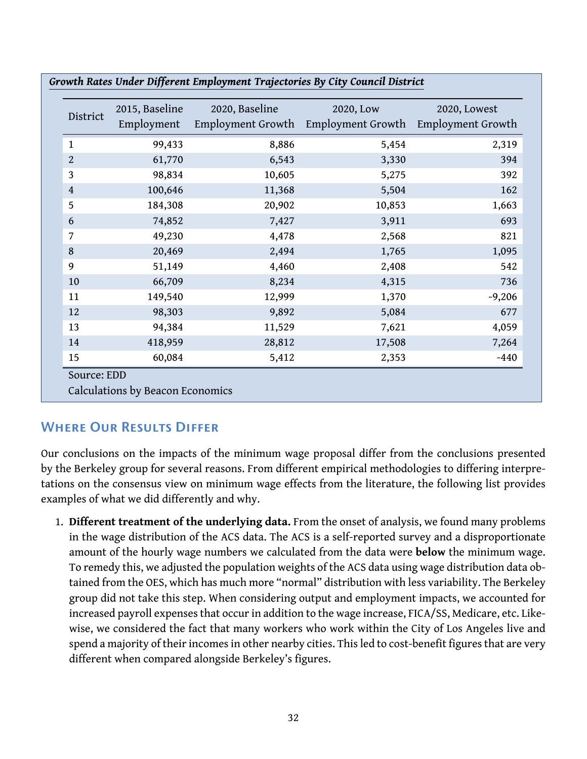***Growth Rates Under Different Employment Trajectories By City Council District***

| District | 2015, Baseline Employment | 2020, Baseline Employment Growth | 2020, Low Employment Growth | 2020, Lowest Employment Growth |
|---|---|---|---|---|
| 1 | 99,433 | 8,886 | 5,454 | 2,319 |
| 2 | 61,770 | 6,543 | 3,330 | 394 |
| 3 | 98,834 | 10,605 | 5,275 | 392 |
| 4 | 100,646 | 11,368 | 5,504 | 162 |
| 5 | 184,308 | 20,902 | 10,853 | 1,663 |
| 6 | 74,852 | 7,427 | 3,911 | 693 |
| 7 | 49,230 | 4,478 | 2,568 | 821 |
| 8 | 20,469 | 2,494 | 1,765 | 1,095 |
| 9 | 51,149 | 4,460 | 2,408 | 542 |
| 10 | 66,709 | 8,234 | 4,315 | 736 |
| 11 | 149,540 | 12,999 | 1,370 | -9,206 |
| 12 | 98,303 | 9,892 | 5,084 | 677 |
| 13 | 94,384 | 11,529 | 7,621 | 4,059 |
| 14 | 418,959 | 28,812 | 17,508 | 7,264 |
| 15 | 60,084 | 5,412 | 2,353 | -440 |

Source: EDD

Calculations by Beacon Economics

## Where Our Results Differ

Our conclusions on the impacts of the minimum wage proposal differ from the conclusions presented by the Berkeley group for several reasons. From different empirical methodologies to differing interpretations on the consensus view on minimum wage effects from the literature, the following list provides examples of what we did differently and why.

1. **Different treatment of the underlying data.** From the onset of analysis, we found many problems in the wage distribution of the ACS data. The ACS is a self-reported survey and a disproportionate amount of the hourly wage numbers we calculated from the data were **below** the minimum wage. To remedy this, we adjusted the population weights of the ACS data using wage distribution data obtained from the OES, which has much more "normal" distribution with less variability. The Berkeley group did not take this step. When considering output and employment impacts, we accounted for increased payroll expenses that occur in addition to the wage increase, FICA/SS, Medicare, etc. Likewise, we considered the fact that many workers who work within the City of Los Angeles live and spend a majority of their incomes in other nearby cities. This led to cost-benefit figures that are very different when compared alongside Berkeley's figures.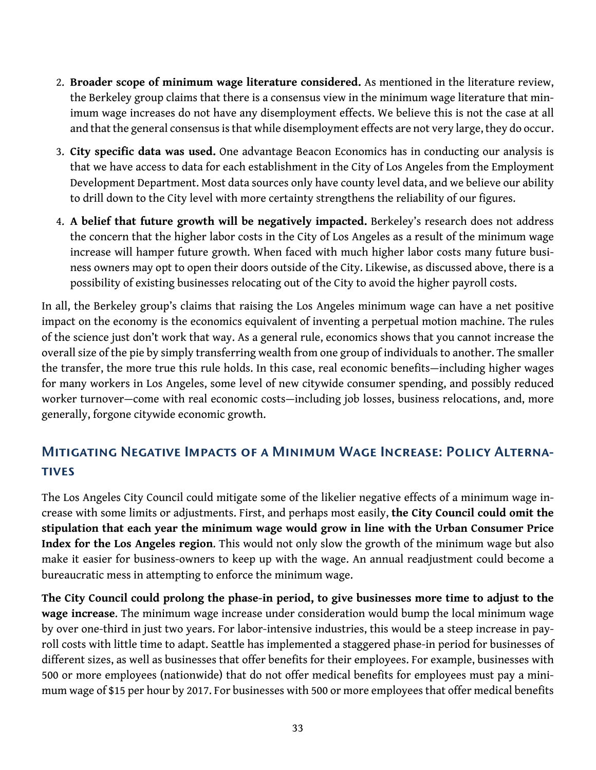2. **Broader scope of minimum wage literature considered.** As mentioned in the literature review, the Berkeley group claims that there is a consensus view in the minimum wage literature that minimum wage increases do not have any disemployment effects. We believe this is not the case at all and that the general consensus is that while disemployment effects are not very large, they do occur.
3. **City specific data was used.** One advantage Beacon Economics has in conducting our analysis is that we have access to data for each establishment in the City of Los Angeles from the Employment Development Department. Most data sources only have county level data, and we believe our ability to drill down to the City level with more certainty strengthens the reliability of our figures.
4. **A belief that future growth will be negatively impacted.** Berkeley's research does not address the concern that the higher labor costs in the City of Los Angeles as a result of the minimum wage increase will hamper future growth. When faced with much higher labor costs many future business owners may opt to open their doors outside of the City. Likewise, as discussed above, there is a possibility of existing businesses relocating out of the City to avoid the higher payroll costs.

In all, the Berkeley group's claims that raising the Los Angeles minimum wage can have a net positive impact on the economy is the economics equivalent of inventing a perpetual motion machine. The rules of the science just don't work that way. As a general rule, economics shows that you cannot increase the overall size of the pie by simply transferring wealth from one group of individuals to another. The smaller the transfer, the more true this rule holds. In this case, real economic benefits—including higher wages for many workers in Los Angeles, some level of new citywide consumer spending, and possibly reduced worker turnover—come with real economic costs—including job losses, business relocations, and, more generally, forgone citywide economic growth.

## Mitigating Negative Impacts of a Minimum Wage Increase: Policy Alternatives

The Los Angeles City Council could mitigate some of the likelier negative effects of a minimum wage increase with some limits or adjustments. First, and perhaps most easily, **the City Council could omit the stipulation that each year the minimum wage would grow in line with the Urban Consumer Price Index for the Los Angeles region**. This would not only slow the growth of the minimum wage but also make it easier for business-owners to keep up with the wage. An annual readjustment could become a bureaucratic mess in attempting to enforce the minimum wage.

**The City Council could prolong the phase-in period, to give businesses more time to adjust to the wage increase**. The minimum wage increase under consideration would bump the local minimum wage by over one-third in just two years. For labor-intensive industries, this would be a steep increase in payroll costs with little time to adapt. Seattle has implemented a staggered phase-in period for businesses of different sizes, as well as businesses that offer benefits for their employees. For example, businesses with 500 or more employees (nationwide) that do not offer medical benefits for employees must pay a minimum wage of $15 per hour by 2017. For businesses with 500 or more employees that offer medical benefits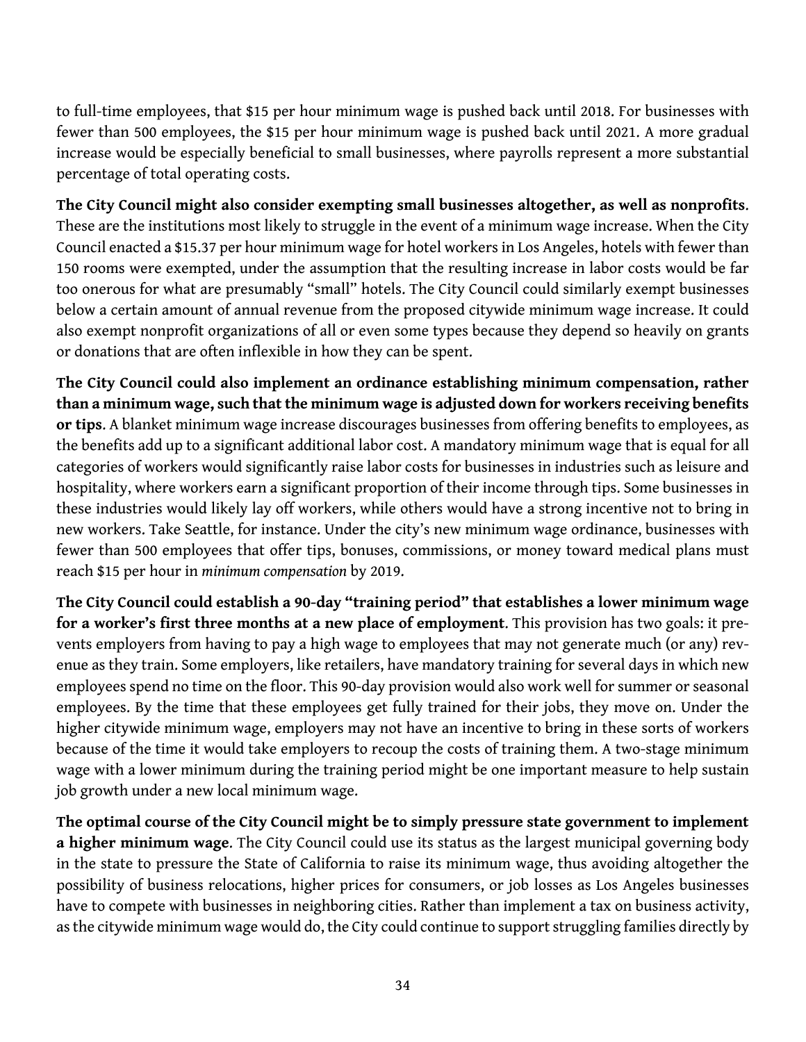to full-time employees, that $15 per hour minimum wage is pushed back until 2018. For businesses with fewer than 500 employees, the $15 per hour minimum wage is pushed back until 2021. A more gradual increase would be especially beneficial to small businesses, where payrolls represent a more substantial percentage of total operating costs.

**The City Council might also consider exempting small businesses altogether, as well as nonprofits**. These are the institutions most likely to struggle in the event of a minimum wage increase. When the City Council enacted a $15.37 per hour minimum wage for hotel workers in Los Angeles, hotels with fewer than 150 rooms were exempted, under the assumption that the resulting increase in labor costs would be far too onerous for what are presumably "small" hotels. The City Council could similarly exempt businesses below a certain amount of annual revenue from the proposed citywide minimum wage increase. It could also exempt nonprofit organizations of all or even some types because they depend so heavily on grants or donations that are often inflexible in how they can be spent.

**The City Council could also implement an ordinance establishing minimum compensation, rather than a minimum wage, such that the minimum wage is adjusted down for workers receiving benefits or tips**. A blanket minimum wage increase discourages businesses from offering benefits to employees, as the benefits add up to a significant additional labor cost. A mandatory minimum wage that is equal for all categories of workers would significantly raise labor costs for businesses in industries such as leisure and hospitality, where workers earn a significant proportion of their income through tips. Some businesses in these industries would likely lay off workers, while others would have a strong incentive not to bring in new workers. Take Seattle, for instance. Under the city's new minimum wage ordinance, businesses with fewer than 500 employees that offer tips, bonuses, commissions, or money toward medical plans must reach $15 per hour in *minimum compensation* by 2019.

**The City Council could establish a 90-day "training period" that establishes a lower minimum wage for a worker's first three months at a new place of employment**. This provision has two goals: it prevents employers from having to pay a high wage to employees that may not generate much (or any) revenue as they train. Some employers, like retailers, have mandatory training for several days in which new employees spend no time on the floor. This 90-day provision would also work well for summer or seasonal employees. By the time that these employees get fully trained for their jobs, they move on. Under the higher citywide minimum wage, employers may not have an incentive to bring in these sorts of workers because of the time it would take employers to recoup the costs of training them. A two-stage minimum wage with a lower minimum during the training period might be one important measure to help sustain job growth under a new local minimum wage.

**The optimal course of the City Council might be to simply pressure state government to implement a higher minimum wage**. The City Council could use its status as the largest municipal governing body in the state to pressure the State of California to raise its minimum wage, thus avoiding altogether the possibility of business relocations, higher prices for consumers, or job losses as Los Angeles businesses have to compete with businesses in neighboring cities. Rather than implement a tax on business activity, as the citywide minimum wage would do, the City could continue to support struggling families directly by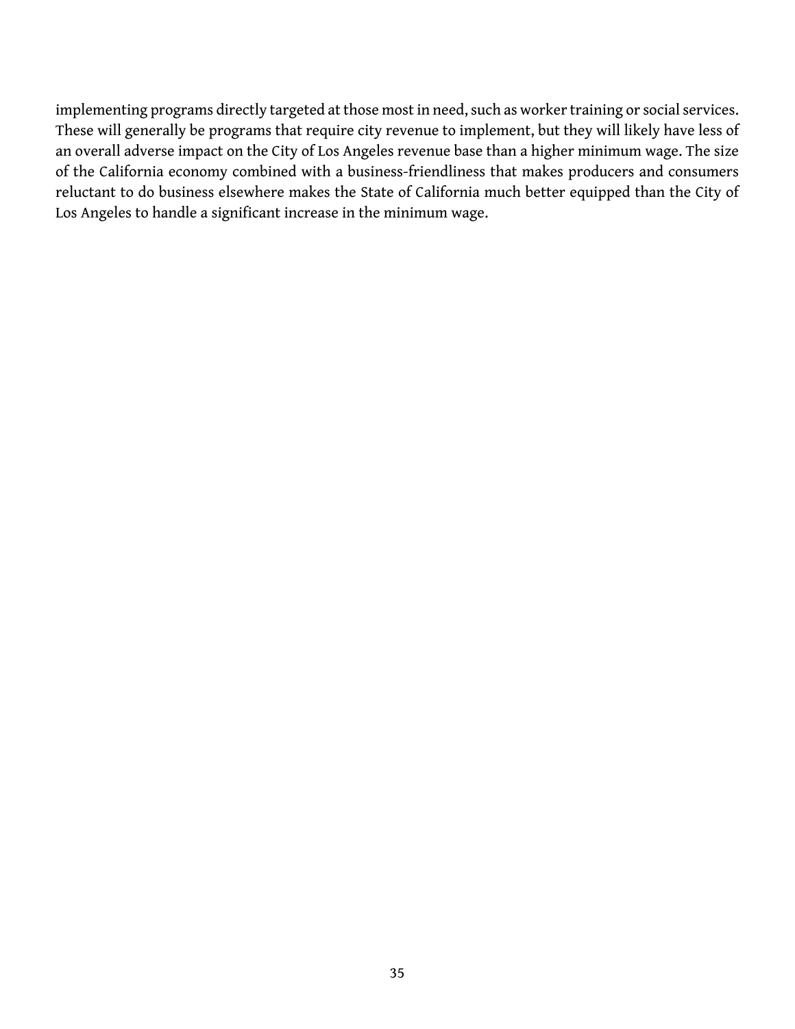implementing programs directly targeted at those most in need, such as worker training or social services. These will generally be programs that require city revenue to implement, but they will likely have less of an overall adverse impact on the City of Los Angeles revenue base than a higher minimum wage. The size of the California economy combined with a business-friendliness that makes producers and consumers reluctant to do business elsewhere makes the State of California much better equipped than the City of Los Angeles to handle a significant increase in the minimum wage.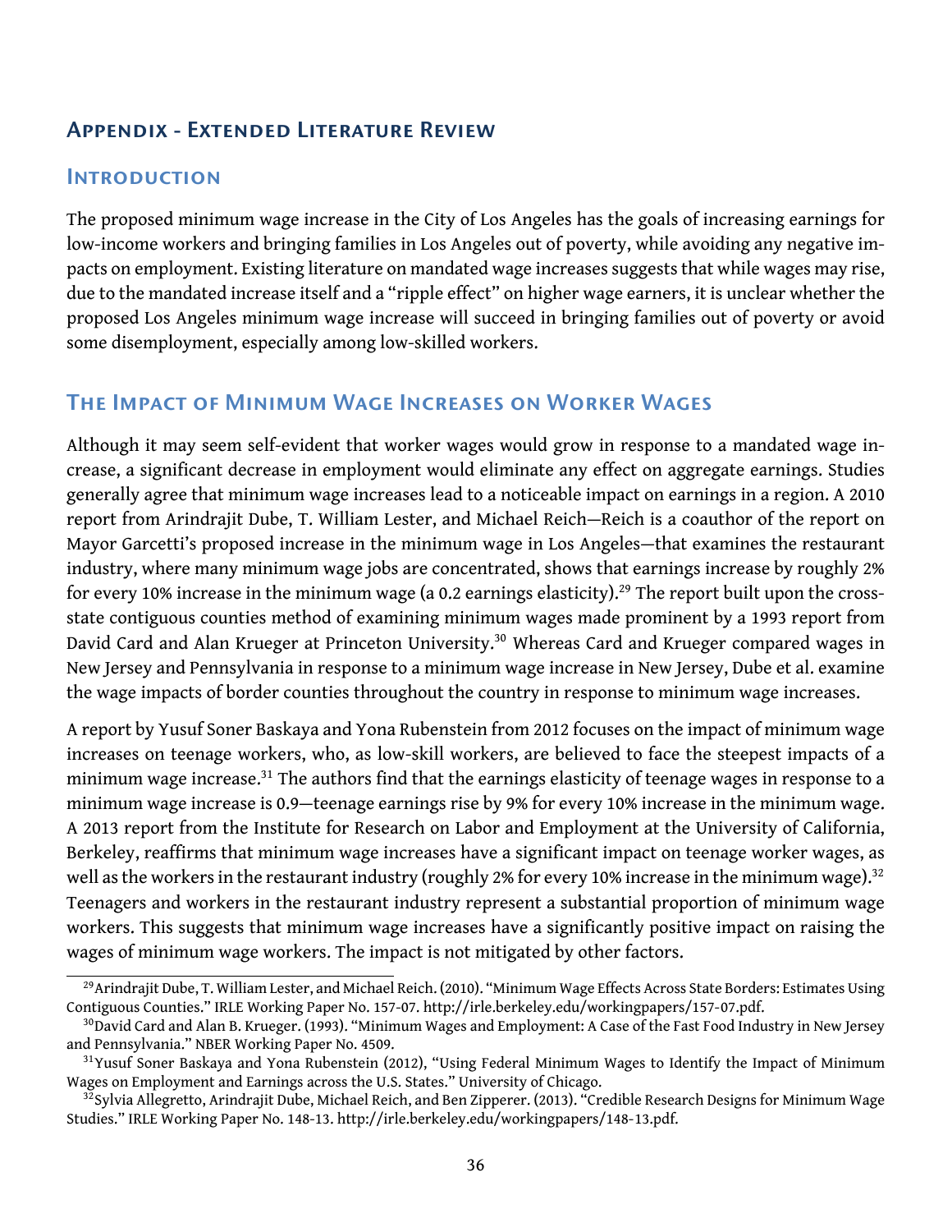# Appendix - Extended Literature Review

## Introduction

The proposed minimum wage increase in the City of Los Angeles has the goals of increasing earnings for low-income workers and bringing families in Los Angeles out of poverty, while avoiding any negative impacts on employment. Existing literature on mandated wage increases suggests that while wages may rise, due to the mandated increase itself and a "ripple effect" on higher wage earners, it is unclear whether the proposed Los Angeles minimum wage increase will succeed in bringing families out of poverty or avoid some disemployment, especially among low-skilled workers.

## The Impact of Minimum Wage Increases on Worker Wages

Although it may seem self-evident that worker wages would grow in response to a mandated wage increase, a significant decrease in employment would eliminate any effect on aggregate earnings. Studies generally agree that minimum wage increases lead to a noticeable impact on earnings in a region. A 2010 report from Arindrajit Dube, T. William Lester, and Michael Reich—Reich is a coauthor of the report on Mayor Garcetti's proposed increase in the minimum wage in Los Angeles—that examines the restaurant industry, where many minimum wage jobs are concentrated, shows that earnings increase by roughly 2% for every 10% increase in the minimum wage (a 0.2 earnings elasticity).[29] The report built upon the cross-state contiguous counties method of examining minimum wages made prominent by a 1993 report from David Card and Alan Krueger at Princeton University.[30] Whereas Card and Krueger compared wages in New Jersey and Pennsylvania in response to a minimum wage increase in New Jersey, Dube et al. examine the wage impacts of border counties throughout the country in response to minimum wage increases.

A report by Yusuf Soner Baskaya and Yona Rubenstein from 2012 focuses on the impact of minimum wage increases on teenage workers, who, as low-skill workers, are believed to face the steepest impacts of a minimum wage increase.[31] The authors find that the earnings elasticity of teenage wages in response to a minimum wage increase is 0.9—teenage earnings rise by 9% for every 10% increase in the minimum wage. A 2013 report from the Institute for Research on Labor and Employment at the University of California, Berkeley, reaffirms that minimum wage increases have a significant impact on teenage worker wages, as well as the workers in the restaurant industry (roughly 2% for every 10% increase in the minimum wage).[32] Teenagers and workers in the restaurant industry represent a substantial proportion of minimum wage workers. This suggests that minimum wage increases have a significantly positive impact on raising the wages of minimum wage workers. The impact is not mitigated by other factors.

---

[29] Arindrajit Dube, T. William Lester, and Michael Reich. (2010). "Minimum Wage Effects Across State Borders: Estimates Using Contiguous Counties." IRLE Working Paper No. 157-07. http://irle.berkeley.edu/workingpapers/157-07.pdf.

[30] David Card and Alan B. Krueger. (1993). "Minimum Wages and Employment: A Case of the Fast Food Industry in New Jersey and Pennsylvania." NBER Working Paper No. 4509.

[31] Yusuf Soner Baskaya and Yona Rubenstein (2012), "Using Federal Minimum Wages to Identify the Impact of Minimum Wages on Employment and Earnings across the U.S. States." University of Chicago.

[32] Sylvia Allegretto, Arindrajit Dube, Michael Reich, and Ben Zipperer. (2013). "Credible Research Designs for Minimum Wage Studies." IRLE Working Paper No. 148-13. http://irle.berkeley.edu/workingpapers/148-13.pdf.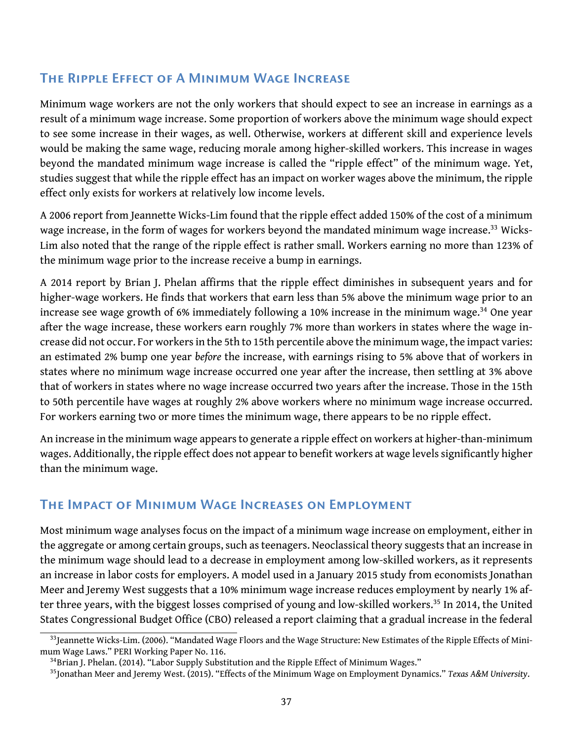## The Ripple Effect of A Minimum Wage Increase

Minimum wage workers are not the only workers that should expect to see an increase in earnings as a result of a minimum wage increase. Some proportion of workers above the minimum wage should expect to see some increase in their wages, as well. Otherwise, workers at different skill and experience levels would be making the same wage, reducing morale among higher-skilled workers. This increase in wages beyond the mandated minimum wage increase is called the "ripple effect" of the minimum wage. Yet, studies suggest that while the ripple effect has an impact on worker wages above the minimum, the ripple effect only exists for workers at relatively low income levels.

A 2006 report from Jeannette Wicks-Lim found that the ripple effect added 150% of the cost of a minimum wage increase, in the form of wages for workers beyond the mandated minimum wage increase.[33] Wicks-Lim also noted that the range of the ripple effect is rather small. Workers earning no more than 123% of the minimum wage prior to the increase receive a bump in earnings.

A 2014 report by Brian J. Phelan affirms that the ripple effect diminishes in subsequent years and for higher-wage workers. He finds that workers that earn less than 5% above the minimum wage prior to an increase see wage growth of 6% immediately following a 10% increase in the minimum wage.[34] One year after the wage increase, these workers earn roughly 7% more than workers in states where the wage increase did not occur. For workers in the 5th to 15th percentile above the minimum wage, the impact varies: an estimated 2% bump one year *before* the increase, with earnings rising to 5% above that of workers in states where no minimum wage increase occurred one year after the increase, then settling at 3% above that of workers in states where no wage increase occurred two years after the increase. Those in the 15th to 50th percentile have wages at roughly 2% above workers where no minimum wage increase occurred. For workers earning two or more times the minimum wage, there appears to be no ripple effect.

An increase in the minimum wage appears to generate a ripple effect on workers at higher-than-minimum wages. Additionally, the ripple effect does not appear to benefit workers at wage levels significantly higher than the minimum wage.

## The Impact of Minimum Wage Increases on Employment

Most minimum wage analyses focus on the impact of a minimum wage increase on employment, either in the aggregate or among certain groups, such as teenagers. Neoclassical theory suggests that an increase in the minimum wage should lead to a decrease in employment among low-skilled workers, as it represents an increase in labor costs for employers. A model used in a January 2015 study from economists Jonathan Meer and Jeremy West suggests that a 10% minimum wage increase reduces employment by nearly 1% after three years, with the biggest losses comprised of young and low-skilled workers.[35] In 2014, the United States Congressional Budget Office (CBO) released a report claiming that a gradual increase in the federal

[33] Jeannette Wicks-Lim. (2006). "Mandated Wage Floors and the Wage Structure: New Estimates of the Ripple Effects of Minimum Wage Laws." PERI Working Paper No. 116.

[34] Brian J. Phelan. (2014). "Labor Supply Substitution and the Ripple Effect of Minimum Wages."

[35] Jonathan Meer and Jeremy West. (2015). "Effects of the Minimum Wage on Employment Dynamics." *Texas A&M University*.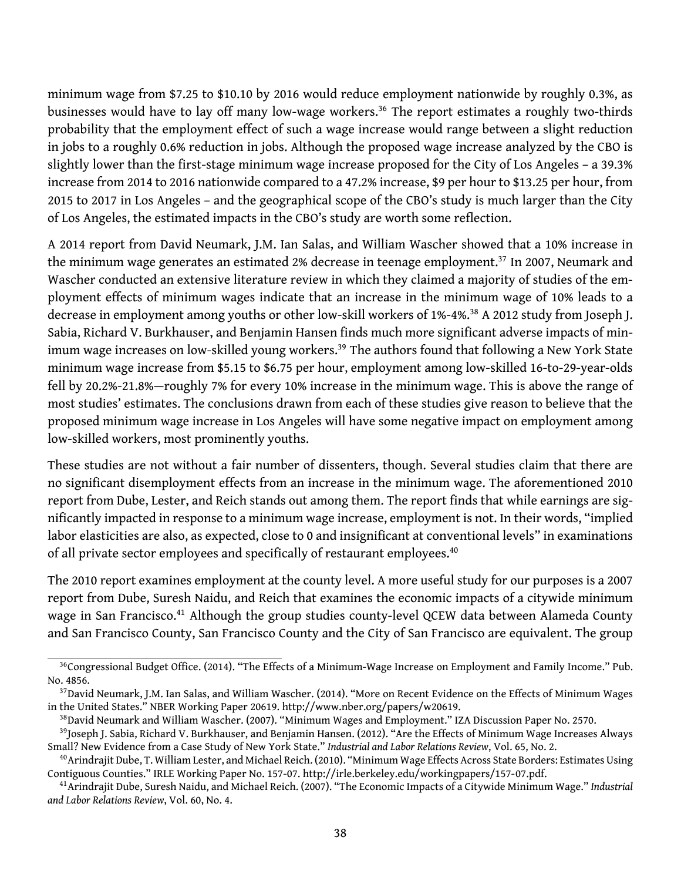minimum wage from $7.25 to $10.10 by 2016 would reduce employment nationwide by roughly 0.3%, as businesses would have to lay off many low-wage workers.[36] The report estimates a roughly two-thirds probability that the employment effect of such a wage increase would range between a slight reduction in jobs to a roughly 0.6% reduction in jobs. Although the proposed wage increase analyzed by the CBO is slightly lower than the first-stage minimum wage increase proposed for the City of Los Angeles – a 39.3% increase from 2014 to 2016 nationwide compared to a 47.2% increase, $9 per hour to $13.25 per hour, from 2015 to 2017 in Los Angeles – and the geographical scope of the CBO's study is much larger than the City of Los Angeles, the estimated impacts in the CBO's study are worth some reflection.

A 2014 report from David Neumark, J.M. Ian Salas, and William Wascher showed that a 10% increase in the minimum wage generates an estimated 2% decrease in teenage employment.[37] In 2007, Neumark and Wascher conducted an extensive literature review in which they claimed a majority of studies of the employment effects of minimum wages indicate that an increase in the minimum wage of 10% leads to a decrease in employment among youths or other low-skill workers of 1%-4%.[38] A 2012 study from Joseph J. Sabia, Richard V. Burkhauser, and Benjamin Hansen finds much more significant adverse impacts of minimum wage increases on low-skilled young workers.[39] The authors found that following a New York State minimum wage increase from $5.15 to $6.75 per hour, employment among low-skilled 16-to-29-year-olds fell by 20.2%-21.8%—roughly 7% for every 10% increase in the minimum wage. This is above the range of most studies' estimates. The conclusions drawn from each of these studies give reason to believe that the proposed minimum wage increase in Los Angeles will have some negative impact on employment among low-skilled workers, most prominently youths.

These studies are not without a fair number of dissenters, though. Several studies claim that there are no significant disemployment effects from an increase in the minimum wage. The aforementioned 2010 report from Dube, Lester, and Reich stands out among them. The report finds that while earnings are significantly impacted in response to a minimum wage increase, employment is not. In their words, "implied labor elasticities are also, as expected, close to 0 and insignificant at conventional levels" in examinations of all private sector employees and specifically of restaurant employees.[40]

The 2010 report examines employment at the county level. A more useful study for our purposes is a 2007 report from Dube, Suresh Naidu, and Reich that examines the economic impacts of a citywide minimum wage in San Francisco.[41] Although the group studies county-level QCEW data between Alameda County and San Francisco County, San Francisco County and the City of San Francisco are equivalent. The group

---

[36] Congressional Budget Office. (2014). "The Effects of a Minimum-Wage Increase on Employment and Family Income." Pub. No. 4856.

[37] David Neumark, J.M. Ian Salas, and William Wascher. (2014). "More on Recent Evidence on the Effects of Minimum Wages in the United States." NBER Working Paper 20619. http://www.nber.org/papers/w20619.

[38] David Neumark and William Wascher. (2007). "Minimum Wages and Employment." IZA Discussion Paper No. 2570.

[39] Joseph J. Sabia, Richard V. Burkhauser, and Benjamin Hansen. (2012). "Are the Effects of Minimum Wage Increases Always Small? New Evidence from a Case Study of New York State." *Industrial and Labor Relations Review*, Vol. 65, No. 2.

[40] Arindrajit Dube, T. William Lester, and Michael Reich. (2010). "Minimum Wage Effects Across State Borders: Estimates Using Contiguous Counties." IRLE Working Paper No. 157-07. http://irle.berkeley.edu/workingpapers/157-07.pdf.

[41] Arindrajit Dube, Suresh Naidu, and Michael Reich. (2007). "The Economic Impacts of a Citywide Minimum Wage." *Industrial and Labor Relations Review*, Vol. 60, No. 4.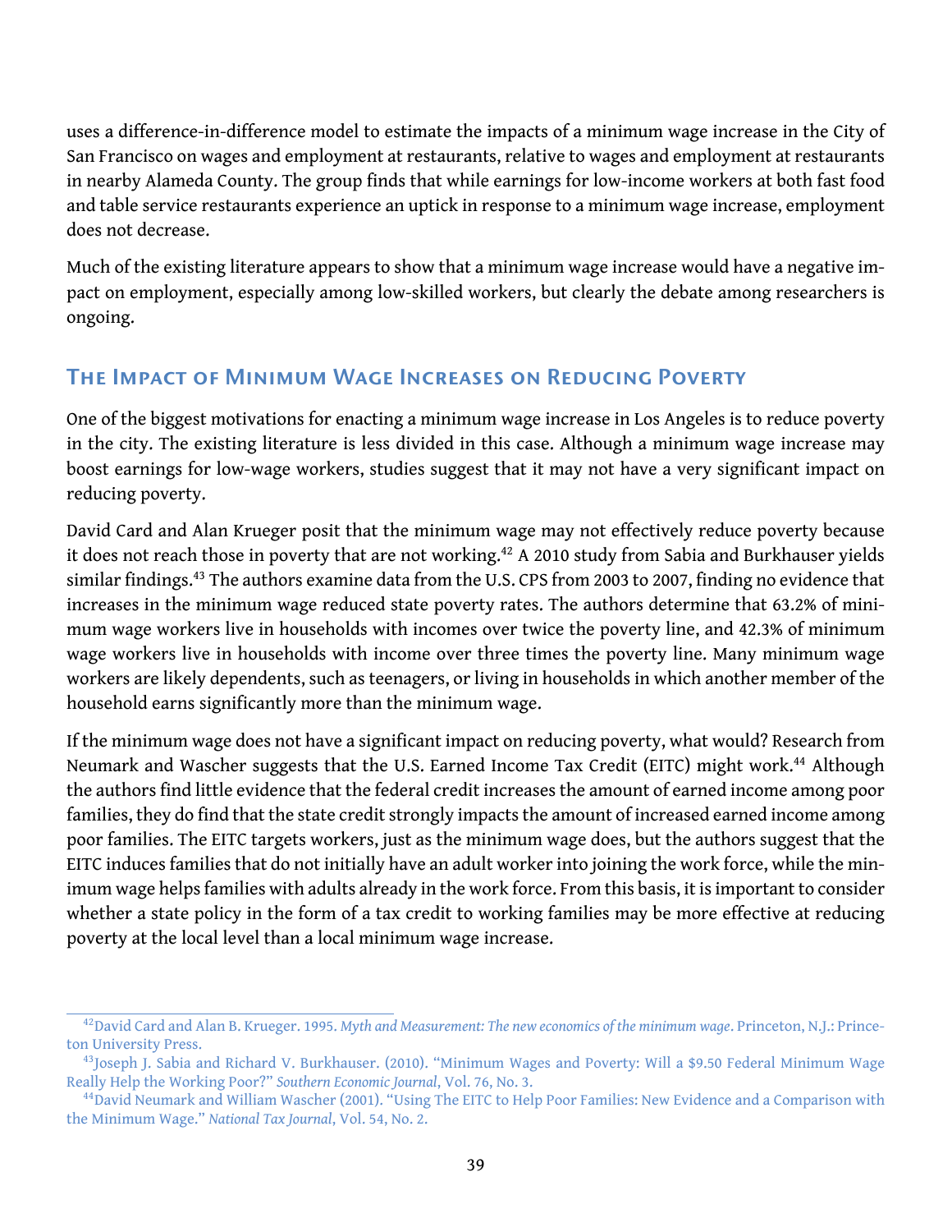uses a difference-in-difference model to estimate the impacts of a minimum wage increase in the City of San Francisco on wages and employment at restaurants, relative to wages and employment at restaurants in nearby Alameda County. The group finds that while earnings for low-income workers at both fast food and table service restaurants experience an uptick in response to a minimum wage increase, employment does not decrease.

Much of the existing literature appears to show that a minimum wage increase would have a negative impact on employment, especially among low-skilled workers, but clearly the debate among researchers is ongoing.

## The Impact of Minimum Wage Increases on Reducing Poverty

One of the biggest motivations for enacting a minimum wage increase in Los Angeles is to reduce poverty in the city. The existing literature is less divided in this case. Although a minimum wage increase may boost earnings for low-wage workers, studies suggest that it may not have a very significant impact on reducing poverty.

David Card and Alan Krueger posit that the minimum wage may not effectively reduce poverty because it does not reach those in poverty that are not working.[42] A 2010 study from Sabia and Burkhauser yields similar findings.[43] The authors examine data from the U.S. CPS from 2003 to 2007, finding no evidence that increases in the minimum wage reduced state poverty rates. The authors determine that 63.2% of minimum wage workers live in households with incomes over twice the poverty line, and 42.3% of minimum wage workers live in households with income over three times the poverty line. Many minimum wage workers are likely dependents, such as teenagers, or living in households in which another member of the household earns significantly more than the minimum wage.

If the minimum wage does not have a significant impact on reducing poverty, what would? Research from Neumark and Wascher suggests that the U.S. Earned Income Tax Credit (EITC) might work.[44] Although the authors find little evidence that the federal credit increases the amount of earned income among poor families, they do find that the state credit strongly impacts the amount of increased earned income among poor families. The EITC targets workers, just as the minimum wage does, but the authors suggest that the EITC induces families that do not initially have an adult worker into joining the work force, while the minimum wage helps families with adults already in the work force. From this basis, it is important to consider whether a state policy in the form of a tax credit to working families may be more effective at reducing poverty at the local level than a local minimum wage increase.

---

[42] David Card and Alan B. Krueger. 1995. *Myth and Measurement: The new economics of the minimum wage*. Princeton, N.J.: Princeton University Press.

[43] Joseph J. Sabia and Richard V. Burkhauser. (2010). "Minimum Wages and Poverty: Will a $9.50 Federal Minimum Wage Really Help the Working Poor?" *Southern Economic Journal*, Vol. 76, No. 3.

[44] David Neumark and William Wascher (2001). "Using The EITC to Help Poor Families: New Evidence and a Comparison with the Minimum Wage." *National Tax Journal*, Vol. 54, No. 2.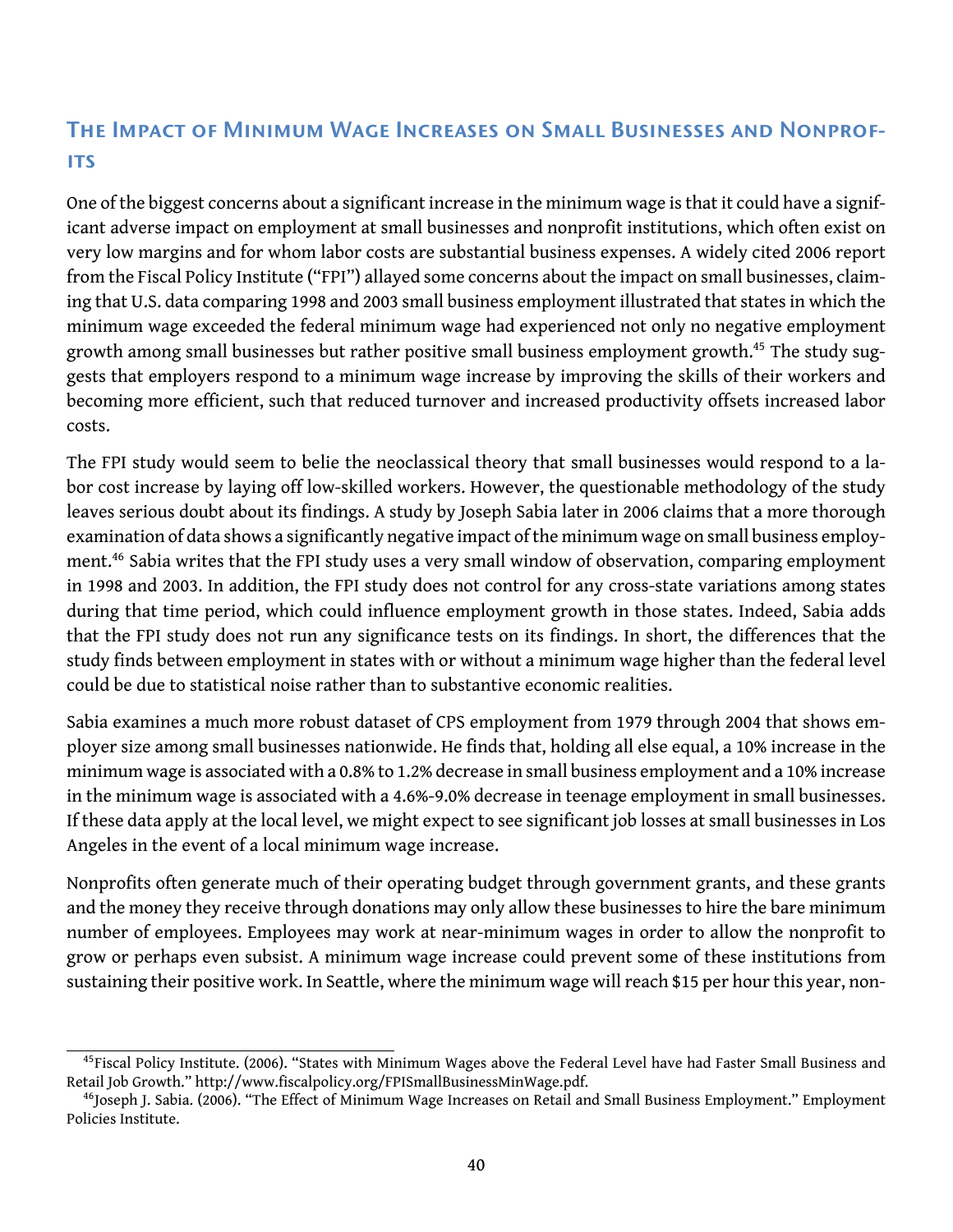## The Impact of Minimum Wage Increases on Small Businesses and Nonprofits

One of the biggest concerns about a significant increase in the minimum wage is that it could have a significant adverse impact on employment at small businesses and nonprofit institutions, which often exist on very low margins and for whom labor costs are substantial business expenses. A widely cited 2006 report from the Fiscal Policy Institute ("FPI") allayed some concerns about the impact on small businesses, claiming that U.S. data comparing 1998 and 2003 small business employment illustrated that states in which the minimum wage exceeded the federal minimum wage had experienced not only no negative employment growth among small businesses but rather positive small business employment growth.[45] The study suggests that employers respond to a minimum wage increase by improving the skills of their workers and becoming more efficient, such that reduced turnover and increased productivity offsets increased labor costs.

The FPI study would seem to belie the neoclassical theory that small businesses would respond to a labor cost increase by laying off low-skilled workers. However, the questionable methodology of the study leaves serious doubt about its findings. A study by Joseph Sabia later in 2006 claims that a more thorough examination of data shows a significantly negative impact of the minimum wage on small business employment.[46] Sabia writes that the FPI study uses a very small window of observation, comparing employment in 1998 and 2003. In addition, the FPI study does not control for any cross-state variations among states during that time period, which could influence employment growth in those states. Indeed, Sabia adds that the FPI study does not run any significance tests on its findings. In short, the differences that the study finds between employment in states with or without a minimum wage higher than the federal level could be due to statistical noise rather than to substantive economic realities.

Sabia examines a much more robust dataset of CPS employment from 1979 through 2004 that shows employer size among small businesses nationwide. He finds that, holding all else equal, a 10% increase in the minimum wage is associated with a 0.8% to 1.2% decrease in small business employment and a 10% increase in the minimum wage is associated with a 4.6%-9.0% decrease in teenage employment in small businesses. If these data apply at the local level, we might expect to see significant job losses at small businesses in Los Angeles in the event of a local minimum wage increase.

Nonprofits often generate much of their operating budget through government grants, and these grants and the money they receive through donations may only allow these businesses to hire the bare minimum number of employees. Employees may work at near-minimum wages in order to allow the nonprofit to grow or perhaps even subsist. A minimum wage increase could prevent some of these institutions from sustaining their positive work. In Seattle, where the minimum wage will reach $15 per hour this year, non-

[45] Fiscal Policy Institute. (2006). "States with Minimum Wages above the Federal Level have had Faster Small Business and Retail Job Growth." http://www.fiscalpolicy.org/FPISmallBusinessMinWage.pdf.

[46] Joseph J. Sabia. (2006). "The Effect of Minimum Wage Increases on Retail and Small Business Employment." Employment Policies Institute.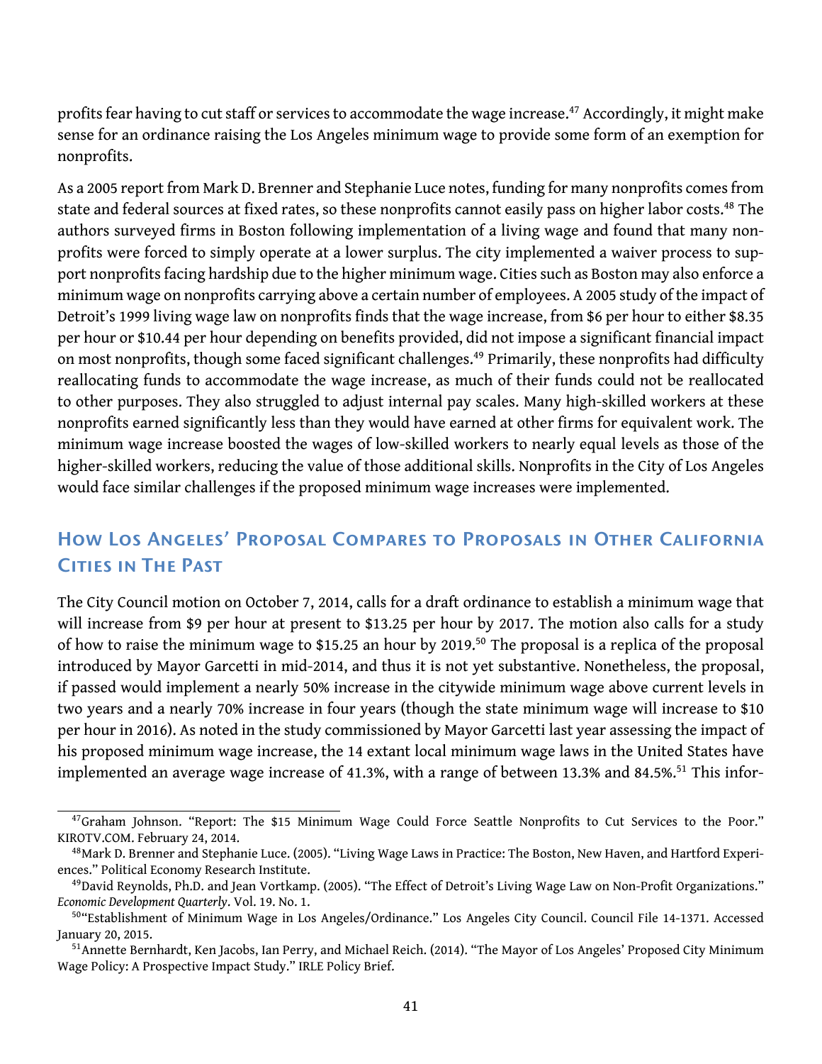profits fear having to cut staff or services to accommodate the wage increase.[47] Accordingly, it might make sense for an ordinance raising the Los Angeles minimum wage to provide some form of an exemption for nonprofits.

As a 2005 report from Mark D. Brenner and Stephanie Luce notes, funding for many nonprofits comes from state and federal sources at fixed rates, so these nonprofits cannot easily pass on higher labor costs.[48] The authors surveyed firms in Boston following implementation of a living wage and found that many nonprofits were forced to simply operate at a lower surplus. The city implemented a waiver process to support nonprofits facing hardship due to the higher minimum wage. Cities such as Boston may also enforce a minimum wage on nonprofits carrying above a certain number of employees. A 2005 study of the impact of Detroit's 1999 living wage law on nonprofits finds that the wage increase, from $6 per hour to either $8.35 per hour or $10.44 per hour depending on benefits provided, did not impose a significant financial impact on most nonprofits, though some faced significant challenges.[49] Primarily, these nonprofits had difficulty reallocating funds to accommodate the wage increase, as much of their funds could not be reallocated to other purposes. They also struggled to adjust internal pay scales. Many high-skilled workers at these nonprofits earned significantly less than they would have earned at other firms for equivalent work. The minimum wage increase boosted the wages of low-skilled workers to nearly equal levels as those of the higher-skilled workers, reducing the value of those additional skills. Nonprofits in the City of Los Angeles would face similar challenges if the proposed minimum wage increases were implemented.

## How Los Angeles' Proposal Compares to Proposals in Other California Cities in The Past

The City Council motion on October 7, 2014, calls for a draft ordinance to establish a minimum wage that will increase from $9 per hour at present to $13.25 per hour by 2017. The motion also calls for a study of how to raise the minimum wage to $15.25 an hour by 2019.[50] The proposal is a replica of the proposal introduced by Mayor Garcetti in mid-2014, and thus it is not yet substantive. Nonetheless, the proposal, if passed would implement a nearly 50% increase in the citywide minimum wage above current levels in two years and a nearly 70% increase in four years (though the state minimum wage will increase to $10 per hour in 2016). As noted in the study commissioned by Mayor Garcetti last year assessing the impact of his proposed minimum wage increase, the 14 extant local minimum wage laws in the United States have implemented an average wage increase of 41.3%, with a range of between 13.3% and 84.5%.[51] This infor-

---

[47] Graham Johnson. "Report: The $15 Minimum Wage Could Force Seattle Nonprofits to Cut Services to the Poor." KIROTV.COM. February 24, 2014.

[48] Mark D. Brenner and Stephanie Luce. (2005). "Living Wage Laws in Practice: The Boston, New Haven, and Hartford Experiences." Political Economy Research Institute.

[49] David Reynolds, Ph.D. and Jean Vortkamp. (2005). "The Effect of Detroit's Living Wage Law on Non-Profit Organizations." *Economic Development Quarterly*. Vol. 19. No. 1.

[50] "Establishment of Minimum Wage in Los Angeles/Ordinance." Los Angeles City Council. Council File 14-1371. Accessed January 20, 2015.

[51] Annette Bernhardt, Ken Jacobs, Ian Perry, and Michael Reich. (2014). "The Mayor of Los Angeles' Proposed City Minimum Wage Policy: A Prospective Impact Study." IRLE Policy Brief.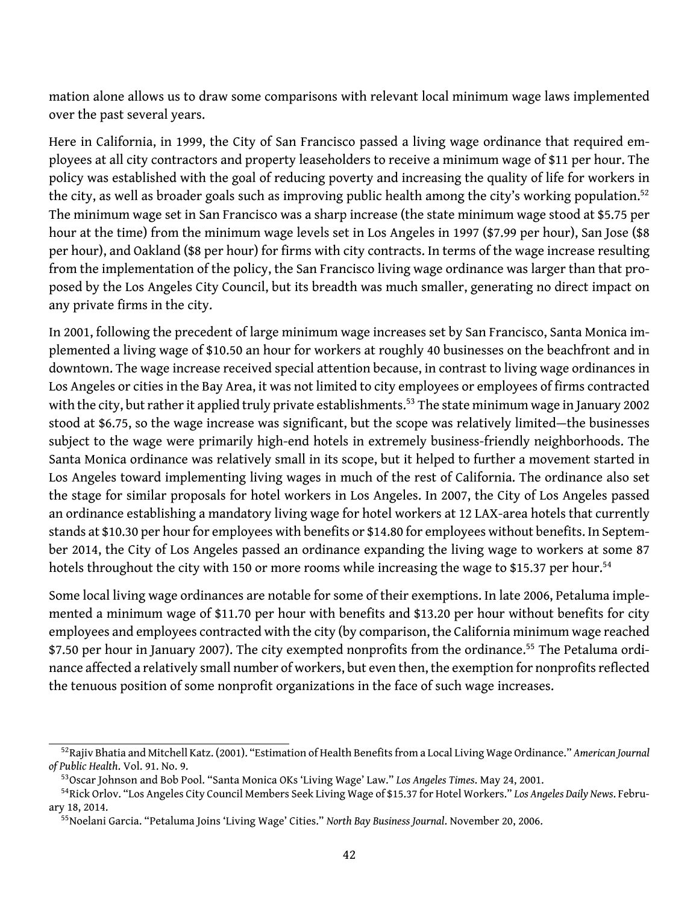mation alone allows us to draw some comparisons with relevant local minimum wage laws implemented over the past several years.

Here in California, in 1999, the City of San Francisco passed a living wage ordinance that required employees at all city contractors and property leaseholders to receive a minimum wage of $11 per hour. The policy was established with the goal of reducing poverty and increasing the quality of life for workers in the city, as well as broader goals such as improving public health among the city's working population.[52] The minimum wage set in San Francisco was a sharp increase (the state minimum wage stood at $5.75 per hour at the time) from the minimum wage levels set in Los Angeles in 1997 ($7.99 per hour), San Jose ($8 per hour), and Oakland ($8 per hour) for firms with city contracts. In terms of the wage increase resulting from the implementation of the policy, the San Francisco living wage ordinance was larger than that proposed by the Los Angeles City Council, but its breadth was much smaller, generating no direct impact on any private firms in the city.

In 2001, following the precedent of large minimum wage increases set by San Francisco, Santa Monica implemented a living wage of $10.50 an hour for workers at roughly 40 businesses on the beachfront and in downtown. The wage increase received special attention because, in contrast to living wage ordinances in Los Angeles or cities in the Bay Area, it was not limited to city employees or employees of firms contracted with the city, but rather it applied truly private establishments.[53] The state minimum wage in January 2002 stood at $6.75, so the wage increase was significant, but the scope was relatively limited—the businesses subject to the wage were primarily high-end hotels in extremely business-friendly neighborhoods. The Santa Monica ordinance was relatively small in its scope, but it helped to further a movement started in Los Angeles toward implementing living wages in much of the rest of California. The ordinance also set the stage for similar proposals for hotel workers in Los Angeles. In 2007, the City of Los Angeles passed an ordinance establishing a mandatory living wage for hotel workers at 12 LAX-area hotels that currently stands at $10.30 per hour for employees with benefits or $14.80 for employees without benefits. In September 2014, the City of Los Angeles passed an ordinance expanding the living wage to workers at some 87 hotels throughout the city with 150 or more rooms while increasing the wage to $15.37 per hour.[54]

Some local living wage ordinances are notable for some of their exemptions. In late 2006, Petaluma implemented a minimum wage of $11.70 per hour with benefits and $13.20 per hour without benefits for city employees and employees contracted with the city (by comparison, the California minimum wage reached $7.50 per hour in January 2007). The city exempted nonprofits from the ordinance.[55] The Petaluma ordinance affected a relatively small number of workers, but even then, the exemption for nonprofits reflected the tenuous position of some nonprofit organizations in the face of such wage increases.

---

[52] Rajiv Bhatia and Mitchell Katz. (2001). "Estimation of Health Benefits from a Local Living Wage Ordinance." *American Journal of Public Health*. Vol. 91. No. 9.

[53] Oscar Johnson and Bob Pool. "Santa Monica OKs 'Living Wage' Law." *Los Angeles Times*. May 24, 2001.

[54] Rick Orlov. "Los Angeles City Council Members Seek Living Wage of $15.37 for Hotel Workers." *Los Angeles Daily News*. February 18, 2014.

[55] Noelani Garcia. "Petaluma Joins 'Living Wage' Cities." *North Bay Business Journal*. November 20, 2006.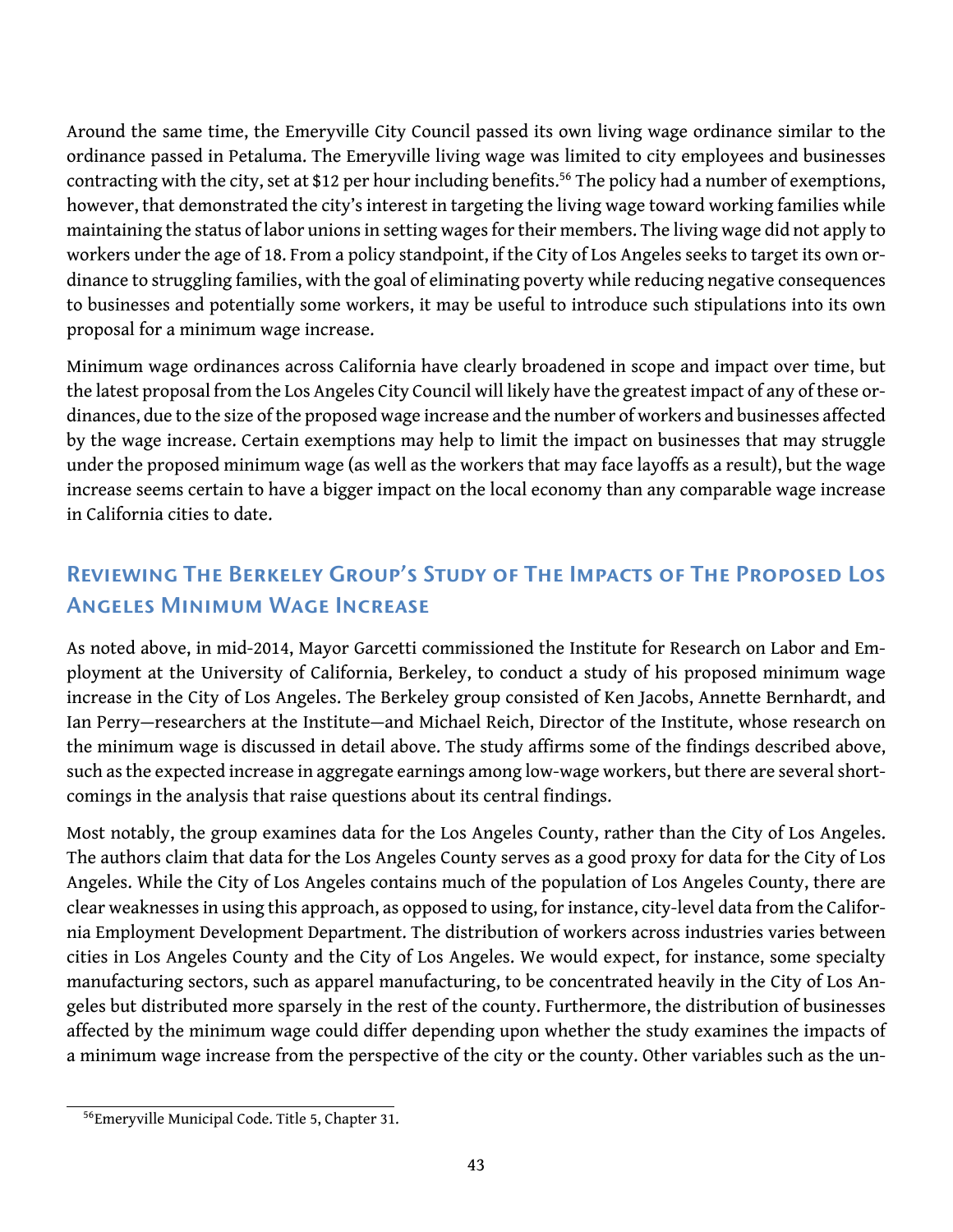Around the same time, the Emeryville City Council passed its own living wage ordinance similar to the ordinance passed in Petaluma. The Emeryville living wage was limited to city employees and businesses contracting with the city, set at $12 per hour including benefits.[56] The policy had a number of exemptions, however, that demonstrated the city's interest in targeting the living wage toward working families while maintaining the status of labor unions in setting wages for their members. The living wage did not apply to workers under the age of 18. From a policy standpoint, if the City of Los Angeles seeks to target its own ordinance to struggling families, with the goal of eliminating poverty while reducing negative consequences to businesses and potentially some workers, it may be useful to introduce such stipulations into its own proposal for a minimum wage increase.

Minimum wage ordinances across California have clearly broadened in scope and impact over time, but the latest proposal from the Los Angeles City Council will likely have the greatest impact of any of these ordinances, due to the size of the proposed wage increase and the number of workers and businesses affected by the wage increase. Certain exemptions may help to limit the impact on businesses that may struggle under the proposed minimum wage (as well as the workers that may face layoffs as a result), but the wage increase seems certain to have a bigger impact on the local economy than any comparable wage increase in California cities to date.

## Reviewing The Berkeley Group's Study of The Impacts of The Proposed Los Angeles Minimum Wage Increase

As noted above, in mid-2014, Mayor Garcetti commissioned the Institute for Research on Labor and Employment at the University of California, Berkeley, to conduct a study of his proposed minimum wage increase in the City of Los Angeles. The Berkeley group consisted of Ken Jacobs, Annette Bernhardt, and Ian Perry—researchers at the Institute—and Michael Reich, Director of the Institute, whose research on the minimum wage is discussed in detail above. The study affirms some of the findings described above, such as the expected increase in aggregate earnings among low-wage workers, but there are several shortcomings in the analysis that raise questions about its central findings.

Most notably, the group examines data for the Los Angeles County, rather than the City of Los Angeles. The authors claim that data for the Los Angeles County serves as a good proxy for data for the City of Los Angeles. While the City of Los Angeles contains much of the population of Los Angeles County, there are clear weaknesses in using this approach, as opposed to using, for instance, city-level data from the California Employment Development Department. The distribution of workers across industries varies between cities in Los Angeles County and the City of Los Angeles. We would expect, for instance, some specialty manufacturing sectors, such as apparel manufacturing, to be concentrated heavily in the City of Los Angeles but distributed more sparsely in the rest of the county. Furthermore, the distribution of businesses affected by the minimum wage could differ depending upon whether the study examines the impacts of a minimum wage increase from the perspective of the city or the county. Other variables such as the un-

[56] Emeryville Municipal Code. Title 5, Chapter 31.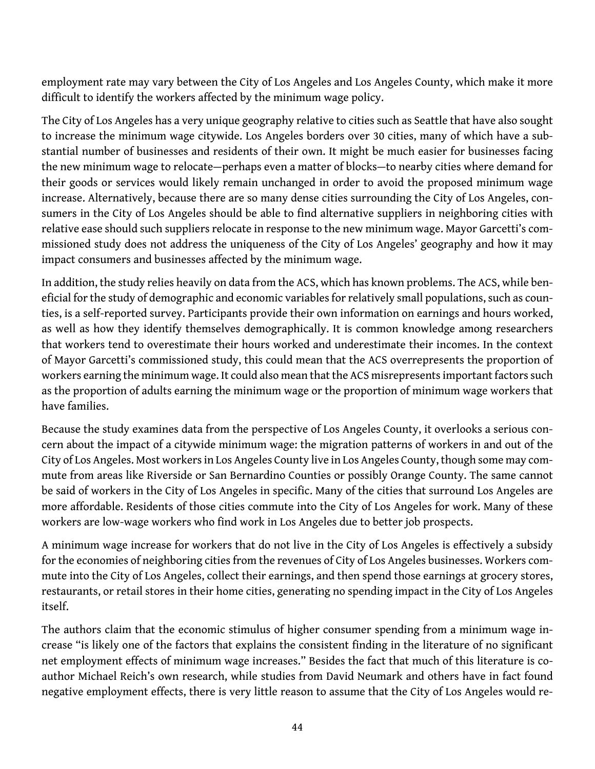employment rate may vary between the City of Los Angeles and Los Angeles County, which make it more difficult to identify the workers affected by the minimum wage policy.

The City of Los Angeles has a very unique geography relative to cities such as Seattle that have also sought to increase the minimum wage citywide. Los Angeles borders over 30 cities, many of which have a substantial number of businesses and residents of their own. It might be much easier for businesses facing the new minimum wage to relocate—perhaps even a matter of blocks—to nearby cities where demand for their goods or services would likely remain unchanged in order to avoid the proposed minimum wage increase. Alternatively, because there are so many dense cities surrounding the City of Los Angeles, consumers in the City of Los Angeles should be able to find alternative suppliers in neighboring cities with relative ease should such suppliers relocate in response to the new minimum wage. Mayor Garcetti's commissioned study does not address the uniqueness of the City of Los Angeles' geography and how it may impact consumers and businesses affected by the minimum wage.

In addition, the study relies heavily on data from the ACS, which has known problems. The ACS, while beneficial for the study of demographic and economic variables for relatively small populations, such as counties, is a self-reported survey. Participants provide their own information on earnings and hours worked, as well as how they identify themselves demographically. It is common knowledge among researchers that workers tend to overestimate their hours worked and underestimate their incomes. In the context of Mayor Garcetti's commissioned study, this could mean that the ACS overrepresents the proportion of workers earning the minimum wage. It could also mean that the ACS misrepresents important factors such as the proportion of adults earning the minimum wage or the proportion of minimum wage workers that have families.

Because the study examines data from the perspective of Los Angeles County, it overlooks a serious concern about the impact of a citywide minimum wage: the migration patterns of workers in and out of the City of Los Angeles. Most workers in Los Angeles County live in Los Angeles County, though some may commute from areas like Riverside or San Bernardino Counties or possibly Orange County. The same cannot be said of workers in the City of Los Angeles in specific. Many of the cities that surround Los Angeles are more affordable. Residents of those cities commute into the City of Los Angeles for work. Many of these workers are low-wage workers who find work in Los Angeles due to better job prospects.

A minimum wage increase for workers that do not live in the City of Los Angeles is effectively a subsidy for the economies of neighboring cities from the revenues of City of Los Angeles businesses. Workers commute into the City of Los Angeles, collect their earnings, and then spend those earnings at grocery stores, restaurants, or retail stores in their home cities, generating no spending impact in the City of Los Angeles itself.

The authors claim that the economic stimulus of higher consumer spending from a minimum wage increase "is likely one of the factors that explains the consistent finding in the literature of no significant net employment effects of minimum wage increases." Besides the fact that much of this literature is co-author Michael Reich's own research, while studies from David Neumark and others have in fact found negative employment effects, there is very little reason to assume that the City of Los Angeles would re-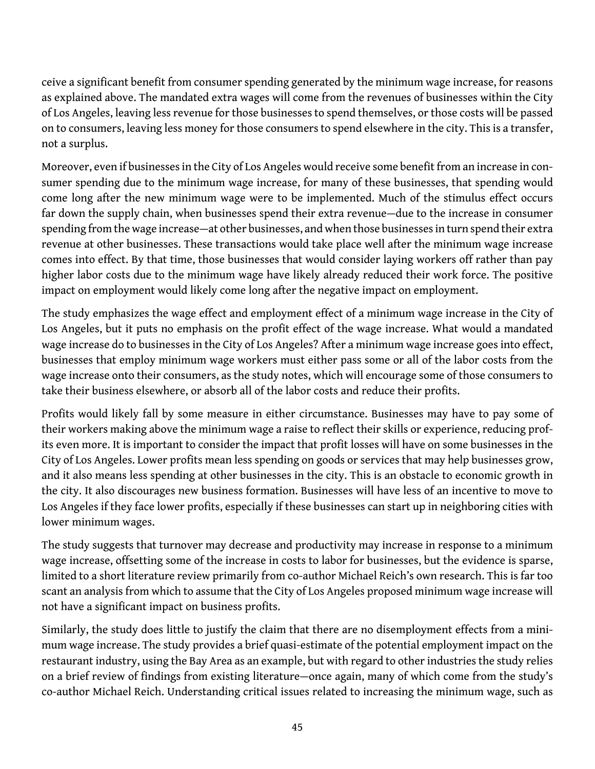ceive a significant benefit from consumer spending generated by the minimum wage increase, for reasons as explained above. The mandated extra wages will come from the revenues of businesses within the City of Los Angeles, leaving less revenue for those businesses to spend themselves, or those costs will be passed on to consumers, leaving less money for those consumers to spend elsewhere in the city. This is a transfer, not a surplus.

Moreover, even if businesses in the City of Los Angeles would receive some benefit from an increase in consumer spending due to the minimum wage increase, for many of these businesses, that spending would come long after the new minimum wage were to be implemented. Much of the stimulus effect occurs far down the supply chain, when businesses spend their extra revenue—due to the increase in consumer spending from the wage increase—at other businesses, and when those businesses in turn spend their extra revenue at other businesses. These transactions would take place well after the minimum wage increase comes into effect. By that time, those businesses that would consider laying workers off rather than pay higher labor costs due to the minimum wage have likely already reduced their work force. The positive impact on employment would likely come long after the negative impact on employment.

The study emphasizes the wage effect and employment effect of a minimum wage increase in the City of Los Angeles, but it puts no emphasis on the profit effect of the wage increase. What would a mandated wage increase do to businesses in the City of Los Angeles? After a minimum wage increase goes into effect, businesses that employ minimum wage workers must either pass some or all of the labor costs from the wage increase onto their consumers, as the study notes, which will encourage some of those consumers to take their business elsewhere, or absorb all of the labor costs and reduce their profits.

Profits would likely fall by some measure in either circumstance. Businesses may have to pay some of their workers making above the minimum wage a raise to reflect their skills or experience, reducing profits even more. It is important to consider the impact that profit losses will have on some businesses in the City of Los Angeles. Lower profits mean less spending on goods or services that may help businesses grow, and it also means less spending at other businesses in the city. This is an obstacle to economic growth in the city. It also discourages new business formation. Businesses will have less of an incentive to move to Los Angeles if they face lower profits, especially if these businesses can start up in neighboring cities with lower minimum wages.

The study suggests that turnover may decrease and productivity may increase in response to a minimum wage increase, offsetting some of the increase in costs to labor for businesses, but the evidence is sparse, limited to a short literature review primarily from co-author Michael Reich's own research. This is far too scant an analysis from which to assume that the City of Los Angeles proposed minimum wage increase will not have a significant impact on business profits.

Similarly, the study does little to justify the claim that there are no disemployment effects from a minimum wage increase. The study provides a brief quasi-estimate of the potential employment impact on the restaurant industry, using the Bay Area as an example, but with regard to other industries the study relies on a brief review of findings from existing literature—once again, many of which come from the study's co-author Michael Reich. Understanding critical issues related to increasing the minimum wage, such as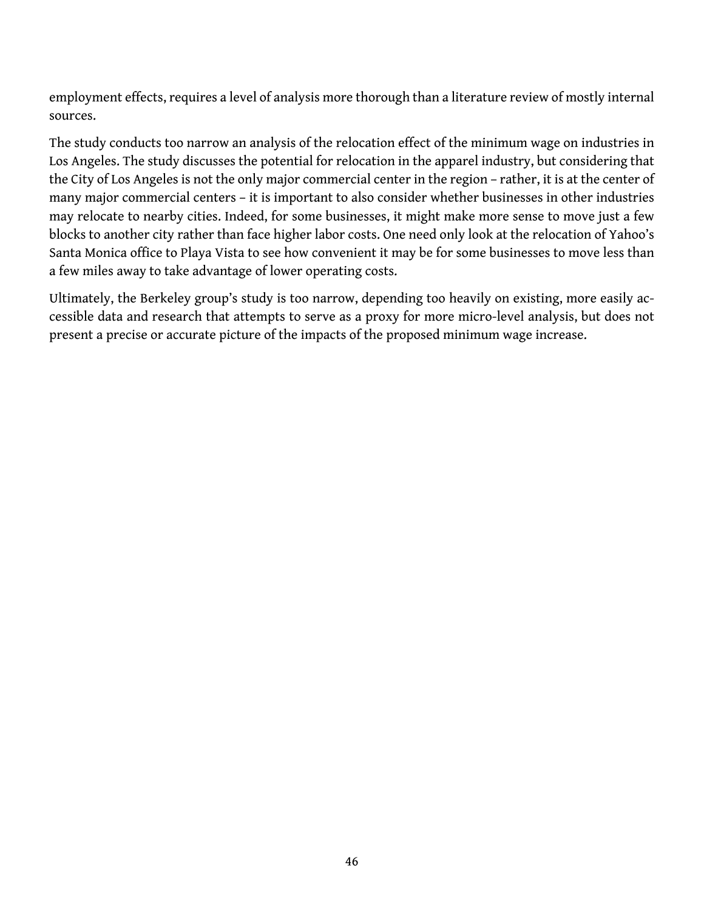employment effects, requires a level of analysis more thorough than a literature review of mostly internal sources.

The study conducts too narrow an analysis of the relocation effect of the minimum wage on industries in Los Angeles. The study discusses the potential for relocation in the apparel industry, but considering that the City of Los Angeles is not the only major commercial center in the region – rather, it is at the center of many major commercial centers – it is important to also consider whether businesses in other industries may relocate to nearby cities. Indeed, for some businesses, it might make more sense to move just a few blocks to another city rather than face higher labor costs. One need only look at the relocation of Yahoo's Santa Monica office to Playa Vista to see how convenient it may be for some businesses to move less than a few miles away to take advantage of lower operating costs.

Ultimately, the Berkeley group's study is too narrow, depending too heavily on existing, more easily accessible data and research that attempts to serve as a proxy for more micro-level analysis, but does not present a precise or accurate picture of the impacts of the proposed minimum wage increase.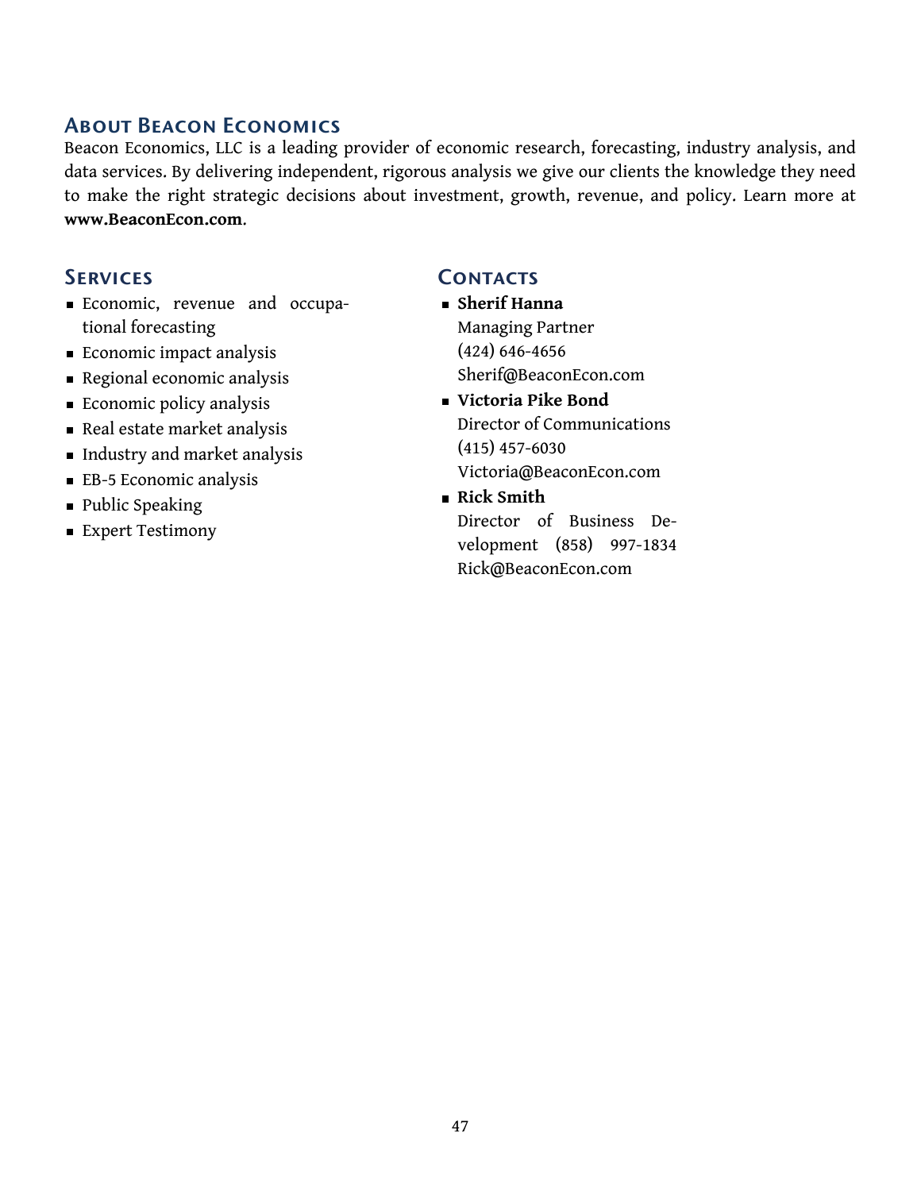## About Beacon Economics

Beacon Economics, LLC is a leading provider of economic research, forecasting, industry analysis, and data services. By delivering independent, rigorous analysis we give our clients the knowledge they need to make the right strategic decisions about investment, growth, revenue, and policy. Learn more at **www.BeaconEcon.com**.

## Services

- Economic, revenue and occupational forecasting
- Economic impact analysis
- Regional economic analysis
- Economic policy analysis
- Real estate market analysis
- Industry and market analysis
- EB-5 Economic analysis
- Public Speaking
- Expert Testimony

## Contacts

- **Sherif Hanna**
  Managing Partner
  (424) 646-4656
  Sherif@BeaconEcon.com
- **Victoria Pike Bond**
  Director of Communications
  (415) 457-6030
  Victoria@BeaconEcon.com
- **Rick Smith**
  Director of Business Development (858) 997-1834
  Rick@BeaconEcon.com